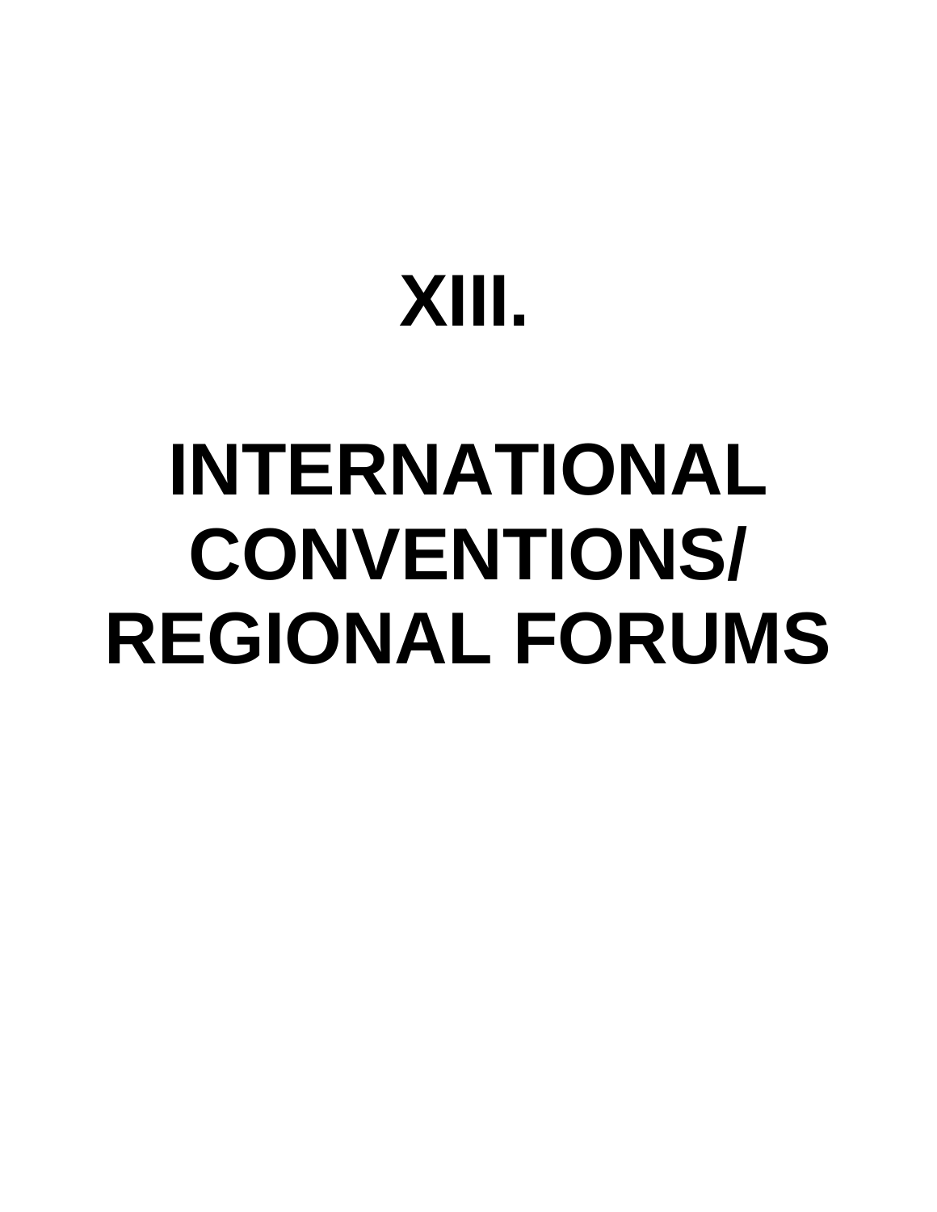# XIII.

# INTERNATIONAL CONVENTIONS/ REGIONAL FORUMS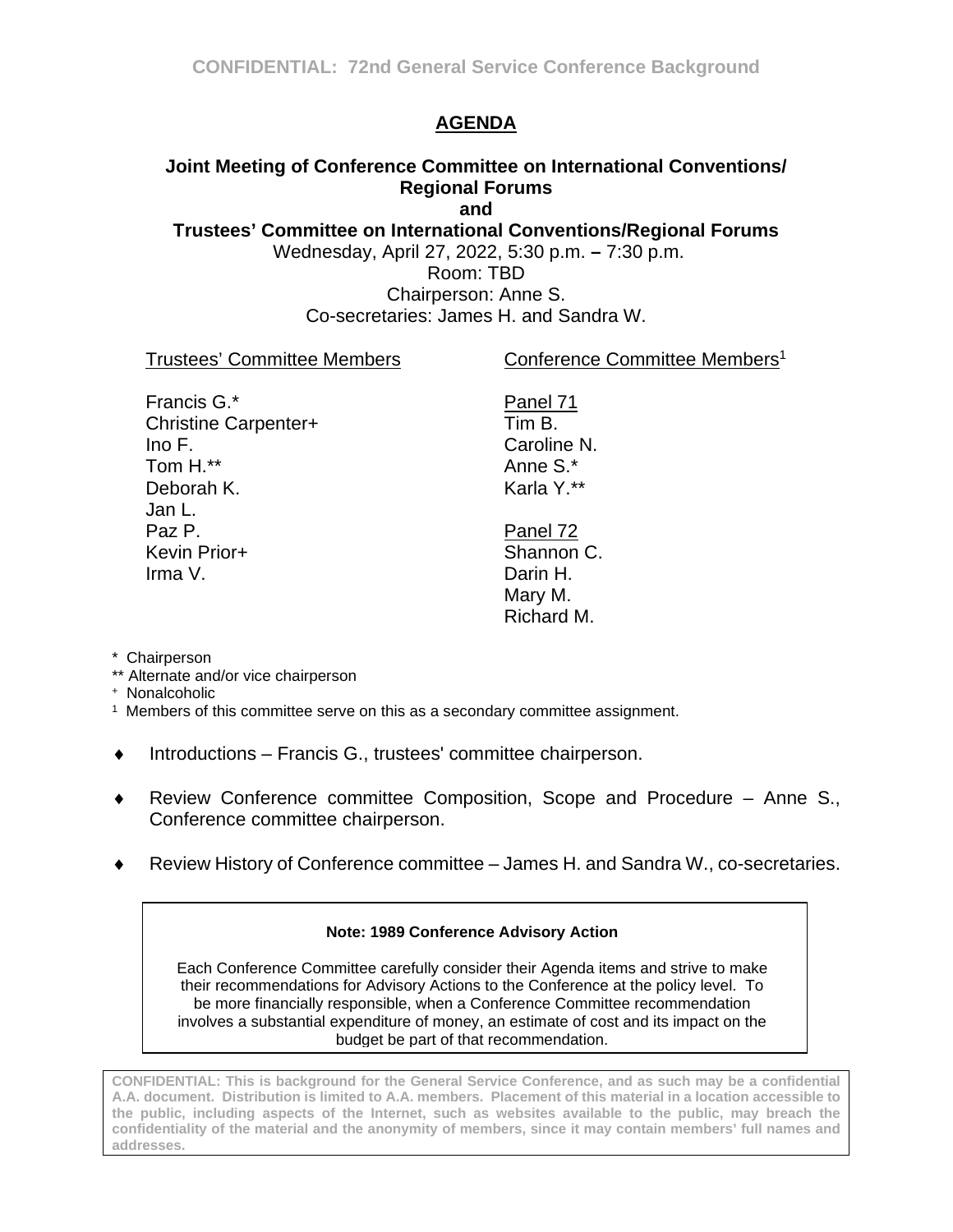## AGENDA

**Joint Meeting of Conference Committee on International Conventions/ Regional Forums**
**and**
**Trustees' Committee on International Conventions/Regional Forums**

Wednesday, April 27, 2022, 5:30 p.m. **–** 7:30 p.m.
Room: TBD
Chairperson: Anne S.
Co-secretaries: James H. and Sandra W.

| Trustees' Committee Members | Conference Committee Members[1] |
|---|---|
| Francis G.* | Panel 71 |
| Christine Carpenter+ | Tim B. |
| Ino F. | Caroline N. |
| Tom H.** | Anne S.* |
| Deborah K. | Karla Y.** |
| Jan L. | |
| Paz P. | Panel 72 |
| Kevin Prior+ | Shannon C. |
| Irma V. | Darin H. |
| | Mary M. |
| | Richard M. |

\* Chairperson
** Alternate and/or vice chairperson
+ Nonalcoholic
[1] Members of this committee serve on this as a secondary committee assignment.

- Introductions – Francis G., trustees' committee chairperson.
- Review Conference committee Composition, Scope and Procedure – Anne S., Conference committee chairperson.
- Review History of Conference committee – James H. and Sandra W., co-secretaries.

> **Note: 1989 Conference Advisory Action**
>
> Each Conference Committee carefully consider their Agenda items and strive to make their recommendations for Advisory Actions to the Conference at the policy level. To be more financially responsible, when a Conference Committee recommendation involves a substantial expenditure of money, an estimate of cost and its impact on the budget be part of that recommendation.

**CONFIDENTIAL: This is background for the General Service Conference, and as such may be a confidential A.A. document. Distribution is limited to A.A. members. Placement of this material in a location accessible to the public, including aspects of the Internet, such as websites available to the public, may breach the confidentiality of the material and the anonymity of members, since it may contain members' full names and addresses.**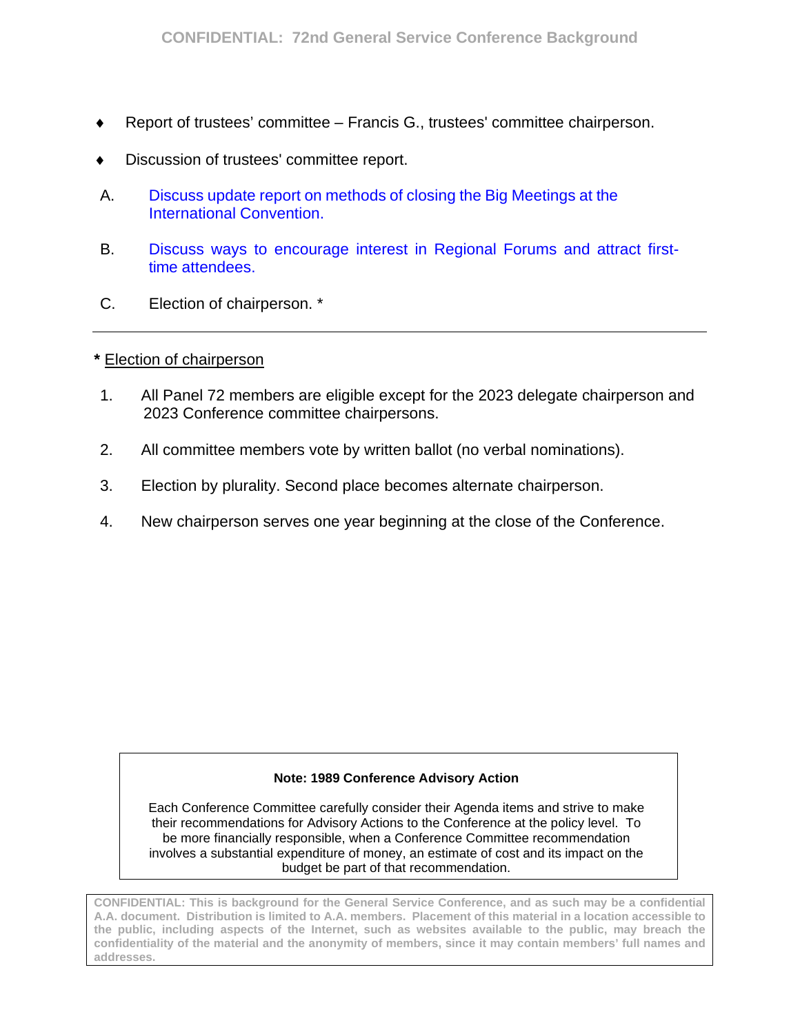- Report of trustees' committee – Francis G., trustees' committee chairperson.
- Discussion of trustees' committee report.

A. Discuss update report on methods of closing the Big Meetings at the International Convention.

B. Discuss ways to encourage interest in Regional Forums and attract first-time attendees.

C. Election of chairperson. *

---

**\*** Election of chairperson

1. All Panel 72 members are eligible except for the 2023 delegate chairperson and 2023 Conference committee chairpersons.
2. All committee members vote by written ballot (no verbal nominations).
3. Election by plurality. Second place becomes alternate chairperson.
4. New chairperson serves one year beginning at the close of the Conference.

**Note: 1989 Conference Advisory Action**

Each Conference Committee carefully consider their Agenda items and strive to make their recommendations for Advisory Actions to the Conference at the policy level. To be more financially responsible, when a Conference Committee recommendation involves a substantial expenditure of money, an estimate of cost and its impact on the budget be part of that recommendation.

CONFIDENTIAL: This is background for the General Service Conference, and as such may be a confidential A.A. document. Distribution is limited to A.A. members. Placement of this material in a location accessible to the public, including aspects of the Internet, such as websites available to the public, may breach the confidentiality of the material and the anonymity of members, since it may contain members' full names and addresses.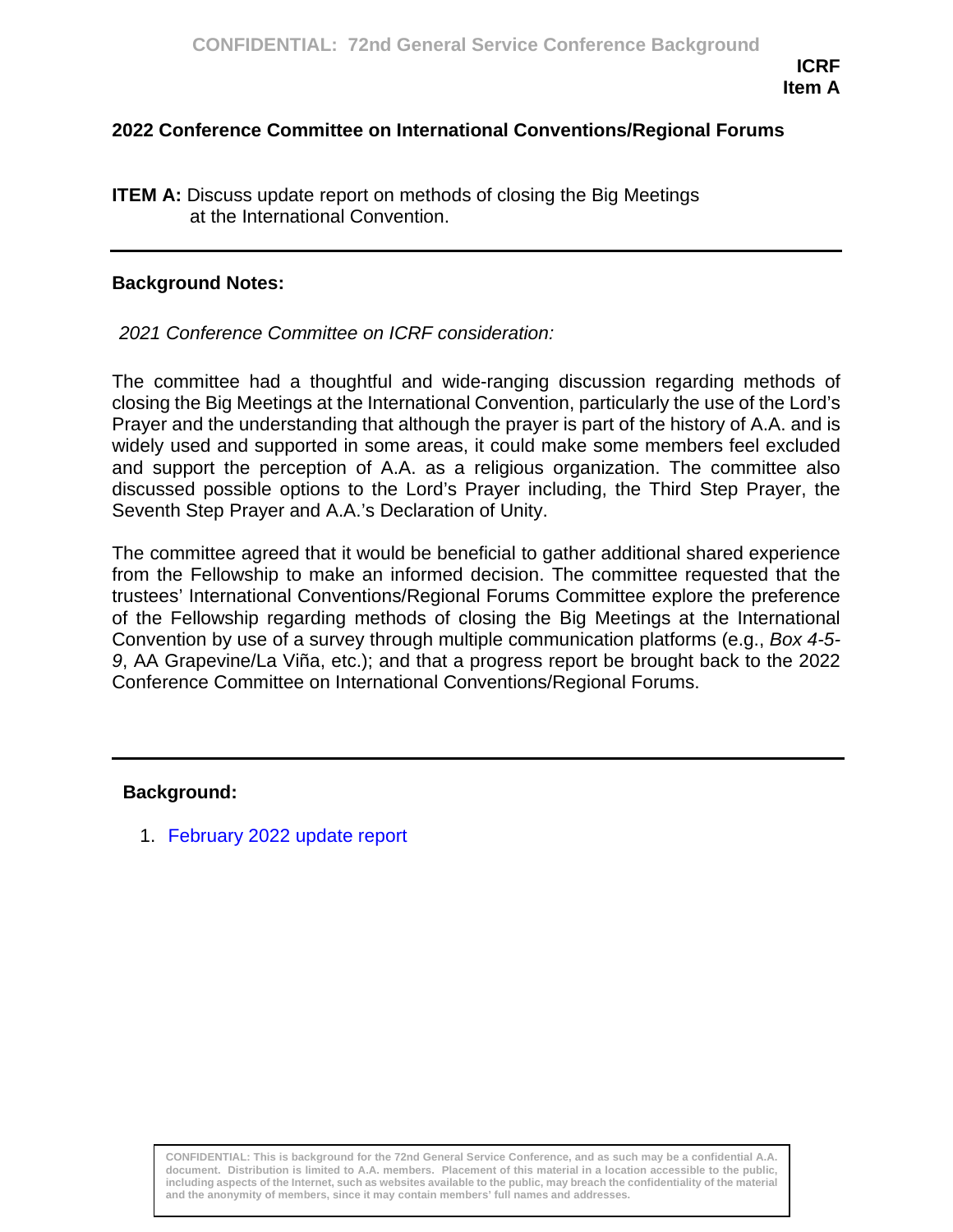**ICRF**
**Item A**

## 2022 Conference Committee on International Conventions/Regional Forums

**ITEM A:** Discuss update report on methods of closing the Big Meetings at the International Convention.

---

**Background Notes:**

*2021 Conference Committee on ICRF consideration:*

The committee had a thoughtful and wide-ranging discussion regarding methods of closing the Big Meetings at the International Convention, particularly the use of the Lord's Prayer and the understanding that although the prayer is part of the history of A.A. and is widely used and supported in some areas, it could make some members feel excluded and support the perception of A.A. as a religious organization. The committee also discussed possible options to the Lord's Prayer including, the Third Step Prayer, the Seventh Step Prayer and A.A.'s Declaration of Unity.

The committee agreed that it would be beneficial to gather additional shared experience from the Fellowship to make an informed decision. The committee requested that the trustees' International Conventions/Regional Forums Committee explore the preference of the Fellowship regarding methods of closing the Big Meetings at the International Convention by use of a survey through multiple communication platforms (e.g., *Box 4-5-9*, AA Grapevine/La Viña, etc.); and that a progress report be brought back to the 2022 Conference Committee on International Conventions/Regional Forums.

---

**Background:**

1. February 2022 update report

CONFIDENTIAL: This is background for the 72nd General Service Conference, and as such may be a confidential A.A. document. Distribution is limited to A.A. members. Placement of this material in a location accessible to the public, including aspects of the Internet, such as websites available to the public, may breach the confidentiality of the material and the anonymity of members, since it may contain members' full names and addresses.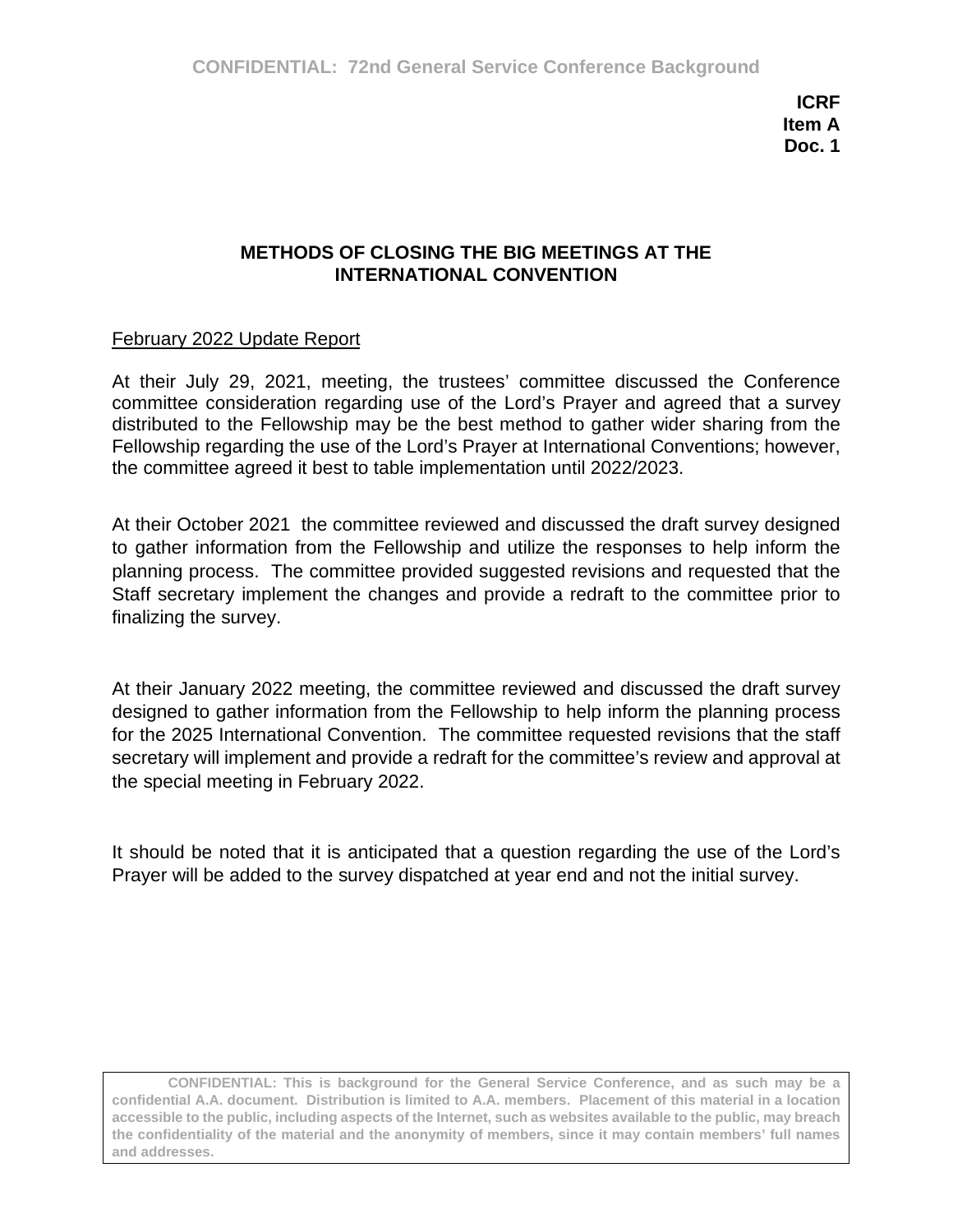**ICRF**
**Item A**
**Doc. 1**

## METHODS OF CLOSING THE BIG MEETINGS AT THE INTERNATIONAL CONVENTION

February 2022 Update Report

At their July 29, 2021, meeting, the trustees' committee discussed the Conference committee consideration regarding use of the Lord's Prayer and agreed that a survey distributed to the Fellowship may be the best method to gather wider sharing from the Fellowship regarding the use of the Lord's Prayer at International Conventions; however, the committee agreed it best to table implementation until 2022/2023.

At their October 2021 the committee reviewed and discussed the draft survey designed to gather information from the Fellowship and utilize the responses to help inform the planning process. The committee provided suggested revisions and requested that the Staff secretary implement the changes and provide a redraft to the committee prior to finalizing the survey.

At their January 2022 meeting, the committee reviewed and discussed the draft survey designed to gather information from the Fellowship to help inform the planning process for the 2025 International Convention. The committee requested revisions that the staff secretary will implement and provide a redraft for the committee's review and approval at the special meeting in February 2022.

It should be noted that it is anticipated that a question regarding the use of the Lord's Prayer will be added to the survey dispatched at year end and not the initial survey.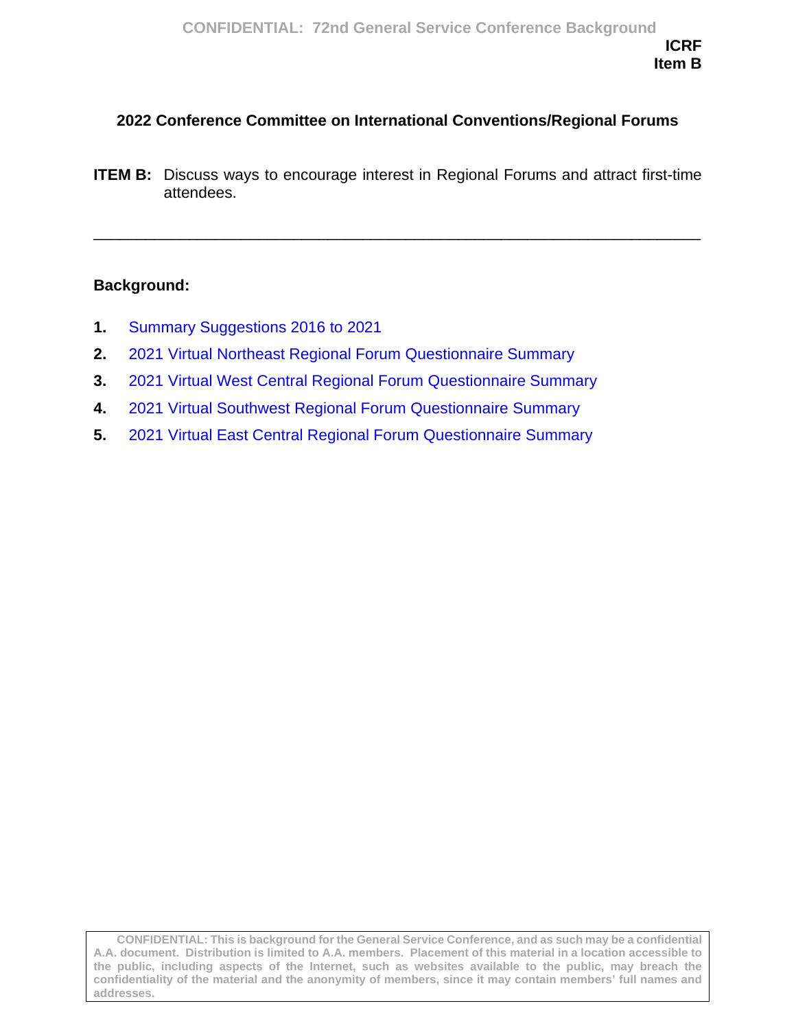**ICRF**
**Item B**

## 2022 Conference Committee on International Conventions/Regional Forums

**ITEM B:** Discuss ways to encourage interest in Regional Forums and attract first-time attendees.

---

**Background:**

1. Summary Suggestions 2016 to 2021
2. 2021 Virtual Northeast Regional Forum Questionnaire Summary
3. 2021 Virtual West Central Regional Forum Questionnaire Summary
4. 2021 Virtual Southwest Regional Forum Questionnaire Summary
5. 2021 Virtual East Central Regional Forum Questionnaire Summary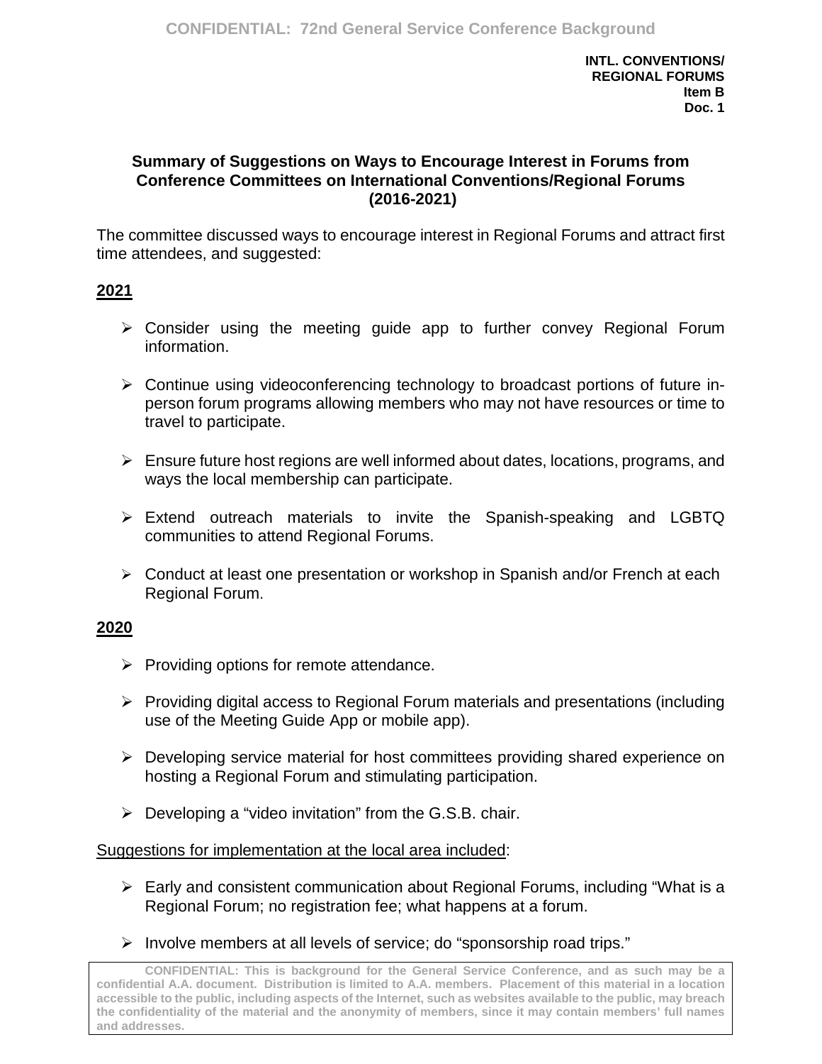INTL. CONVENTIONS/
REGIONAL FORUMS
Item B
Doc. 1

**Summary of Suggestions on Ways to Encourage Interest in Forums from Conference Committees on International Conventions/Regional Forums (2016-2021)**

The committee discussed ways to encourage interest in Regional Forums and attract first time attendees, and suggested:

**2021**

- Consider using the meeting guide app to further convey Regional Forum information.
- Continue using videoconferencing technology to broadcast portions of future in-person forum programs allowing members who may not have resources or time to travel to participate.
- Ensure future host regions are well informed about dates, locations, programs, and ways the local membership can participate.
- Extend outreach materials to invite the Spanish-speaking and LGBTQ communities to attend Regional Forums.
- Conduct at least one presentation or workshop in Spanish and/or French at each Regional Forum.

**2020**

- Providing options for remote attendance.
- Providing digital access to Regional Forum materials and presentations (including use of the Meeting Guide App or mobile app).
- Developing service material for host committees providing shared experience on hosting a Regional Forum and stimulating participation.
- Developing a "video invitation" from the G.S.B. chair.

Suggestions for implementation at the local area included:

- Early and consistent communication about Regional Forums, including "What is a Regional Forum; no registration fee; what happens at a forum.
- Involve members at all levels of service; do "sponsorship road trips."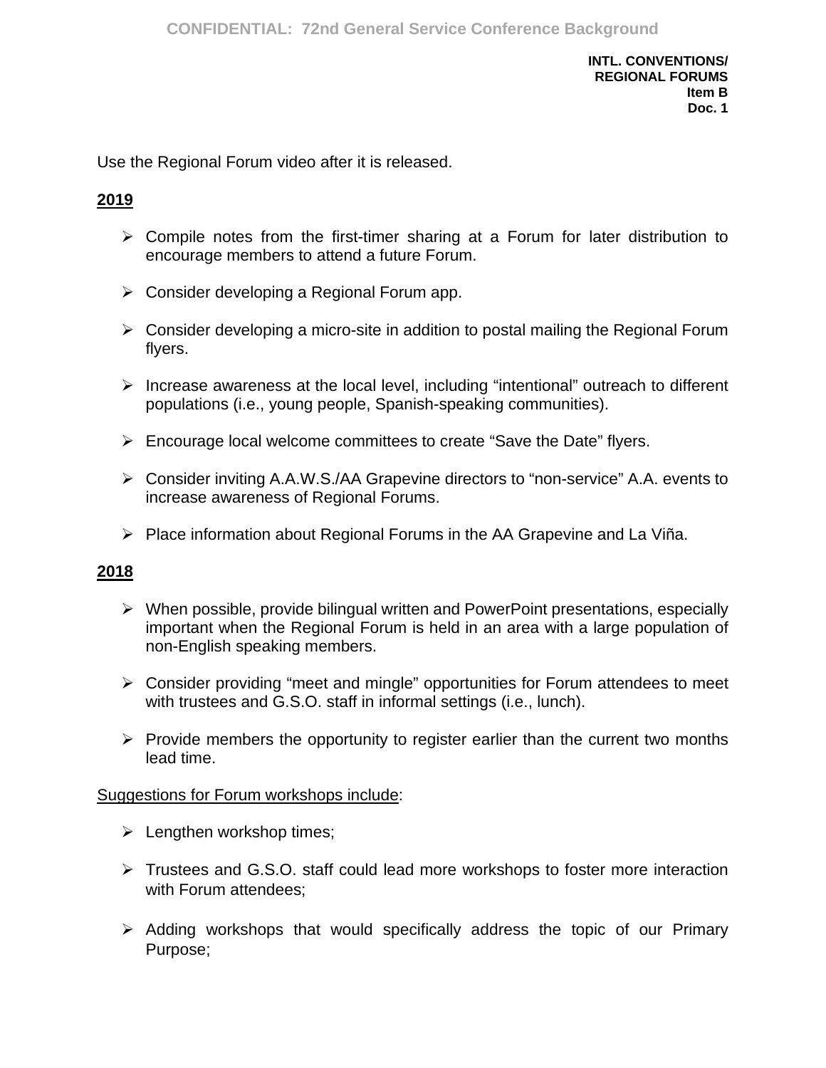Use the Regional Forum video after it is released.

**2019**

- Compile notes from the first-timer sharing at a Forum for later distribution to encourage members to attend a future Forum.
- Consider developing a Regional Forum app.
- Consider developing a micro-site in addition to postal mailing the Regional Forum flyers.
- Increase awareness at the local level, including "intentional" outreach to different populations (i.e., young people, Spanish-speaking communities).
- Encourage local welcome committees to create "Save the Date" flyers.
- Consider inviting A.A.W.S./AA Grapevine directors to "non-service" A.A. events to increase awareness of Regional Forums.
- Place information about Regional Forums in the AA Grapevine and La Viña.

**2018**

- When possible, provide bilingual written and PowerPoint presentations, especially important when the Regional Forum is held in an area with a large population of non-English speaking members.
- Consider providing "meet and mingle" opportunities for Forum attendees to meet with trustees and G.S.O. staff in informal settings (i.e., lunch).
- Provide members the opportunity to register earlier than the current two months lead time.

Suggestions for Forum workshops include:

- Lengthen workshop times;
- Trustees and G.S.O. staff could lead more workshops to foster more interaction with Forum attendees;
- Adding workshops that would specifically address the topic of our Primary Purpose;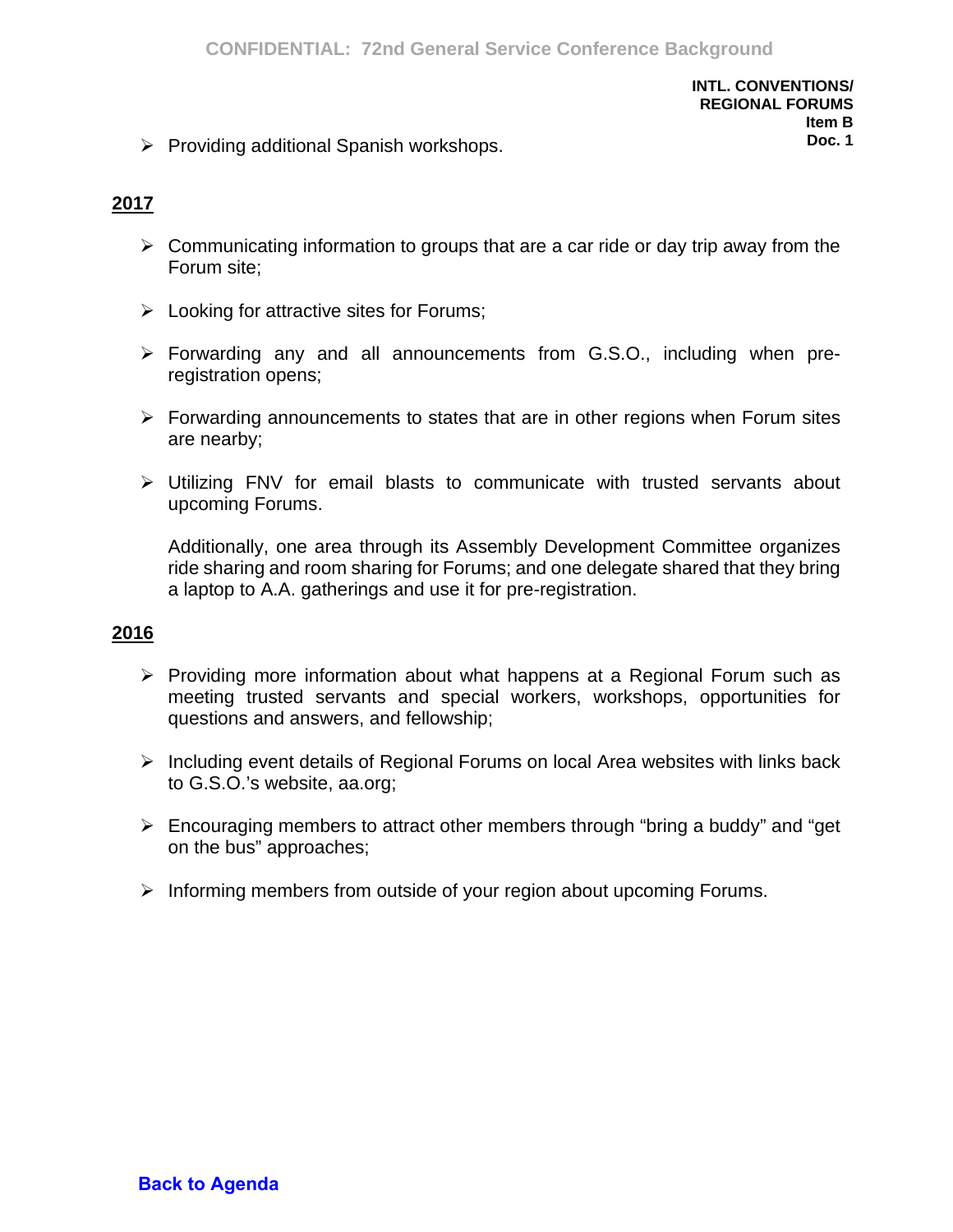- Providing additional Spanish workshops.

**2017**

- Communicating information to groups that are a car ride or day trip away from the Forum site;

- Looking for attractive sites for Forums;

- Forwarding any and all announcements from G.S.O., including when pre-registration opens;

- Forwarding announcements to states that are in other regions when Forum sites are nearby;

- Utilizing FNV for email blasts to communicate with trusted servants about upcoming Forums.

  Additionally, one area through its Assembly Development Committee organizes ride sharing and room sharing for Forums; and one delegate shared that they bring a laptop to A.A. gatherings and use it for pre-registration.

**2016**

- Providing more information about what happens at a Regional Forum such as meeting trusted servants and special workers, workshops, opportunities for questions and answers, and fellowship;

- Including event details of Regional Forums on local Area websites with links back to G.S.O.'s website, aa.org;

- Encouraging members to attract other members through "bring a buddy" and "get on the bus" approaches;

- Informing members from outside of your region about upcoming Forums.

**Back to Agenda**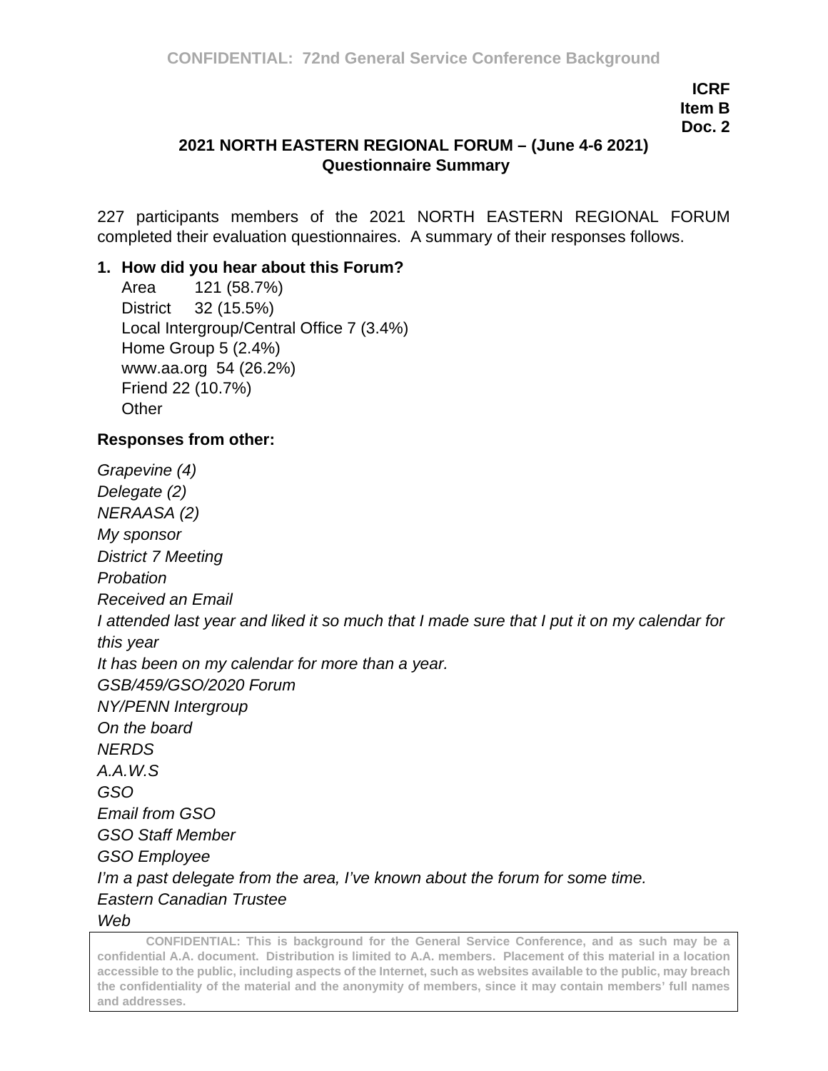**ICRF**
**Item B**
**Doc. 2**

## 2021 NORTH EASTERN REGIONAL FORUM – (June 4-6 2021)
## Questionnaire Summary

227 participants members of the 2021 NORTH EASTERN REGIONAL FORUM completed their evaluation questionnaires. A summary of their responses follows.

**1. How did you hear about this Forum?**

Area 121 (58.7%)
District 32 (15.5%)
Local Intergroup/Central Office 7 (3.4%)
Home Group 5 (2.4%)
www.aa.org 54 (26.2%)
Friend 22 (10.7%)
Other

**Responses from other:**

*Grapevine (4)*
*Delegate (2)*
*NERAASA (2)*
*My sponsor*
*District 7 Meeting*
*Probation*
*Received an Email*
*I attended last year and liked it so much that I made sure that I put it on my calendar for this year*
*It has been on my calendar for more than a year.*
*GSB/459/GSO/2020 Forum*
*NY/PENN Intergroup*
*On the board*
*NERDS*
*A.A.W.S*
*GSO*
*Email from GSO*
*GSO Staff Member*
*GSO Employee*
*I'm a past delegate from the area, I've known about the forum for some time.*
*Eastern Canadian Trustee*
*Web*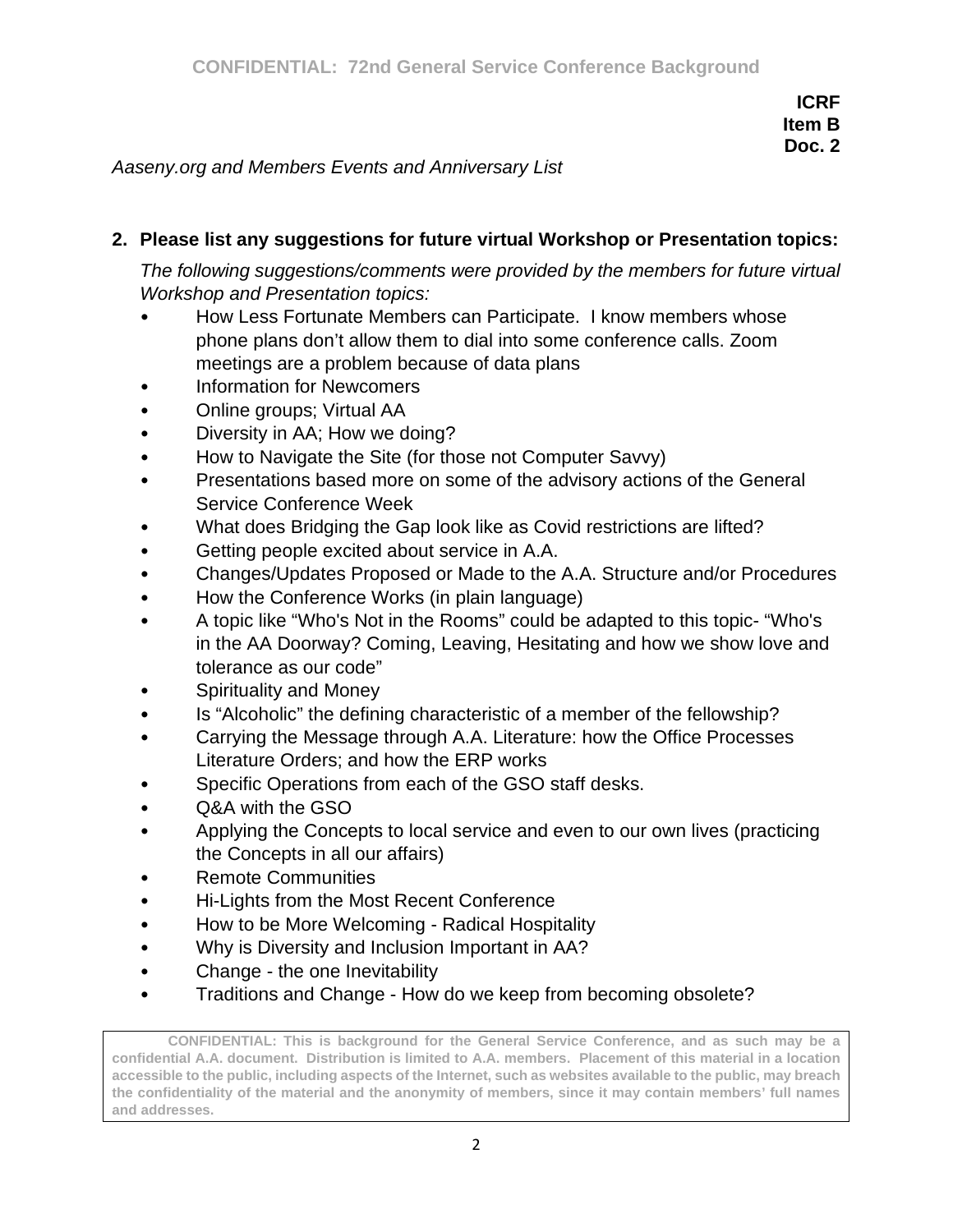**ICRF**
**Item B**
**Doc. 2**

*Aaseny.org and Members Events and Anniversary List*

**2. Please list any suggestions for future virtual Workshop or Presentation topics:**

*The following suggestions/comments were provided by the members for future virtual Workshop and Presentation topics:*

- How Less Fortunate Members can Participate. I know members whose phone plans don't allow them to dial into some conference calls. Zoom meetings are a problem because of data plans
- Information for Newcomers
- Online groups; Virtual AA
- Diversity in AA; How we doing?
- How to Navigate the Site (for those not Computer Savvy)
- Presentations based more on some of the advisory actions of the General Service Conference Week
- What does Bridging the Gap look like as Covid restrictions are lifted?
- Getting people excited about service in A.A.
- Changes/Updates Proposed or Made to the A.A. Structure and/or Procedures
- How the Conference Works (in plain language)
- A topic like "Who's Not in the Rooms" could be adapted to this topic- "Who's in the AA Doorway? Coming, Leaving, Hesitating and how we show love and tolerance as our code"
- Spirituality and Money
- Is "Alcoholic" the defining characteristic of a member of the fellowship?
- Carrying the Message through A.A. Literature: how the Office Processes Literature Orders; and how the ERP works
- Specific Operations from each of the GSO staff desks.
- Q&A with the GSO
- Applying the Concepts to local service and even to our own lives (practicing the Concepts in all our affairs)
- Remote Communities
- Hi-Lights from the Most Recent Conference
- How to be More Welcoming - Radical Hospitality
- Why is Diversity and Inclusion Important in AA?
- Change - the one Inevitability
- Traditions and Change - How do we keep from becoming obsolete?

**CONFIDENTIAL: This is background for the General Service Conference, and as such may be a confidential A.A. document. Distribution is limited to A.A. members. Placement of this material in a location accessible to the public, including aspects of the Internet, such as websites available to the public, may breach the confidentiality of the material and the anonymity of members, since it may contain members' full names and addresses.**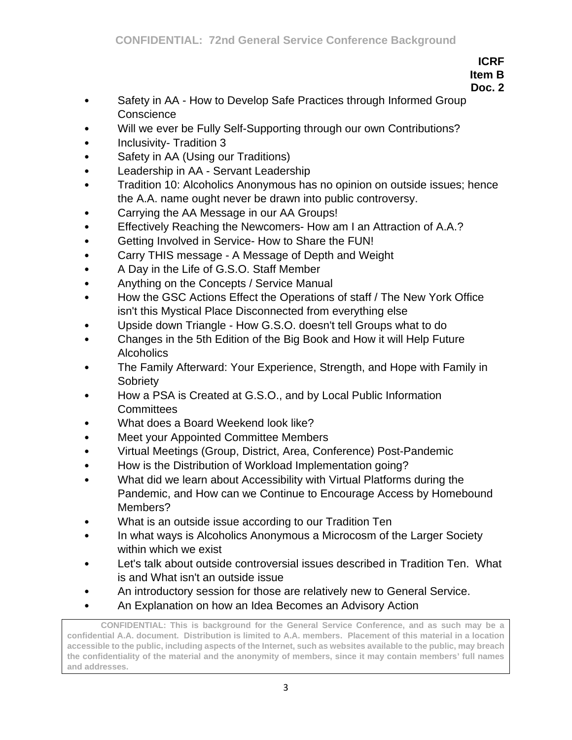**ICRF**
**Item B**
**Doc. 2**

- Safety in AA - How to Develop Safe Practices through Informed Group Conscience
- Will we ever be Fully Self-Supporting through our own Contributions?
- Inclusivity- Tradition 3
- Safety in AA (Using our Traditions)
- Leadership in AA - Servant Leadership
- Tradition 10: Alcoholics Anonymous has no opinion on outside issues; hence the A.A. name ought never be drawn into public controversy.
- Carrying the AA Message in our AA Groups!
- Effectively Reaching the Newcomers- How am I an Attraction of A.A.?
- Getting Involved in Service- How to Share the FUN!
- Carry THIS message - A Message of Depth and Weight
- A Day in the Life of G.S.O. Staff Member
- Anything on the Concepts / Service Manual
- How the GSC Actions Effect the Operations of staff / The New York Office isn't this Mystical Place Disconnected from everything else
- Upside down Triangle - How G.S.O. doesn't tell Groups what to do
- Changes in the 5th Edition of the Big Book and How it will Help Future Alcoholics
- The Family Afterward: Your Experience, Strength, and Hope with Family in Sobriety
- How a PSA is Created at G.S.O., and by Local Public Information Committees
- What does a Board Weekend look like?
- Meet your Appointed Committee Members
- Virtual Meetings (Group, District, Area, Conference) Post-Pandemic
- How is the Distribution of Workload Implementation going?
- What did we learn about Accessibility with Virtual Platforms during the Pandemic, and How can we Continue to Encourage Access by Homebound Members?
- What is an outside issue according to our Tradition Ten
- In what ways is Alcoholics Anonymous a Microcosm of the Larger Society within which we exist
- Let's talk about outside controversial issues described in Tradition Ten. What is and What isn't an outside issue
- An introductory session for those are relatively new to General Service.
- An Explanation on how an Idea Becomes an Advisory Action

**CONFIDENTIAL: This is background for the General Service Conference, and as such may be a confidential A.A. document. Distribution is limited to A.A. members. Placement of this material in a location accessible to the public, including aspects of the Internet, such as websites available to the public, may breach the confidentiality of the material and the anonymity of members, since it may contain members' full names and addresses.**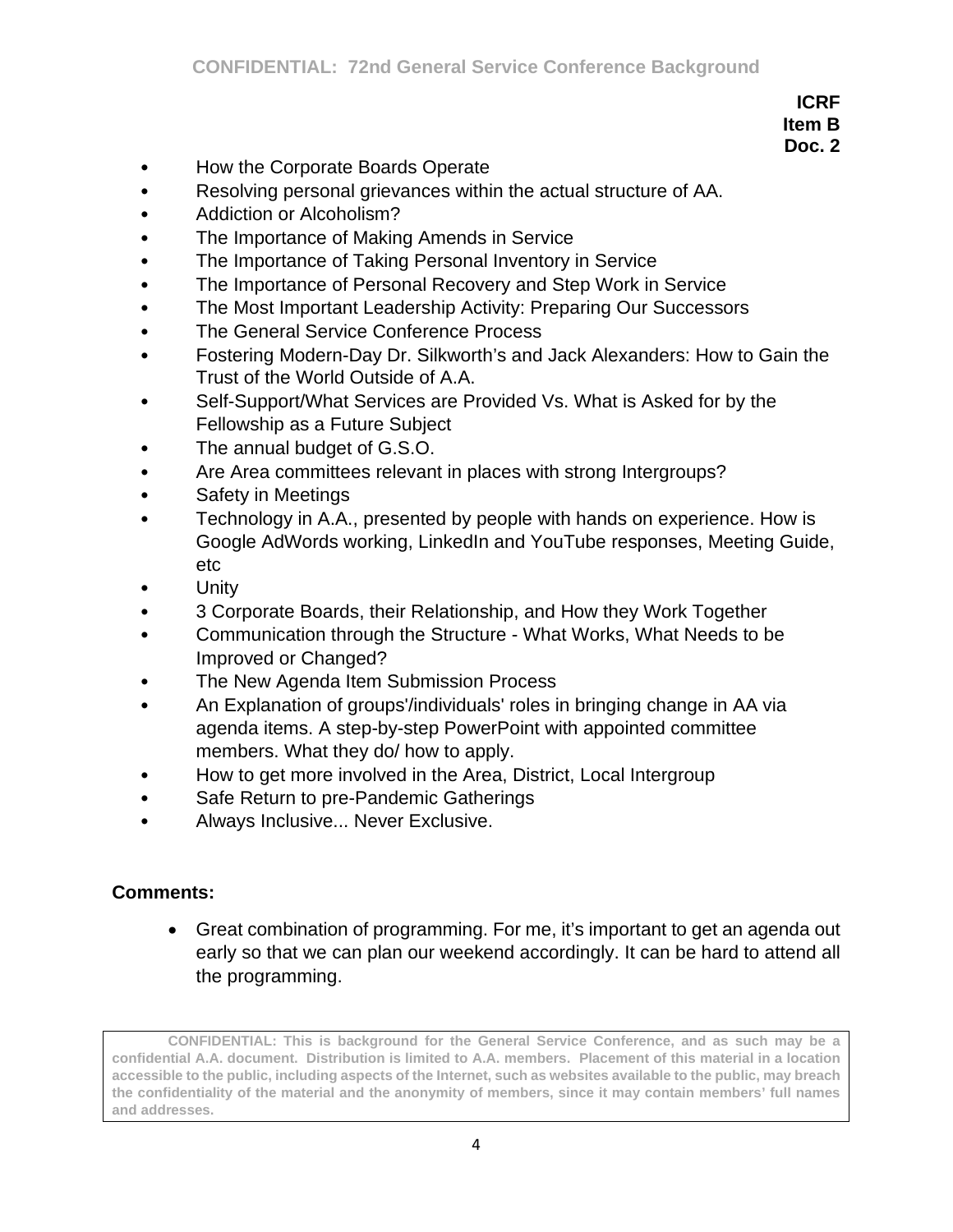**ICRF**
**Item B**
**Doc. 2**

- How the Corporate Boards Operate
- Resolving personal grievances within the actual structure of AA.
- Addiction or Alcoholism?
- The Importance of Making Amends in Service
- The Importance of Taking Personal Inventory in Service
- The Importance of Personal Recovery and Step Work in Service
- The Most Important Leadership Activity: Preparing Our Successors
- The General Service Conference Process
- Fostering Modern-Day Dr. Silkworth's and Jack Alexanders: How to Gain the Trust of the World Outside of A.A.
- Self-Support/What Services are Provided Vs. What is Asked for by the Fellowship as a Future Subject
- The annual budget of G.S.O.
- Are Area committees relevant in places with strong Intergroups?
- Safety in Meetings
- Technology in A.A., presented by people with hands on experience. How is Google AdWords working, LinkedIn and YouTube responses, Meeting Guide, etc
- Unity
- 3 Corporate Boards, their Relationship, and How they Work Together
- Communication through the Structure - What Works, What Needs to be Improved or Changed?
- The New Agenda Item Submission Process
- An Explanation of groups'/individuals' roles in bringing change in AA via agenda items. A step-by-step PowerPoint with appointed committee members. What they do/ how to apply.
- How to get more involved in the Area, District, Local Intergroup
- Safe Return to pre-Pandemic Gatherings
- Always Inclusive... Never Exclusive.

**Comments:**

- Great combination of programming. For me, it's important to get an agenda out early so that we can plan our weekend accordingly. It can be hard to attend all the programming.

**CONFIDENTIAL: This is background for the General Service Conference, and as such may be a confidential A.A. document. Distribution is limited to A.A. members. Placement of this material in a location accessible to the public, including aspects of the Internet, such as websites available to the public, may breach the confidentiality of the material and the anonymity of members, since it may contain members' full names and addresses.**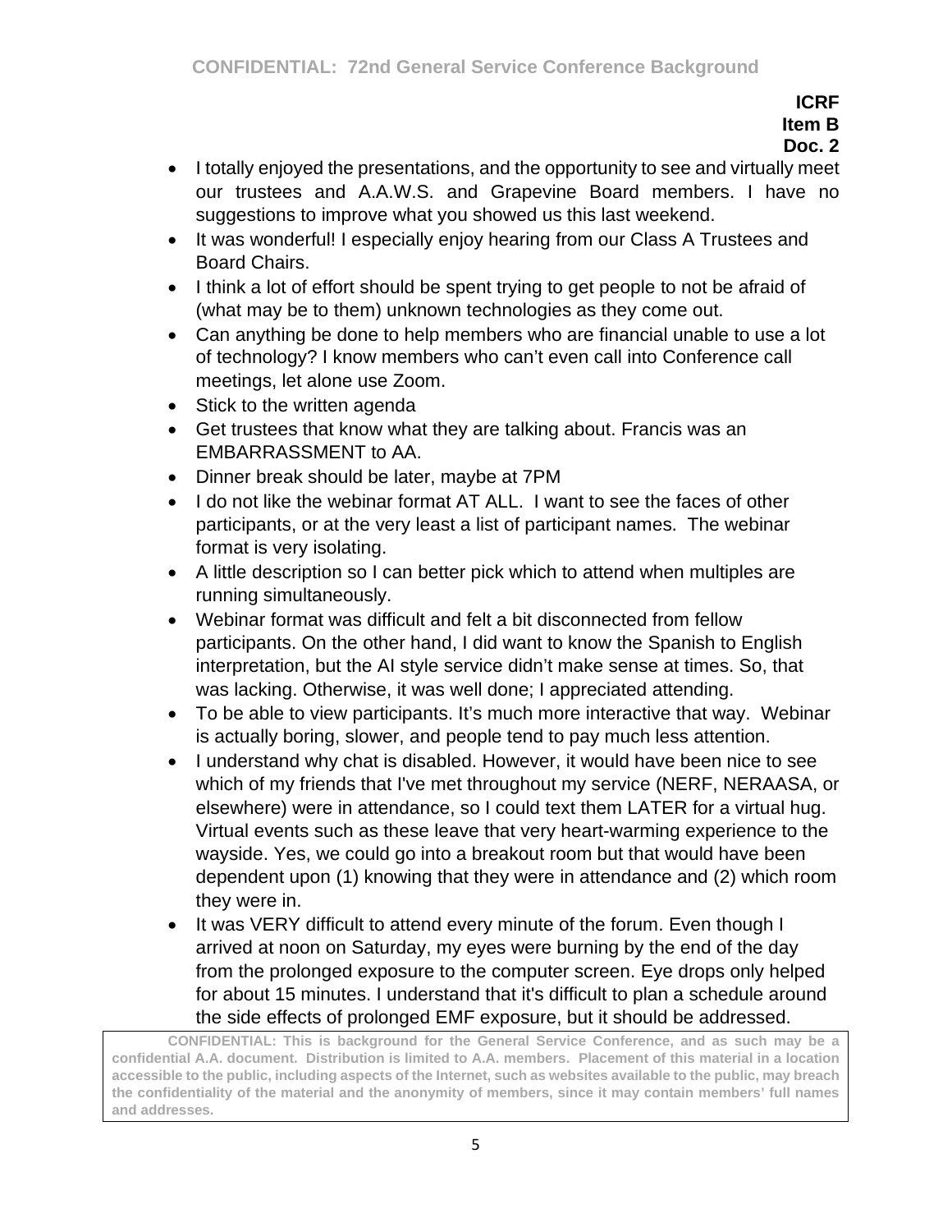**ICRF**
**Item B**
**Doc. 2**

- I totally enjoyed the presentations, and the opportunity to see and virtually meet our trustees and A.A.W.S. and Grapevine Board members. I have no suggestions to improve what you showed us this last weekend.
- It was wonderful! I especially enjoy hearing from our Class A Trustees and Board Chairs.
- I think a lot of effort should be spent trying to get people to not be afraid of (what may be to them) unknown technologies as they come out.
- Can anything be done to help members who are financial unable to use a lot of technology? I know members who can't even call into Conference call meetings, let alone use Zoom.
- Stick to the written agenda
- Get trustees that know what they are talking about. Francis was an EMBARRASSMENT to AA.
- Dinner break should be later, maybe at 7PM
- I do not like the webinar format AT ALL. I want to see the faces of other participants, or at the very least a list of participant names. The webinar format is very isolating.
- A little description so I can better pick which to attend when multiples are running simultaneously.
- Webinar format was difficult and felt a bit disconnected from fellow participants. On the other hand, I did want to know the Spanish to English interpretation, but the AI style service didn't make sense at times. So, that was lacking. Otherwise, it was well done; I appreciated attending.
- To be able to view participants. It's much more interactive that way. Webinar is actually boring, slower, and people tend to pay much less attention.
- I understand why chat is disabled. However, it would have been nice to see which of my friends that I've met throughout my service (NERF, NERAASA, or elsewhere) were in attendance, so I could text them LATER for a virtual hug. Virtual events such as these leave that very heart-warming experience to the wayside. Yes, we could go into a breakout room but that would have been dependent upon (1) knowing that they were in attendance and (2) which room they were in.
- It was VERY difficult to attend every minute of the forum. Even though I arrived at noon on Saturday, my eyes were burning by the end of the day from the prolonged exposure to the computer screen. Eye drops only helped for about 15 minutes. I understand that it's difficult to plan a schedule around the side effects of prolonged EMF exposure, but it should be addressed.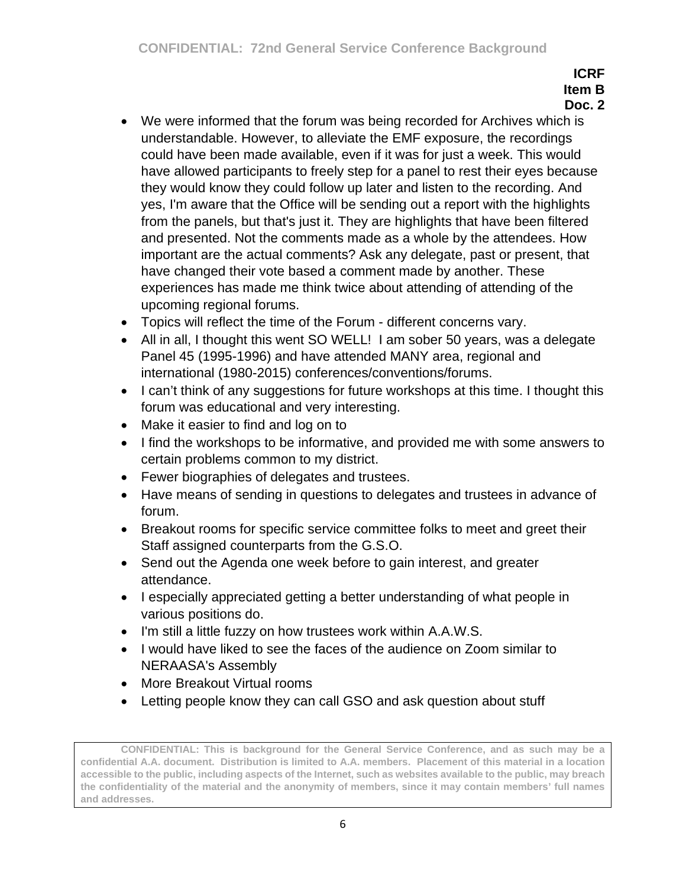**ICRF**
**Item B**
**Doc. 2**

- We were informed that the forum was being recorded for Archives which is understandable. However, to alleviate the EMF exposure, the recordings could have been made available, even if it was for just a week. This would have allowed participants to freely step for a panel to rest their eyes because they would know they could follow up later and listen to the recording. And yes, I'm aware that the Office will be sending out a report with the highlights from the panels, but that's just it. They are highlights that have been filtered and presented. Not the comments made as a whole by the attendees. How important are the actual comments? Ask any delegate, past or present, that have changed their vote based a comment made by another. These experiences has made me think twice about attending of attending of the upcoming regional forums.
- Topics will reflect the time of the Forum - different concerns vary.
- All in all, I thought this went SO WELL! I am sober 50 years, was a delegate Panel 45 (1995-1996) and have attended MANY area, regional and international (1980-2015) conferences/conventions/forums.
- I can't think of any suggestions for future workshops at this time. I thought this forum was educational and very interesting.
- Make it easier to find and log on to
- I find the workshops to be informative, and provided me with some answers to certain problems common to my district.
- Fewer biographies of delegates and trustees.
- Have means of sending in questions to delegates and trustees in advance of forum.
- Breakout rooms for specific service committee folks to meet and greet their Staff assigned counterparts from the G.S.O.
- Send out the Agenda one week before to gain interest, and greater attendance.
- I especially appreciated getting a better understanding of what people in various positions do.
- I'm still a little fuzzy on how trustees work within A.A.W.S.
- I would have liked to see the faces of the audience on Zoom similar to NERAASA's Assembly
- More Breakout Virtual rooms
- Letting people know they can call GSO and ask question about stuff

**CONFIDENTIAL: This is background for the General Service Conference, and as such may be a confidential A.A. document. Distribution is limited to A.A. members. Placement of this material in a location accessible to the public, including aspects of the Internet, such as websites available to the public, may breach the confidentiality of the material and the anonymity of members, since it may contain members' full names and addresses.**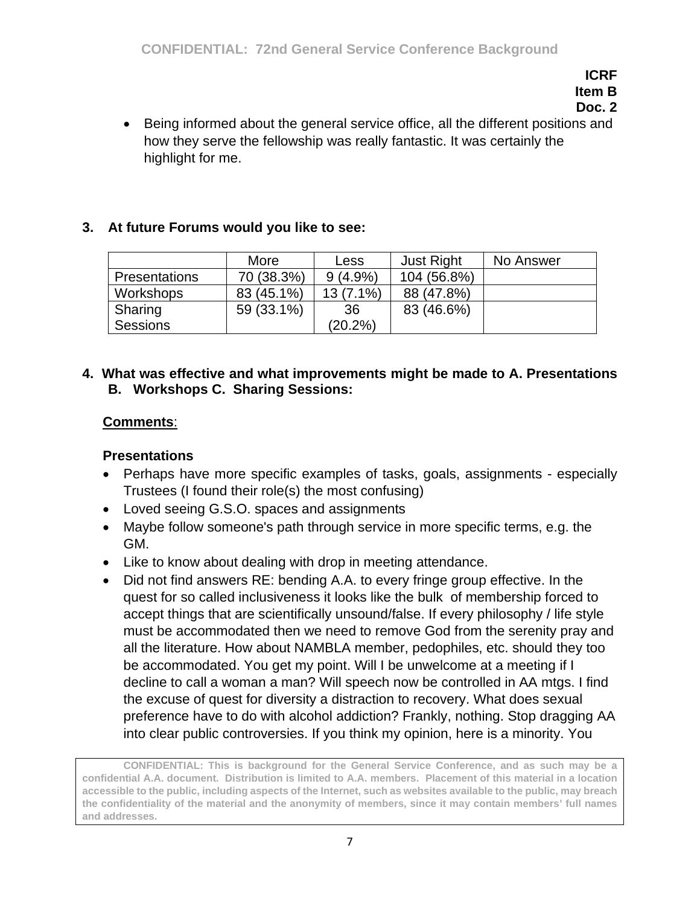**ICRF**
**Item B**
**Doc. 2**

- Being informed about the general service office, all the different positions and how they serve the fellowship was really fantastic. It was certainly the highlight for me.

**3. At future Forums would you like to see:**

| | More | Less | Just Right | No Answer |
|---|---|---|---|---|
| Presentations | 70 (38.3%) | 9 (4.9%) | 104 (56.8%) | |
| Workshops | 83 (45.1%) | 13 (7.1%) | 88 (47.8%) | |
| Sharing Sessions | 59 (33.1%) | 36 (20.2%) | 83 (46.6%) | |

**4. What was effective and what improvements might be made to A. Presentations B. Workshops C. Sharing Sessions:**

**Comments**:

**Presentations**

- Perhaps have more specific examples of tasks, goals, assignments - especially Trustees (I found their role(s) the most confusing)
- Loved seeing G.S.O. spaces and assignments
- Maybe follow someone's path through service in more specific terms, e.g. the GM.
- Like to know about dealing with drop in meeting attendance.
- Did not find answers RE: bending A.A. to every fringe group effective. In the quest for so called inclusiveness it looks like the bulk of membership forced to accept things that are scientifically unsound/false. If every philosophy / life style must be accommodated then we need to remove God from the serenity pray and all the literature. How about NAMBLA member, pedophiles, etc. should they too be accommodated. You get my point. Will I be unwelcome at a meeting if I decline to call a woman a man? Will speech now be controlled in AA mtgs. I find the excuse of quest for diversity a distraction to recovery. What does sexual preference have to do with alcohol addiction? Frankly, nothing. Stop dragging AA into clear public controversies. If you think my opinion, here is a minority. You

**CONFIDENTIAL: This is background for the General Service Conference, and as such may be a confidential A.A. document. Distribution is limited to A.A. members. Placement of this material in a location accessible to the public, including aspects of the Internet, such as websites available to the public, may breach the confidentiality of the material and the anonymity of members, since it may contain members' full names and addresses.**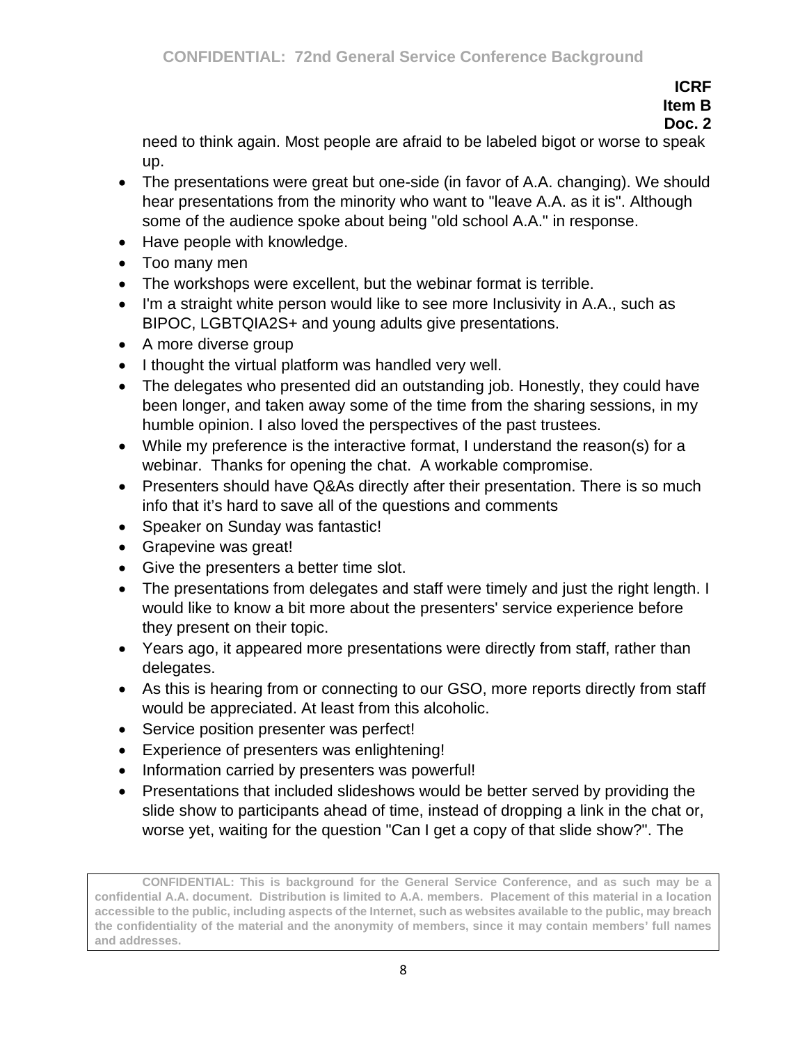need to think again. Most people are afraid to be labeled bigot or worse to speak up.

- The presentations were great but one-side (in favor of A.A. changing). We should hear presentations from the minority who want to "leave A.A. as it is". Although some of the audience spoke about being "old school A.A." in response.
- Have people with knowledge.
- Too many men
- The workshops were excellent, but the webinar format is terrible.
- I'm a straight white person would like to see more Inclusivity in A.A., such as BIPOC, LGBTQIA2S+ and young adults give presentations.
- A more diverse group
- I thought the virtual platform was handled very well.
- The delegates who presented did an outstanding job. Honestly, they could have been longer, and taken away some of the time from the sharing sessions, in my humble opinion. I also loved the perspectives of the past trustees.
- While my preference is the interactive format, I understand the reason(s) for a webinar. Thanks for opening the chat. A workable compromise.
- Presenters should have Q&As directly after their presentation. There is so much info that it's hard to save all of the questions and comments
- Speaker on Sunday was fantastic!
- Grapevine was great!
- Give the presenters a better time slot.
- The presentations from delegates and staff were timely and just the right length. I would like to know a bit more about the presenters' service experience before they present on their topic.
- Years ago, it appeared more presentations were directly from staff, rather than delegates.
- As this is hearing from or connecting to our GSO, more reports directly from staff would be appreciated. At least from this alcoholic.
- Service position presenter was perfect!
- Experience of presenters was enlightening!
- Information carried by presenters was powerful!
- Presentations that included slideshows would be better served by providing the slide show to participants ahead of time, instead of dropping a link in the chat or, worse yet, waiting for the question "Can I get a copy of that slide show?". The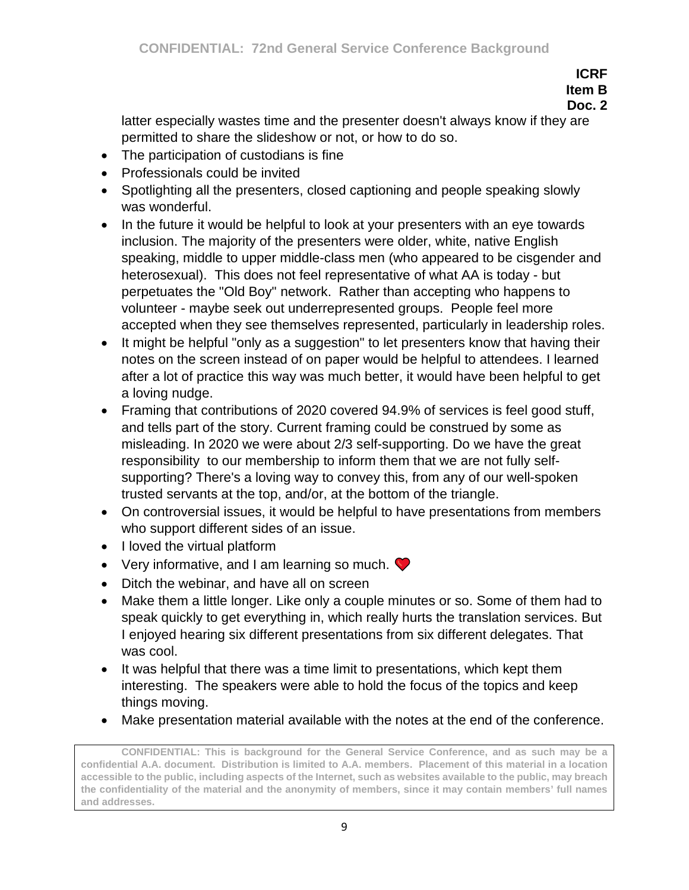**ICRF**
**Item B**
**Doc. 2**

latter especially wastes time and the presenter doesn't always know if they are permitted to share the slideshow or not, or how to do so.

- The participation of custodians is fine
- Professionals could be invited
- Spotlighting all the presenters, closed captioning and people speaking slowly was wonderful.
- In the future it would be helpful to look at your presenters with an eye towards inclusion. The majority of the presenters were older, white, native English speaking, middle to upper middle-class men (who appeared to be cisgender and heterosexual). This does not feel representative of what AA is today - but perpetuates the "Old Boy" network. Rather than accepting who happens to volunteer - maybe seek out underrepresented groups. People feel more accepted when they see themselves represented, particularly in leadership roles.
- It might be helpful "only as a suggestion" to let presenters know that having their notes on the screen instead of on paper would be helpful to attendees. I learned after a lot of practice this way was much better, it would have been helpful to get a loving nudge.
- Framing that contributions of 2020 covered 94.9% of services is feel good stuff, and tells part of the story. Current framing could be construed by some as misleading. In 2020 we were about 2/3 self-supporting. Do we have the great responsibility to our membership to inform them that we are not fully self-supporting? There's a loving way to convey this, from any of our well-spoken trusted servants at the top, and/or, at the bottom of the triangle.
- On controversial issues, it would be helpful to have presentations from members who support different sides of an issue.
- I loved the virtual platform
- Very informative, and I am learning so much. ❤️
- Ditch the webinar, and have all on screen
- Make them a little longer. Like only a couple minutes or so. Some of them had to speak quickly to get everything in, which really hurts the translation services. But I enjoyed hearing six different presentations from six different delegates. That was cool.
- It was helpful that there was a time limit to presentations, which kept them interesting. The speakers were able to hold the focus of the topics and keep things moving.
- Make presentation material available with the notes at the end of the conference.

**CONFIDENTIAL: This is background for the General Service Conference, and as such may be a confidential A.A. document. Distribution is limited to A.A. members. Placement of this material in a location accessible to the public, including aspects of the Internet, such as websites available to the public, may breach the confidentiality of the material and the anonymity of members, since it may contain members' full names and addresses.**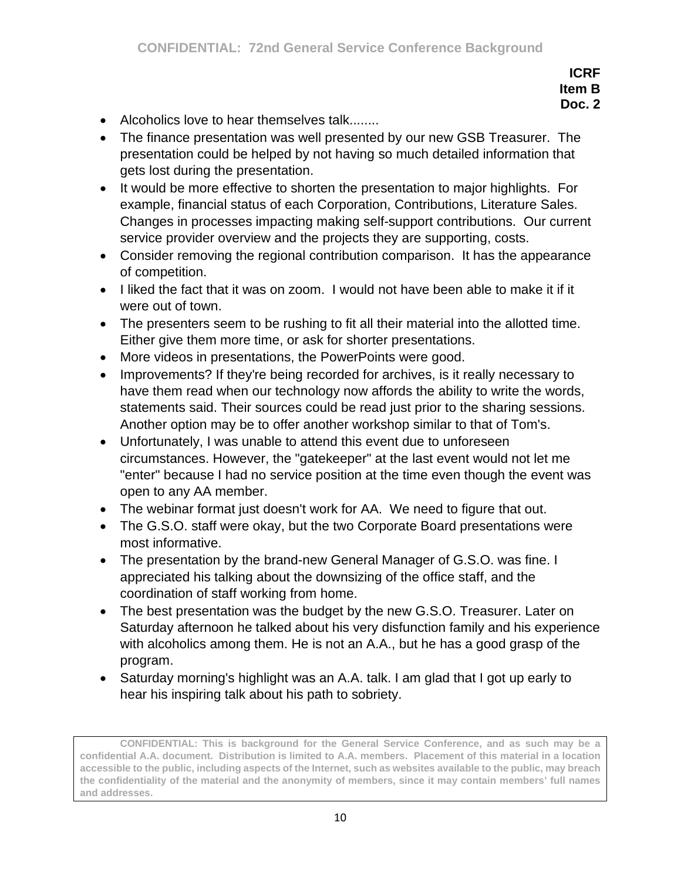**ICRF**
**Item B**
**Doc. 2**

- Alcoholics love to hear themselves talk........
- The finance presentation was well presented by our new GSB Treasurer. The presentation could be helped by not having so much detailed information that gets lost during the presentation.
- It would be more effective to shorten the presentation to major highlights. For example, financial status of each Corporation, Contributions, Literature Sales. Changes in processes impacting making self-support contributions. Our current service provider overview and the projects they are supporting, costs.
- Consider removing the regional contribution comparison. It has the appearance of competition.
- I liked the fact that it was on zoom. I would not have been able to make it if it were out of town.
- The presenters seem to be rushing to fit all their material into the allotted time. Either give them more time, or ask for shorter presentations.
- More videos in presentations, the PowerPoints were good.
- Improvements? If they're being recorded for archives, is it really necessary to have them read when our technology now affords the ability to write the words, statements said. Their sources could be read just prior to the sharing sessions. Another option may be to offer another workshop similar to that of Tom's.
- Unfortunately, I was unable to attend this event due to unforeseen circumstances. However, the "gatekeeper" at the last event would not let me "enter" because I had no service position at the time even though the event was open to any AA member.
- The webinar format just doesn't work for AA. We need to figure that out.
- The G.S.O. staff were okay, but the two Corporate Board presentations were most informative.
- The presentation by the brand-new General Manager of G.S.O. was fine. I appreciated his talking about the downsizing of the office staff, and the coordination of staff working from home.
- The best presentation was the budget by the new G.S.O. Treasurer. Later on Saturday afternoon he talked about his very disfunction family and his experience with alcoholics among them. He is not an A.A., but he has a good grasp of the program.
- Saturday morning's highlight was an A.A. talk. I am glad that I got up early to hear his inspiring talk about his path to sobriety.

**CONFIDENTIAL: This is background for the General Service Conference, and as such may be a confidential A.A. document. Distribution is limited to A.A. members. Placement of this material in a location accessible to the public, including aspects of the Internet, such as websites available to the public, may breach the confidentiality of the material and the anonymity of members, since it may contain members' full names and addresses.**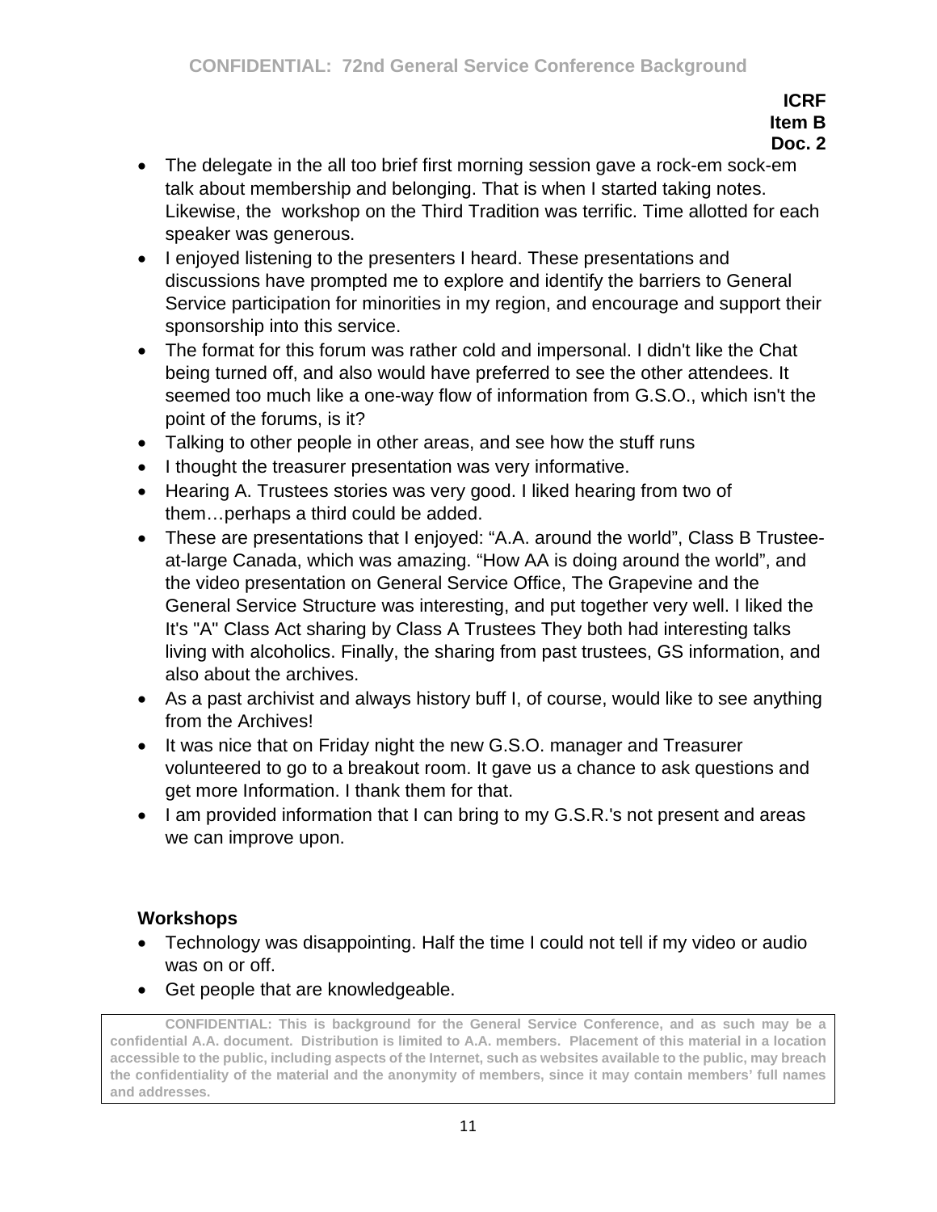**ICRF**
**Item B**
**Doc. 2**

- The delegate in the all too brief first morning session gave a rock-em sock-em talk about membership and belonging. That is when I started taking notes. Likewise, the workshop on the Third Tradition was terrific. Time allotted for each speaker was generous.
- I enjoyed listening to the presenters I heard. These presentations and discussions have prompted me to explore and identify the barriers to General Service participation for minorities in my region, and encourage and support their sponsorship into this service.
- The format for this forum was rather cold and impersonal. I didn't like the Chat being turned off, and also would have preferred to see the other attendees. It seemed too much like a one-way flow of information from G.S.O., which isn't the point of the forums, is it?
- Talking to other people in other areas, and see how the stuff runs
- I thought the treasurer presentation was very informative.
- Hearing A. Trustees stories was very good. I liked hearing from two of them…perhaps a third could be added.
- These are presentations that I enjoyed: "A.A. around the world", Class B Trustee-at-large Canada, which was amazing. "How AA is doing around the world", and the video presentation on General Service Office, The Grapevine and the General Service Structure was interesting, and put together very well. I liked the It's "A" Class Act sharing by Class A Trustees They both had interesting talks living with alcoholics. Finally, the sharing from past trustees, GS information, and also about the archives.
- As a past archivist and always history buff I, of course, would like to see anything from the Archives!
- It was nice that on Friday night the new G.S.O. manager and Treasurer volunteered to go to a breakout room. It gave us a chance to ask questions and get more Information. I thank them for that.
- I am provided information that I can bring to my G.S.R.'s not present and areas we can improve upon.

**Workshops**

- Technology was disappointing. Half the time I could not tell if my video or audio was on or off.
- Get people that are knowledgeable.

**CONFIDENTIAL: This is background for the General Service Conference, and as such may be a confidential A.A. document. Distribution is limited to A.A. members. Placement of this material in a location accessible to the public, including aspects of the Internet, such as websites available to the public, may breach the confidentiality of the material and the anonymity of members, since it may contain members' full names and addresses.**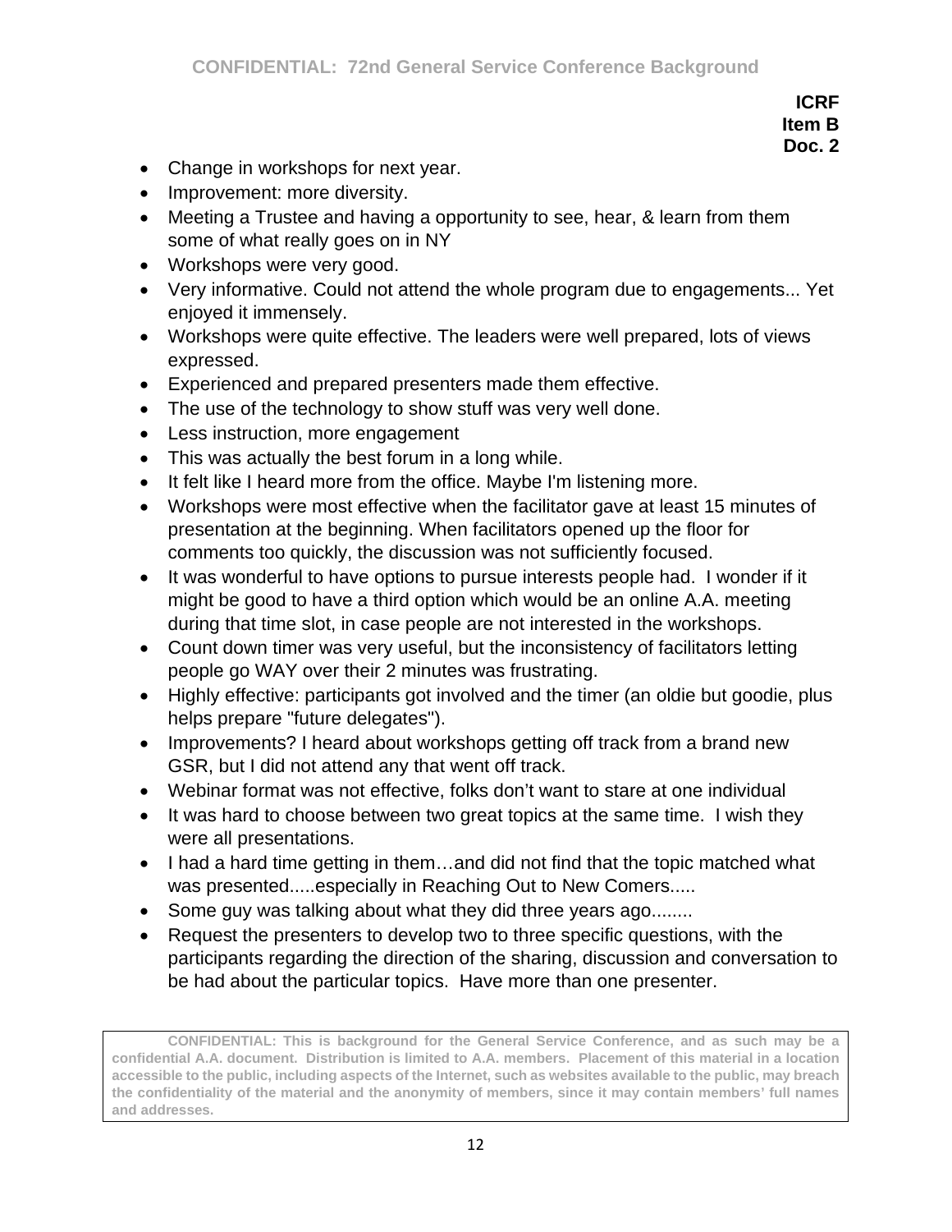**ICRF**
**Item B**
**Doc. 2**

- Change in workshops for next year.
- Improvement: more diversity.
- Meeting a Trustee and having a opportunity to see, hear, & learn from them some of what really goes on in NY
- Workshops were very good.
- Very informative. Could not attend the whole program due to engagements... Yet enjoyed it immensely.
- Workshops were quite effective. The leaders were well prepared, lots of views expressed.
- Experienced and prepared presenters made them effective.
- The use of the technology to show stuff was very well done.
- Less instruction, more engagement
- This was actually the best forum in a long while.
- It felt like I heard more from the office. Maybe I'm listening more.
- Workshops were most effective when the facilitator gave at least 15 minutes of presentation at the beginning. When facilitators opened up the floor for comments too quickly, the discussion was not sufficiently focused.
- It was wonderful to have options to pursue interests people had. I wonder if it might be good to have a third option which would be an online A.A. meeting during that time slot, in case people are not interested in the workshops.
- Count down timer was very useful, but the inconsistency of facilitators letting people go WAY over their 2 minutes was frustrating.
- Highly effective: participants got involved and the timer (an oldie but goodie, plus helps prepare "future delegates").
- Improvements? I heard about workshops getting off track from a brand new GSR, but I did not attend any that went off track.
- Webinar format was not effective, folks don't want to stare at one individual
- It was hard to choose between two great topics at the same time. I wish they were all presentations.
- I had a hard time getting in them…and did not find that the topic matched what was presented.....especially in Reaching Out to New Comers.....
- Some guy was talking about what they did three years ago........
- Request the presenters to develop two to three specific questions, with the participants regarding the direction of the sharing, discussion and conversation to be had about the particular topics. Have more than one presenter.

**CONFIDENTIAL: This is background for the General Service Conference, and as such may be a confidential A.A. document. Distribution is limited to A.A. members. Placement of this material in a location accessible to the public, including aspects of the Internet, such as websites available to the public, may breach the confidentiality of the material and the anonymity of members, since it may contain members' full names and addresses.**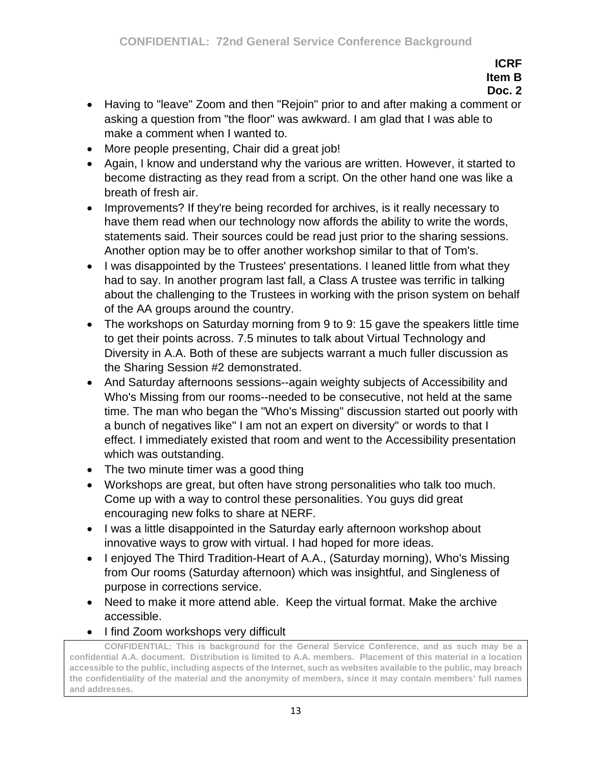**ICRF**
**Item B**
**Doc. 2**

- Having to "leave" Zoom and then "Rejoin" prior to and after making a comment or asking a question from "the floor" was awkward. I am glad that I was able to make a comment when I wanted to.
- More people presenting, Chair did a great job!
- Again, I know and understand why the various are written. However, it started to become distracting as they read from a script. On the other hand one was like a breath of fresh air.
- Improvements? If they're being recorded for archives, is it really necessary to have them read when our technology now affords the ability to write the words, statements said. Their sources could be read just prior to the sharing sessions. Another option may be to offer another workshop similar to that of Tom's.
- I was disappointed by the Trustees' presentations. I leaned little from what they had to say. In another program last fall, a Class A trustee was terrific in talking about the challenging to the Trustees in working with the prison system on behalf of the AA groups around the country.
- The workshops on Saturday morning from 9 to 9: 15 gave the speakers little time to get their points across. 7.5 minutes to talk about Virtual Technology and Diversity in A.A. Both of these are subjects warrant a much fuller discussion as the Sharing Session #2 demonstrated.
- And Saturday afternoons sessions--again weighty subjects of Accessibility and Who's Missing from our rooms--needed to be consecutive, not held at the same time. The man who began the "Who's Missing" discussion started out poorly with a bunch of negatives like" I am not an expert on diversity" or words to that I effect. I immediately existed that room and went to the Accessibility presentation which was outstanding.
- The two minute timer was a good thing
- Workshops are great, but often have strong personalities who talk too much. Come up with a way to control these personalities. You guys did great encouraging new folks to share at NERF.
- I was a little disappointed in the Saturday early afternoon workshop about innovative ways to grow with virtual. I had hoped for more ideas.
- I enjoyed The Third Tradition-Heart of A.A., (Saturday morning), Who's Missing from Our rooms (Saturday afternoon) which was insightful, and Singleness of purpose in corrections service.
- Need to make it more attend able. Keep the virtual format. Make the archive accessible.
- I find Zoom workshops very difficult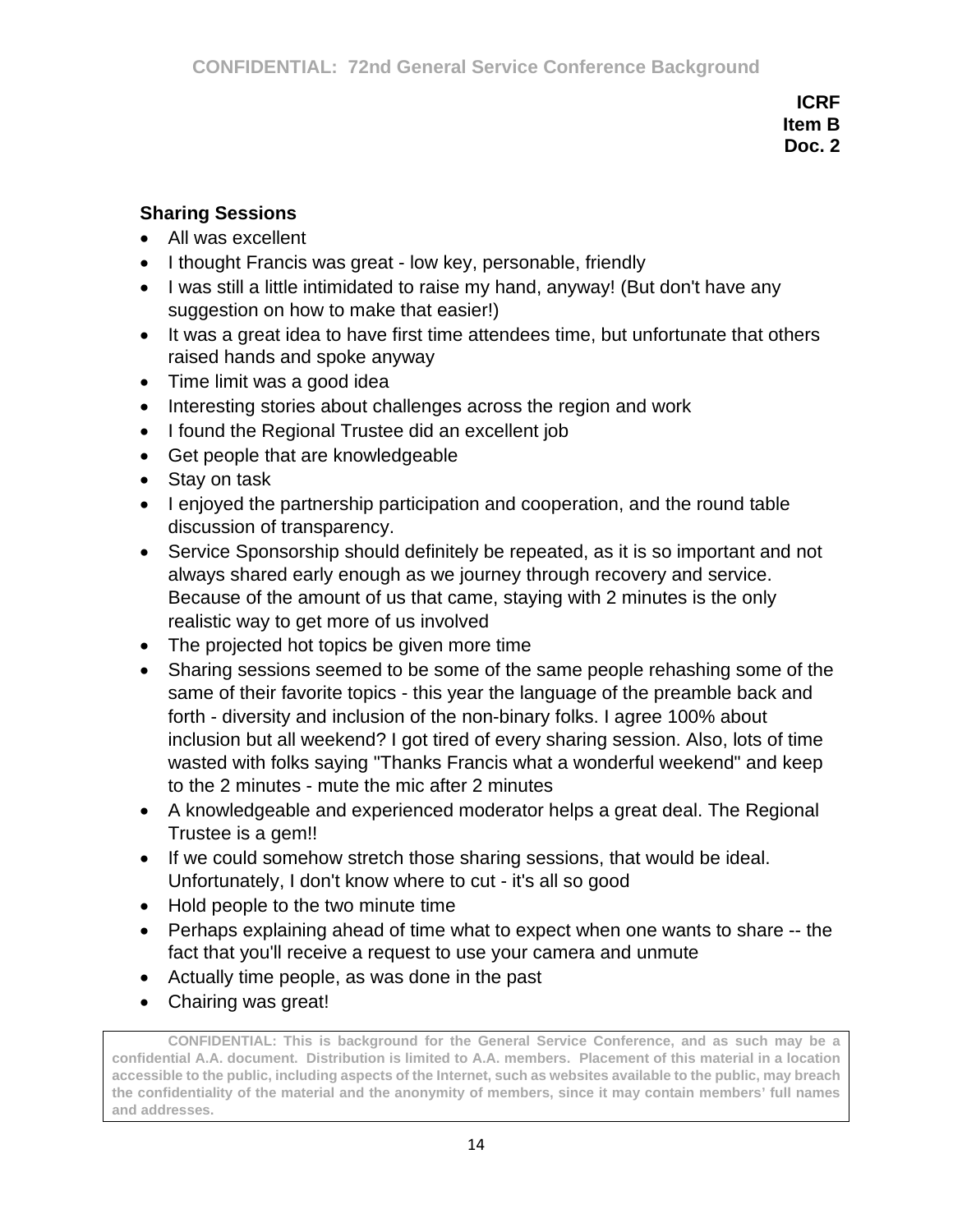**ICRF**
**Item B**
**Doc. 2**

### Sharing Sessions

- All was excellent
- I thought Francis was great - low key, personable, friendly
- I was still a little intimidated to raise my hand, anyway! (But don't have any suggestion on how to make that easier!)
- It was a great idea to have first time attendees time, but unfortunate that others raised hands and spoke anyway
- Time limit was a good idea
- Interesting stories about challenges across the region and work
- I found the Regional Trustee did an excellent job
- Get people that are knowledgeable
- Stay on task
- I enjoyed the partnership participation and cooperation, and the round table discussion of transparency.
- Service Sponsorship should definitely be repeated, as it is so important and not always shared early enough as we journey through recovery and service. Because of the amount of us that came, staying with 2 minutes is the only realistic way to get more of us involved
- The projected hot topics be given more time
- Sharing sessions seemed to be some of the same people rehashing some of the same of their favorite topics - this year the language of the preamble back and forth - diversity and inclusion of the non-binary folks. I agree 100% about inclusion but all weekend? I got tired of every sharing session. Also, lots of time wasted with folks saying "Thanks Francis what a wonderful weekend" and keep to the 2 minutes - mute the mic after 2 minutes
- A knowledgeable and experienced moderator helps a great deal. The Regional Trustee is a gem!!
- If we could somehow stretch those sharing sessions, that would be ideal. Unfortunately, I don't know where to cut - it's all so good
- Hold people to the two minute time
- Perhaps explaining ahead of time what to expect when one wants to share -- the fact that you'll receive a request to use your camera and unmute
- Actually time people, as was done in the past
- Chairing was great!

**CONFIDENTIAL: This is background for the General Service Conference, and as such may be a confidential A.A. document. Distribution is limited to A.A. members. Placement of this material in a location accessible to the public, including aspects of the Internet, such as websites available to the public, may breach the confidentiality of the material and the anonymity of members, since it may contain members' full names and addresses.**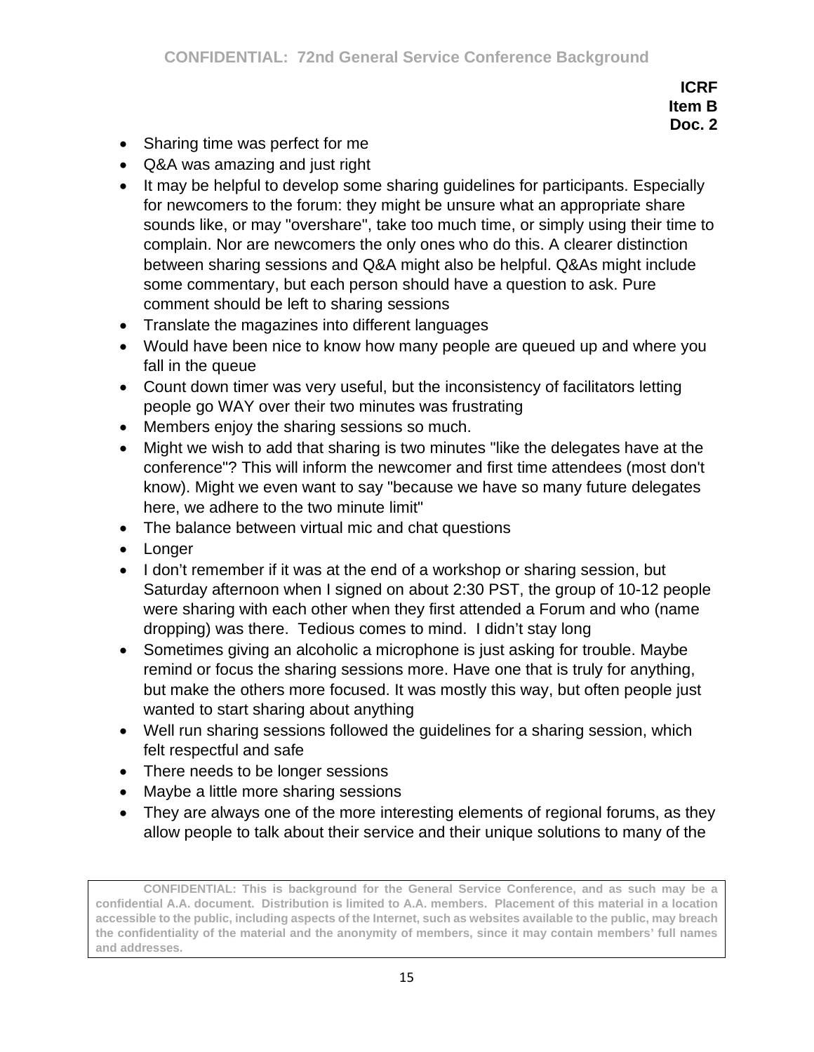**ICRF**
**Item B**
**Doc. 2**

- Sharing time was perfect for me
- Q&A was amazing and just right
- It may be helpful to develop some sharing guidelines for participants. Especially for newcomers to the forum: they might be unsure what an appropriate share sounds like, or may "overshare", take too much time, or simply using their time to complain. Nor are newcomers the only ones who do this. A clearer distinction between sharing sessions and Q&A might also be helpful. Q&As might include some commentary, but each person should have a question to ask. Pure comment should be left to sharing sessions
- Translate the magazines into different languages
- Would have been nice to know how many people are queued up and where you fall in the queue
- Count down timer was very useful, but the inconsistency of facilitators letting people go WAY over their two minutes was frustrating
- Members enjoy the sharing sessions so much.
- Might we wish to add that sharing is two minutes "like the delegates have at the conference"? This will inform the newcomer and first time attendees (most don't know). Might we even want to say "because we have so many future delegates here, we adhere to the two minute limit"
- The balance between virtual mic and chat questions
- Longer
- I don't remember if it was at the end of a workshop or sharing session, but Saturday afternoon when I signed on about 2:30 PST, the group of 10-12 people were sharing with each other when they first attended a Forum and who (name dropping) was there. Tedious comes to mind. I didn't stay long
- Sometimes giving an alcoholic a microphone is just asking for trouble. Maybe remind or focus the sharing sessions more. Have one that is truly for anything, but make the others more focused. It was mostly this way, but often people just wanted to start sharing about anything
- Well run sharing sessions followed the guidelines for a sharing session, which felt respectful and safe
- There needs to be longer sessions
- Maybe a little more sharing sessions
- They are always one of the more interesting elements of regional forums, as they allow people to talk about their service and their unique solutions to many of the

CONFIDENTIAL: This is background for the General Service Conference, and as such may be a confidential A.A. document. Distribution is limited to A.A. members. Placement of this material in a location accessible to the public, including aspects of the Internet, such as websites available to the public, may breach the confidentiality of the material and the anonymity of members, since it may contain members' full names and addresses.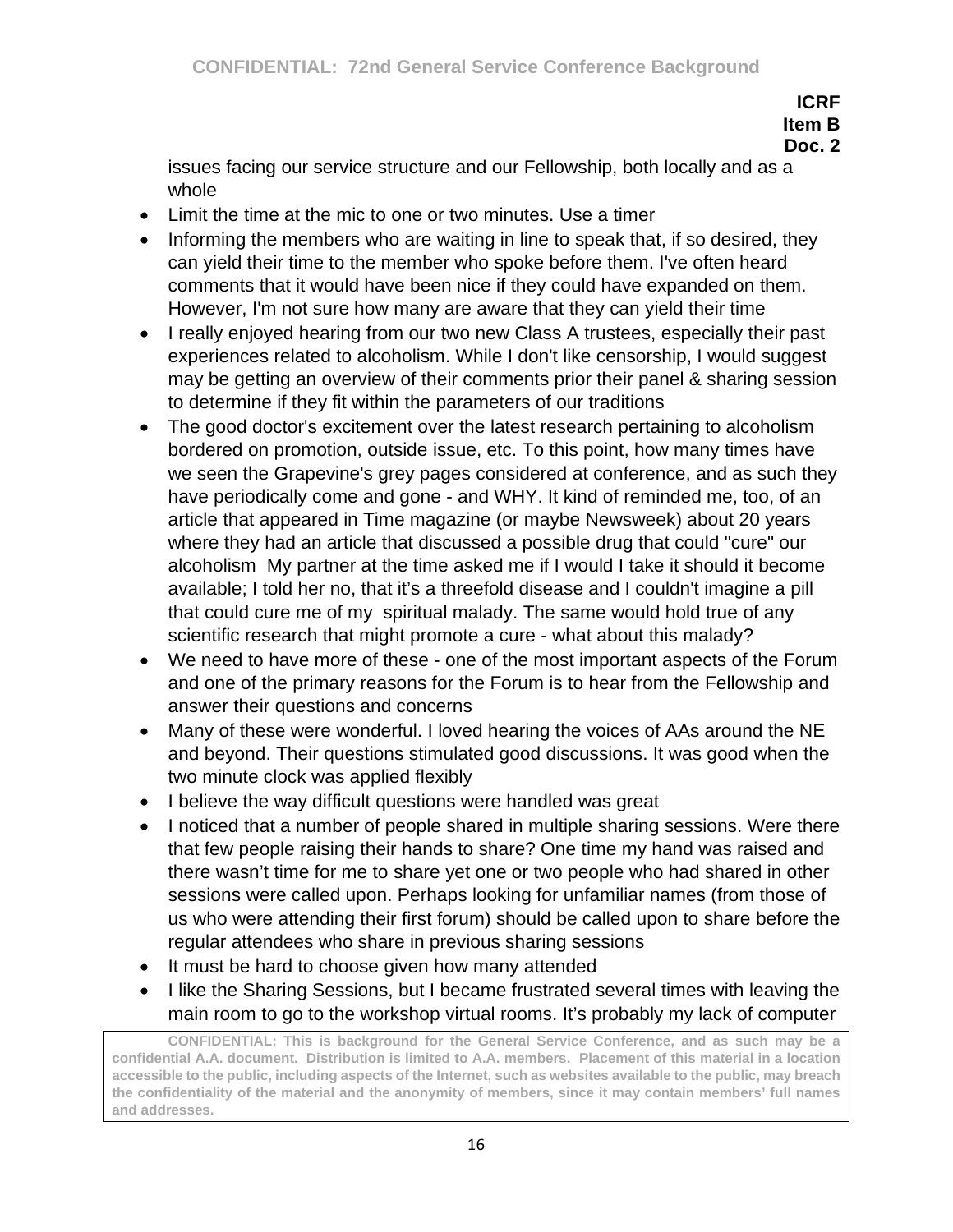ICRF
Item B
Doc. 2

issues facing our service structure and our Fellowship, both locally and as a whole

- Limit the time at the mic to one or two minutes. Use a timer
- Informing the members who are waiting in line to speak that, if so desired, they can yield their time to the member who spoke before them. I've often heard comments that it would have been nice if they could have expanded on them. However, I'm not sure how many are aware that they can yield their time
- I really enjoyed hearing from our two new Class A trustees, especially their past experiences related to alcoholism. While I don't like censorship, I would suggest may be getting an overview of their comments prior their panel & sharing session to determine if they fit within the parameters of our traditions
- The good doctor's excitement over the latest research pertaining to alcoholism bordered on promotion, outside issue, etc. To this point, how many times have we seen the Grapevine's grey pages considered at conference, and as such they have periodically come and gone - and WHY. It kind of reminded me, too, of an article that appeared in Time magazine (or maybe Newsweek) about 20 years where they had an article that discussed a possible drug that could "cure" our alcoholism  My partner at the time asked me if I would I take it should it become available; I told her no, that it's a threefold disease and I couldn't imagine a pill that could cure me of my  spiritual malady. The same would hold true of any scientific research that might promote a cure - what about this malady?
- We need to have more of these - one of the most important aspects of the Forum and one of the primary reasons for the Forum is to hear from the Fellowship and answer their questions and concerns
- Many of these were wonderful. I loved hearing the voices of AAs around the NE and beyond. Their questions stimulated good discussions. It was good when the two minute clock was applied flexibly
- I believe the way difficult questions were handled was great
- I noticed that a number of people shared in multiple sharing sessions. Were there that few people raising their hands to share? One time my hand was raised and there wasn't time for me to share yet one or two people who had shared in other sessions were called upon. Perhaps looking for unfamiliar names (from those of us who were attending their first forum) should be called upon to share before the regular attendees who share in previous sharing sessions
- It must be hard to choose given how many attended
- I like the Sharing Sessions, but I became frustrated several times with leaving the main room to go to the workshop virtual rooms. It's probably my lack of computer

CONFIDENTIAL: This is background for the General Service Conference, and as such may be a confidential A.A. document. Distribution is limited to A.A. members. Placement of this material in a location accessible to the public, including aspects of the Internet, such as websites available to the public, may breach the confidentiality of the material and the anonymity of members, since it may contain members' full names and addresses.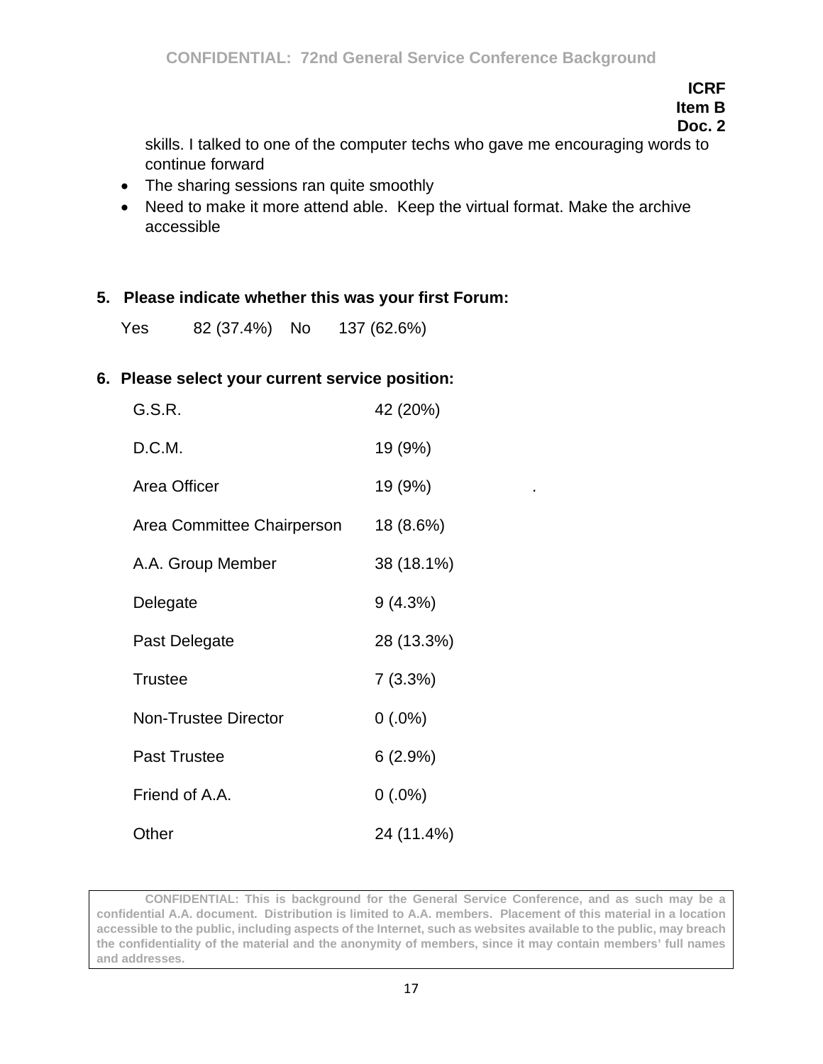skills. I talked to one of the computer techs who gave me encouraging words to continue forward

- The sharing sessions ran quite smoothly
- Need to make it more attend able. Keep the virtual format. Make the archive accessible

**5. Please indicate whether this was your first Forum:**

Yes 82 (37.4%) No 137 (62.6%)

**6. Please select your current service position:**

| | |
|---|---|
| G.S.R. | 42 (20%) |
| D.C.M. | 19 (9%) |
| Area Officer | 19 (9%) |
| Area Committee Chairperson | 18 (8.6%) |
| A.A. Group Member | 38 (18.1%) |
| Delegate | 9 (4.3%) |
| Past Delegate | 28 (13.3%) |
| Trustee | 7 (3.3%) |
| Non-Trustee Director | 0 (.0%) |
| Past Trustee | 6 (2.9%) |
| Friend of A.A. | 0 (.0%) |
| Other | 24 (11.4%) |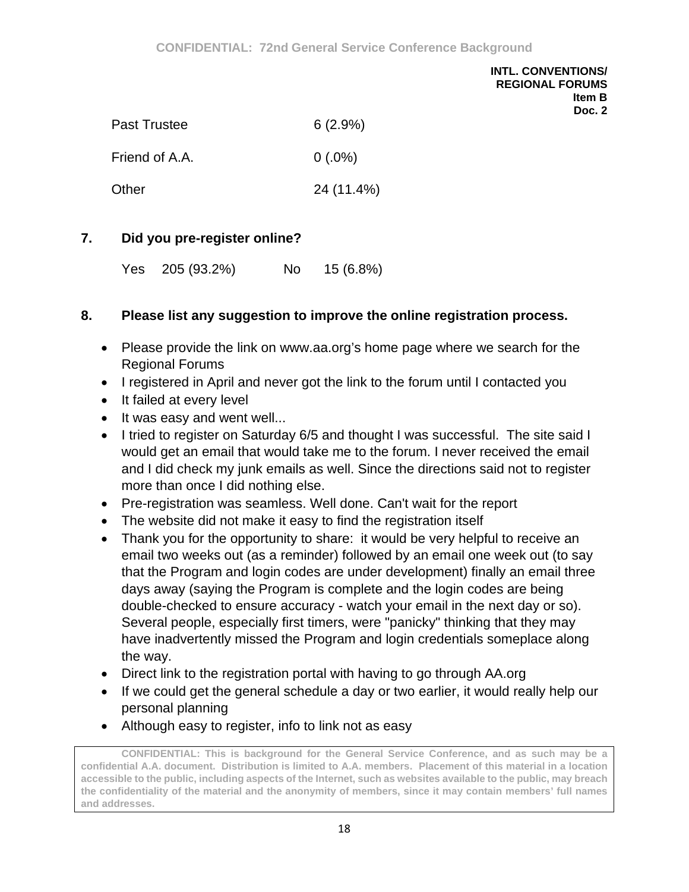| | |
|---|---|
| Past Trustee | 6 (2.9%) |
| Friend of A.A. | 0 (.0%) |
| Other | 24 (11.4%) |

**7. Did you pre-register online?**

Yes 205 (93.2%) No 15 (6.8%)

**8. Please list any suggestion to improve the online registration process.**

- Please provide the link on www.aa.org's home page where we search for the Regional Forums
- I registered in April and never got the link to the forum until I contacted you
- It failed at every level
- It was easy and went well...
- I tried to register on Saturday 6/5 and thought I was successful. The site said I would get an email that would take me to the forum. I never received the email and I did check my junk emails as well. Since the directions said not to register more than once I did nothing else.
- Pre-registration was seamless. Well done. Can't wait for the report
- The website did not make it easy to find the registration itself
- Thank you for the opportunity to share: it would be very helpful to receive an email two weeks out (as a reminder) followed by an email one week out (to say that the Program and login codes are under development) finally an email three days away (saying the Program is complete and the login codes are being double-checked to ensure accuracy - watch your email in the next day or so). Several people, especially first timers, were "panicky" thinking that they may have inadvertently missed the Program and login credentials someplace along the way.
- Direct link to the registration portal with having to go through AA.org
- If we could get the general schedule a day or two earlier, it would really help our personal planning
- Although easy to register, info to link not as easy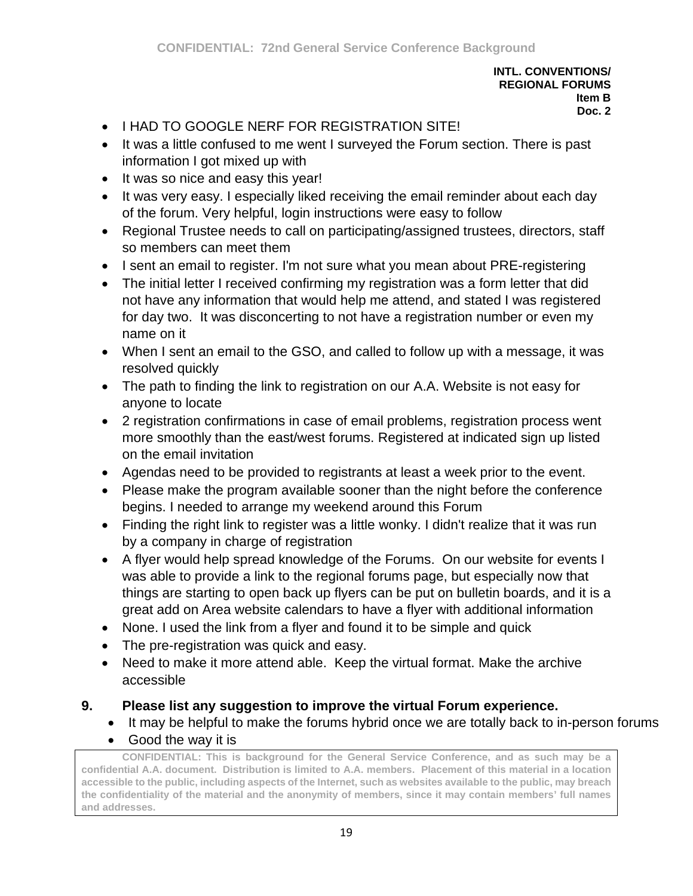- I HAD TO GOOGLE NERF FOR REGISTRATION SITE!
- It was a little confused to me went I surveyed the Forum section. There is past information I got mixed up with
- It was so nice and easy this year!
- It was very easy. I especially liked receiving the email reminder about each day of the forum. Very helpful, login instructions were easy to follow
- Regional Trustee needs to call on participating/assigned trustees, directors, staff so members can meet them
- I sent an email to register. I'm not sure what you mean about PRE-registering
- The initial letter I received confirming my registration was a form letter that did not have any information that would help me attend, and stated I was registered for day two. It was disconcerting to not have a registration number or even my name on it
- When I sent an email to the GSO, and called to follow up with a message, it was resolved quickly
- The path to finding the link to registration on our A.A. Website is not easy for anyone to locate
- 2 registration confirmations in case of email problems, registration process went more smoothly than the east/west forums. Registered at indicated sign up listed on the email invitation
- Agendas need to be provided to registrants at least a week prior to the event.
- Please make the program available sooner than the night before the conference begins. I needed to arrange my weekend around this Forum
- Finding the right link to register was a little wonky. I didn't realize that it was run by a company in charge of registration
- A flyer would help spread knowledge of the Forums. On our website for events I was able to provide a link to the regional forums page, but especially now that things are starting to open back up flyers can be put on bulletin boards, and it is a great add on Area website calendars to have a flyer with additional information
- None. I used the link from a flyer and found it to be simple and quick
- The pre-registration was quick and easy.
- Need to make it more attend able. Keep the virtual format. Make the archive accessible

## 9. Please list any suggestion to improve the virtual Forum experience.

- It may be helpful to make the forums hybrid once we are totally back to in-person forums
- Good the way it is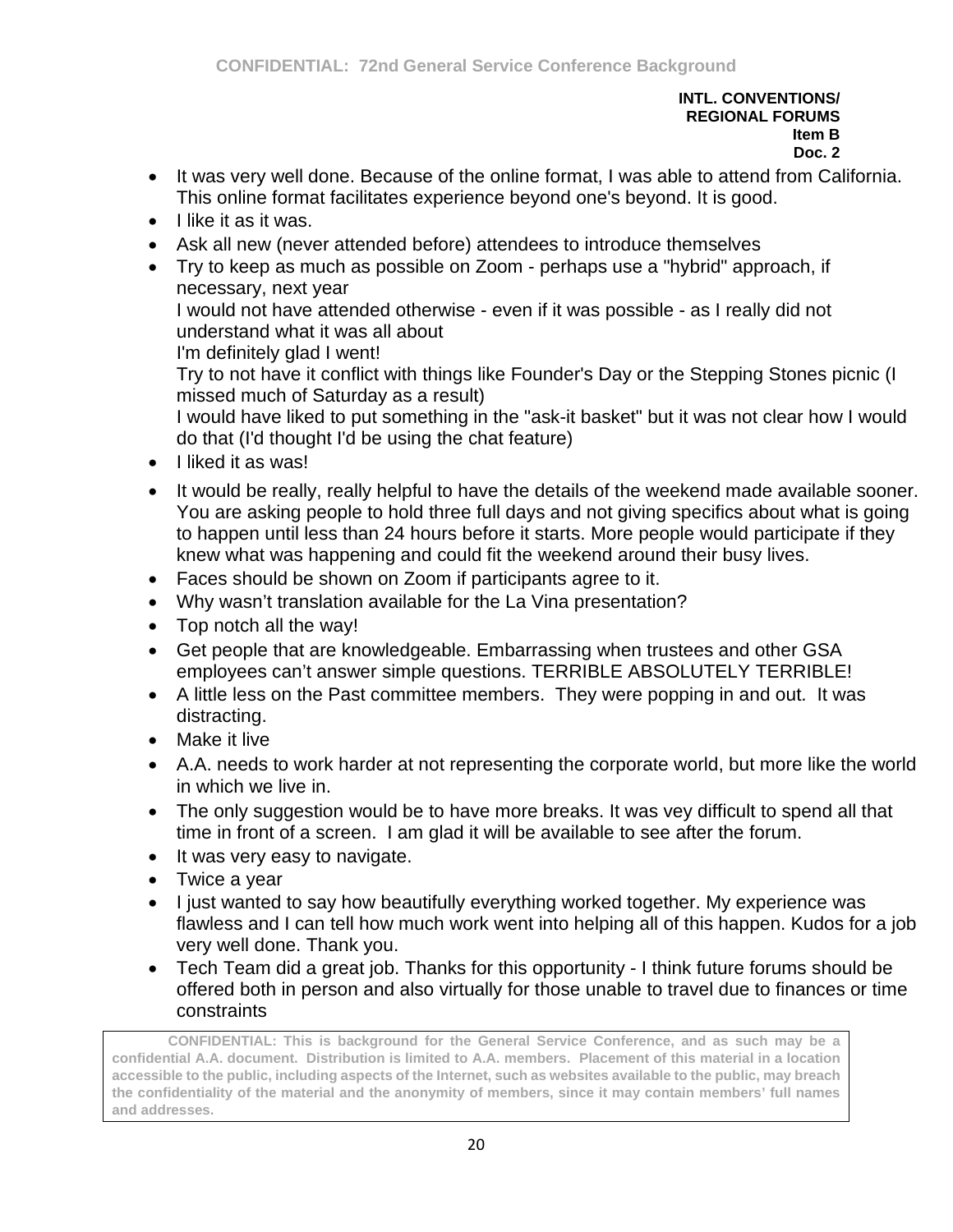- It was very well done. Because of the online format, I was able to attend from California. This online format facilitates experience beyond one's beyond. It is good.
- I like it as it was.
- Ask all new (never attended before) attendees to introduce themselves
- Try to keep as much as possible on Zoom - perhaps use a "hybrid" approach, if necessary, next year
  I would not have attended otherwise - even if it was possible - as I really did not understand what it was all about
  I'm definitely glad I went!
  Try to not have it conflict with things like Founder's Day or the Stepping Stones picnic (I missed much of Saturday as a result)
  I would have liked to put something in the "ask-it basket" but it was not clear how I would do that (I'd thought I'd be using the chat feature)
- I liked it as was!
- It would be really, really helpful to have the details of the weekend made available sooner. You are asking people to hold three full days and not giving specifics about what is going to happen until less than 24 hours before it starts. More people would participate if they knew what was happening and could fit the weekend around their busy lives.
- Faces should be shown on Zoom if participants agree to it.
- Why wasn't translation available for the La Vina presentation?
- Top notch all the way!
- Get people that are knowledgeable. Embarrassing when trustees and other GSA employees can't answer simple questions. TERRIBLE ABSOLUTELY TERRIBLE!
- A little less on the Past committee members. They were popping in and out. It was distracting.
- Make it live
- A.A. needs to work harder at not representing the corporate world, but more like the world in which we live in.
- The only suggestion would be to have more breaks. It was vey difficult to spend all that time in front of a screen. I am glad it will be available to see after the forum.
- It was very easy to navigate.
- Twice a year
- I just wanted to say how beautifully everything worked together. My experience was flawless and I can tell how much work went into helping all of this happen. Kudos for a job very well done. Thank you.
- Tech Team did a great job. Thanks for this opportunity - I think future forums should be offered both in person and also virtually for those unable to travel due to finances or time constraints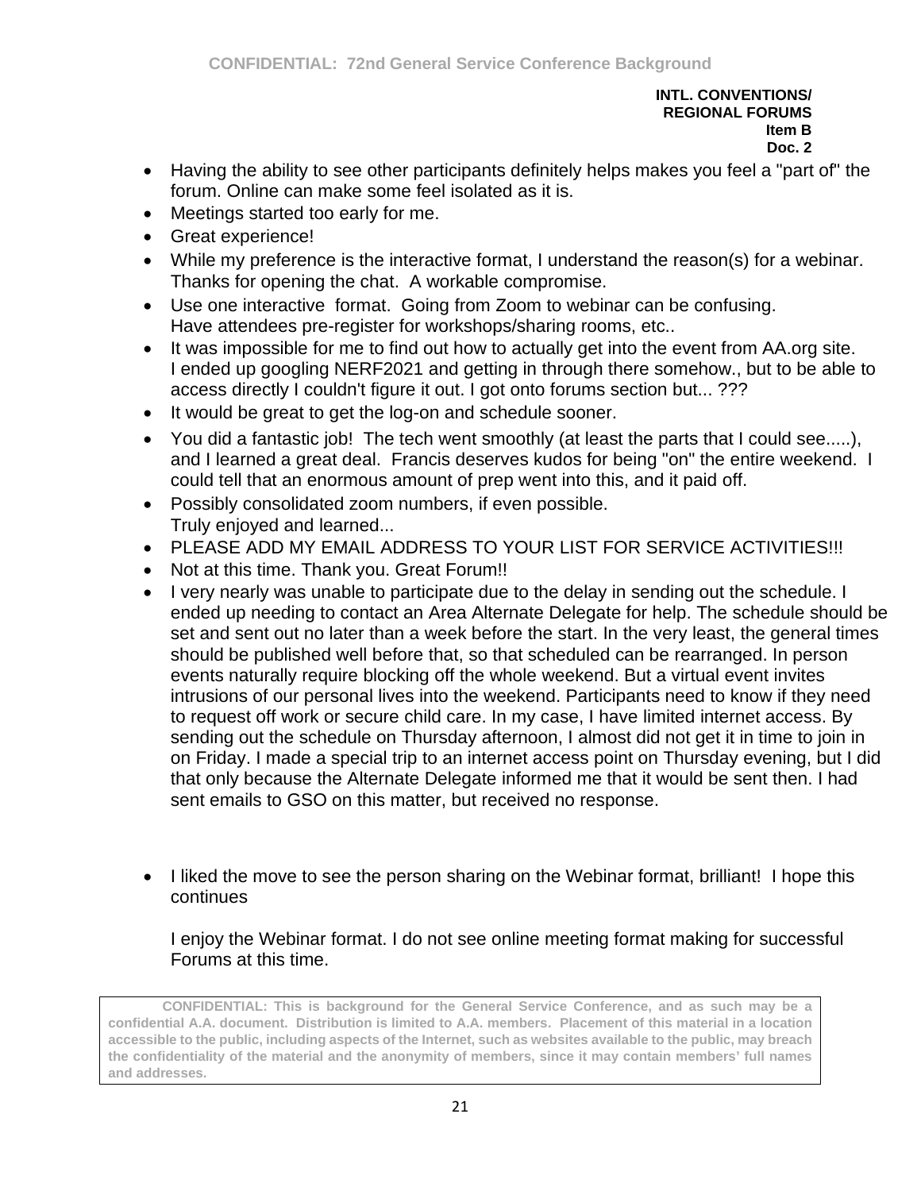**INTL. CONVENTIONS/
REGIONAL FORUMS
Item B
Doc. 2**

- Having the ability to see other participants definitely helps makes you feel a "part of" the forum. Online can make some feel isolated as it is.
- Meetings started too early for me.
- Great experience!
- While my preference is the interactive format, I understand the reason(s) for a webinar. Thanks for opening the chat. A workable compromise.
- Use one interactive format. Going from Zoom to webinar can be confusing.
  Have attendees pre-register for workshops/sharing rooms, etc..
- It was impossible for me to find out how to actually get into the event from AA.org site. I ended up googling NERF2021 and getting in through there somehow., but to be able to access directly I couldn't figure it out. I got onto forums section but... ???
- It would be great to get the log-on and schedule sooner.
- You did a fantastic job! The tech went smoothly (at least the parts that I could see.....), and I learned a great deal. Francis deserves kudos for being "on" the entire weekend. I could tell that an enormous amount of prep went into this, and it paid off.
- Possibly consolidated zoom numbers, if even possible.
  Truly enjoyed and learned...
- PLEASE ADD MY EMAIL ADDRESS TO YOUR LIST FOR SERVICE ACTIVITIES!!!
- Not at this time. Thank you. Great Forum!!
- I very nearly was unable to participate due to the delay in sending out the schedule. I ended up needing to contact an Area Alternate Delegate for help. The schedule should be set and sent out no later than a week before the start. In the very least, the general times should be published well before that, so that scheduled can be rearranged. In person events naturally require blocking off the whole weekend. But a virtual event invites intrusions of our personal lives into the weekend. Participants need to know if they need to request off work or secure child care. In my case, I have limited internet access. By sending out the schedule on Thursday afternoon, I almost did not get it in time to join in on Friday. I made a special trip to an internet access point on Thursday evening, but I did that only because the Alternate Delegate informed me that it would be sent then. I had sent emails to GSO on this matter, but received no response.
- I liked the move to see the person sharing on the Webinar format, brilliant! I hope this continues

  I enjoy the Webinar format. I do not see online meeting format making for successful Forums at this time.

**CONFIDENTIAL: This is background for the General Service Conference, and as such may be a confidential A.A. document. Distribution is limited to A.A. members. Placement of this material in a location accessible to the public, including aspects of the Internet, such as websites available to the public, may breach the confidentiality of the material and the anonymity of members, since it may contain members' full names and addresses.**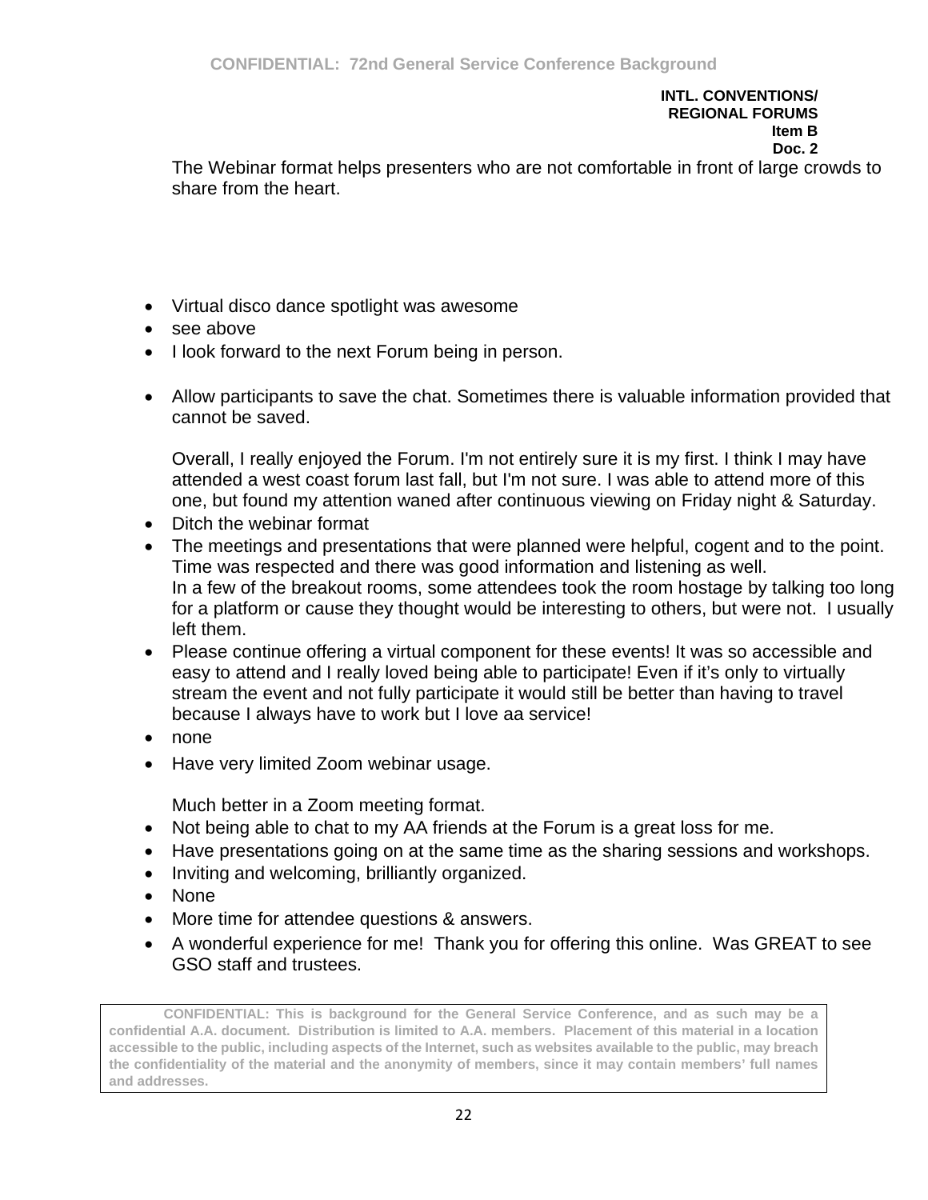The Webinar format helps presenters who are not comfortable in front of large crowds to share from the heart.

- Virtual disco dance spotlight was awesome
- see above
- I look forward to the next Forum being in person.
- Allow participants to save the chat. Sometimes there is valuable information provided that cannot be saved.

  Overall, I really enjoyed the Forum. I'm not entirely sure it is my first. I think I may have attended a west coast forum last fall, but I'm not sure. I was able to attend more of this one, but found my attention waned after continuous viewing on Friday night & Saturday.
- Ditch the webinar format
- The meetings and presentations that were planned were helpful, cogent and to the point. Time was respected and there was good information and listening as well.
  In a few of the breakout rooms, some attendees took the room hostage by talking too long for a platform or cause they thought would be interesting to others, but were not. I usually left them.
- Please continue offering a virtual component for these events! It was so accessible and easy to attend and I really loved being able to participate! Even if it's only to virtually stream the event and not fully participate it would still be better than having to travel because I always have to work but I love aa service!
- none
- Have very limited Zoom webinar usage.

  Much better in a Zoom meeting format.
- Not being able to chat to my AA friends at the Forum is a great loss for me.
- Have presentations going on at the same time as the sharing sessions and workshops.
- Inviting and welcoming, brilliantly organized.
- None
- More time for attendee questions & answers.
- A wonderful experience for me! Thank you for offering this online. Was GREAT to see GSO staff and trustees.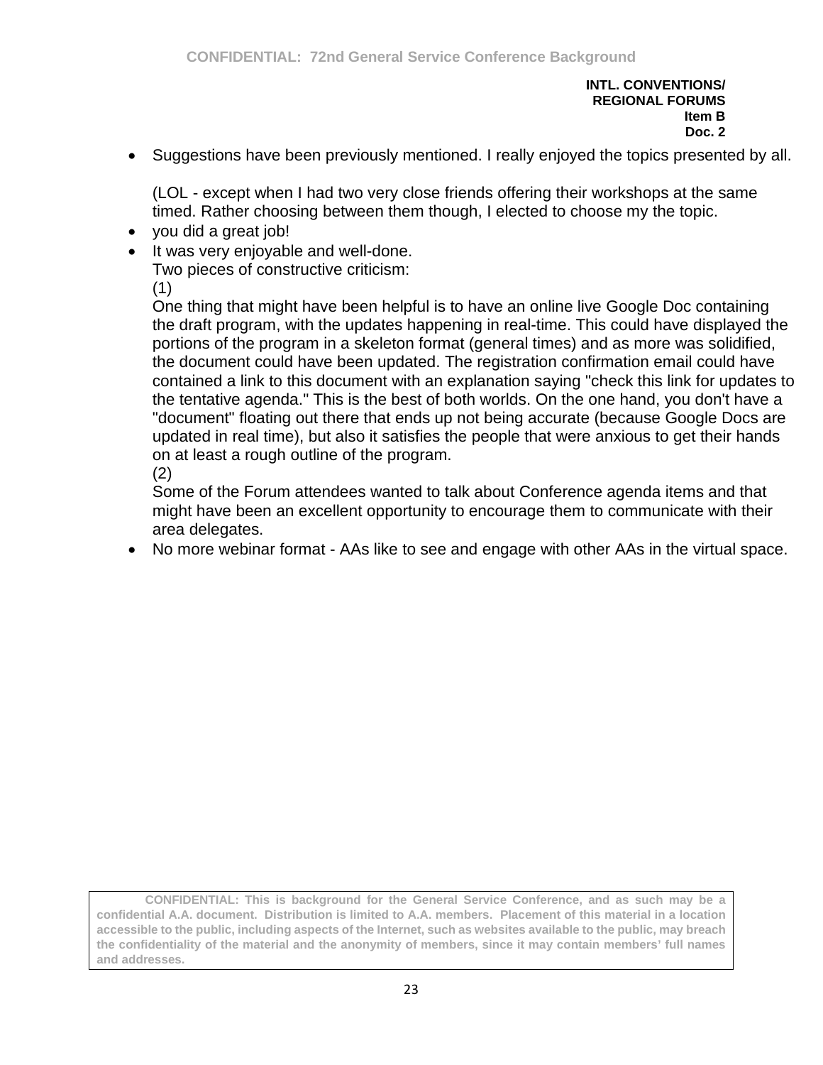**INTL. CONVENTIONS/**
**REGIONAL FORUMS**
**Item B**
**Doc. 2**

- Suggestions have been previously mentioned. I really enjoyed the topics presented by all.

  (LOL - except when I had two very close friends offering their workshops at the same timed. Rather choosing between them though, I elected to choose my the topic.
- you did a great job!
- It was very enjoyable and well-done.
  Two pieces of constructive criticism:
  (1)
  One thing that might have been helpful is to have an online live Google Doc containing the draft program, with the updates happening in real-time. This could have displayed the portions of the program in a skeleton format (general times) and as more was solidified, the document could have been updated. The registration confirmation email could have contained a link to this document with an explanation saying "check this link for updates to the tentative agenda." This is the best of both worlds. On the one hand, you don't have a "document" floating out there that ends up not being accurate (because Google Docs are updated in real time), but also it satisfies the people that were anxious to get their hands on at least a rough outline of the program.
  (2)
  Some of the Forum attendees wanted to talk about Conference agenda items and that might have been an excellent opportunity to encourage them to communicate with their area delegates.
- No more webinar format - AAs like to see and engage with other AAs in the virtual space.

**CONFIDENTIAL: This is background for the General Service Conference, and as such may be a confidential A.A. document. Distribution is limited to A.A. members. Placement of this material in a location accessible to the public, including aspects of the Internet, such as websites available to the public, may breach the confidentiality of the material and the anonymity of members, since it may contain members' full names and addresses.**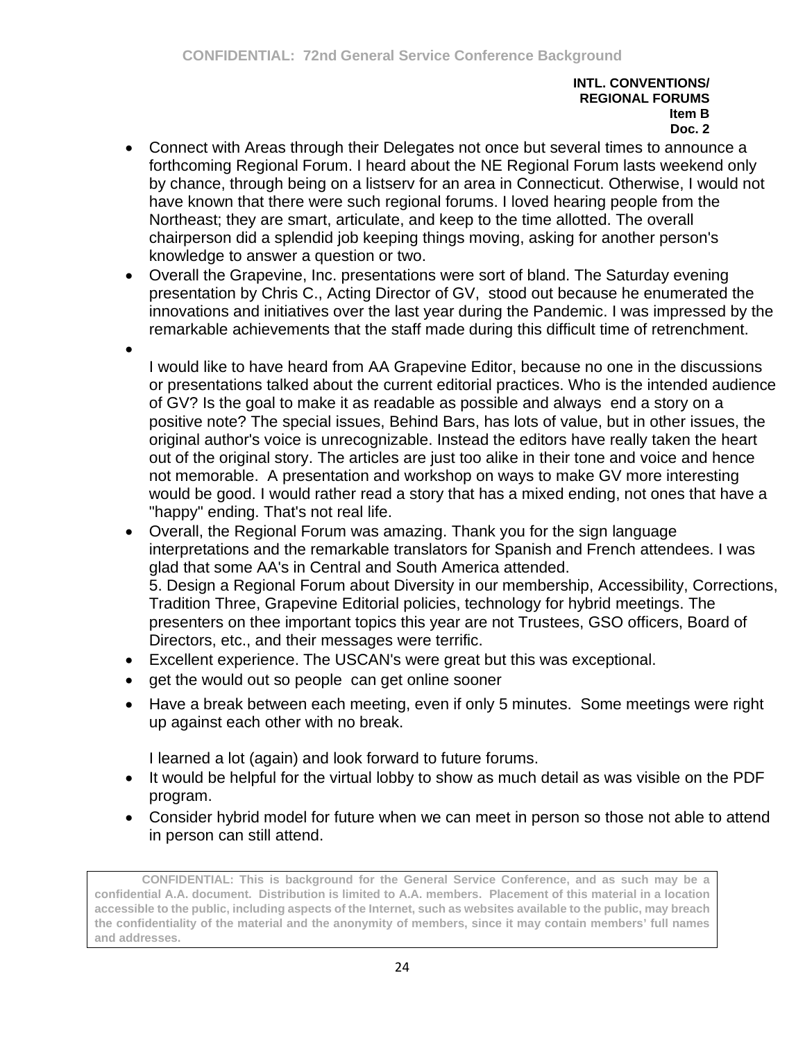**INTL. CONVENTIONS/**
**REGIONAL FORUMS**
**Item B**
**Doc. 2**

- Connect with Areas through their Delegates not once but several times to announce a forthcoming Regional Forum. I heard about the NE Regional Forum lasts weekend only by chance, through being on a listserv for an area in Connecticut. Otherwise, I would not have known that there were such regional forums. I loved hearing people from the Northeast; they are smart, articulate, and keep to the time allotted. The overall chairperson did a splendid job keeping things moving, asking for another person's knowledge to answer a question or two.
- Overall the Grapevine, Inc. presentations were sort of bland. The Saturday evening presentation by Chris C., Acting Director of GV, stood out because he enumerated the innovations and initiatives over the last year during the Pandemic. I was impressed by the remarkable achievements that the staff made during this difficult time of retrenchment.
- 

  I would like to have heard from AA Grapevine Editor, because no one in the discussions or presentations talked about the current editorial practices. Who is the intended audience of GV? Is the goal to make it as readable as possible and always end a story on a positive note? The special issues, Behind Bars, has lots of value, but in other issues, the original author's voice is unrecognizable. Instead the editors have really taken the heart out of the original story. The articles are just too alike in their tone and voice and hence not memorable. A presentation and workshop on ways to make GV more interesting would be good. I would rather read a story that has a mixed ending, not ones that have a "happy" ending. That's not real life.
- Overall, the Regional Forum was amazing. Thank you for the sign language interpretations and the remarkable translators for Spanish and French attendees. I was glad that some AA's in Central and South America attended.
  5. Design a Regional Forum about Diversity in our membership, Accessibility, Corrections, Tradition Three, Grapevine Editorial policies, technology for hybrid meetings. The presenters on thee important topics this year are not Trustees, GSO officers, Board of Directors, etc., and their messages were terrific.
- Excellent experience. The USCAN's were great but this was exceptional.
- get the would out so people can get online sooner
- Have a break between each meeting, even if only 5 minutes. Some meetings were right up against each other with no break.

  I learned a lot (again) and look forward to future forums.
- It would be helpful for the virtual lobby to show as much detail as was visible on the PDF program.
- Consider hybrid model for future when we can meet in person so those not able to attend in person can still attend.

**CONFIDENTIAL: This is background for the General Service Conference, and as such may be a confidential A.A. document. Distribution is limited to A.A. members. Placement of this material in a location accessible to the public, including aspects of the Internet, such as websites available to the public, may breach the confidentiality of the material and the anonymity of members, since it may contain members' full names and addresses.**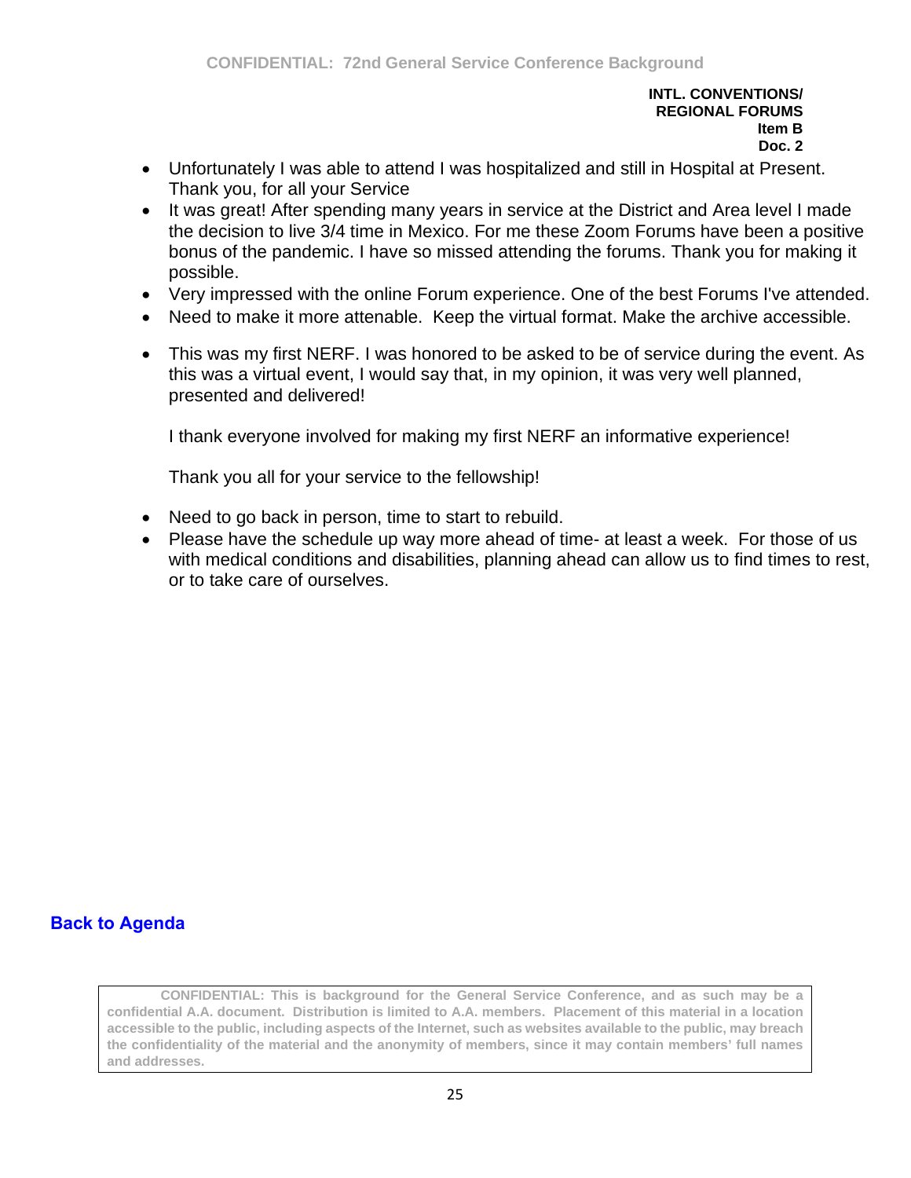**INTL. CONVENTIONS/ REGIONAL FORUMS**
**Item B**
**Doc. 2**

- Unfortunately I was able to attend I was hospitalized and still in Hospital at Present. Thank you, for all your Service
- It was great! After spending many years in service at the District and Area level I made the decision to live 3/4 time in Mexico. For me these Zoom Forums have been a positive bonus of the pandemic. I have so missed attending the forums. Thank you for making it possible.
- Very impressed with the online Forum experience. One of the best Forums I've attended.
- Need to make it more attenable. Keep the virtual format. Make the archive accessible.
- This was my first NERF. I was honored to be asked to be of service during the event. As this was a virtual event, I would say that, in my opinion, it was very well planned, presented and delivered!

  I thank everyone involved for making my first NERF an informative experience!

  Thank you all for your service to the fellowship!

- Need to go back in person, time to start to rebuild.
- Please have the schedule up way more ahead of time- at least a week. For those of us with medical conditions and disabilities, planning ahead can allow us to find times to rest, or to take care of ourselves.

**Back to Agenda**

**CONFIDENTIAL: This is background for the General Service Conference, and as such may be a confidential A.A. document. Distribution is limited to A.A. members. Placement of this material in a location accessible to the public, including aspects of the Internet, such as websites available to the public, may breach the confidentiality of the material and the anonymity of members, since it may contain members' full names and addresses.**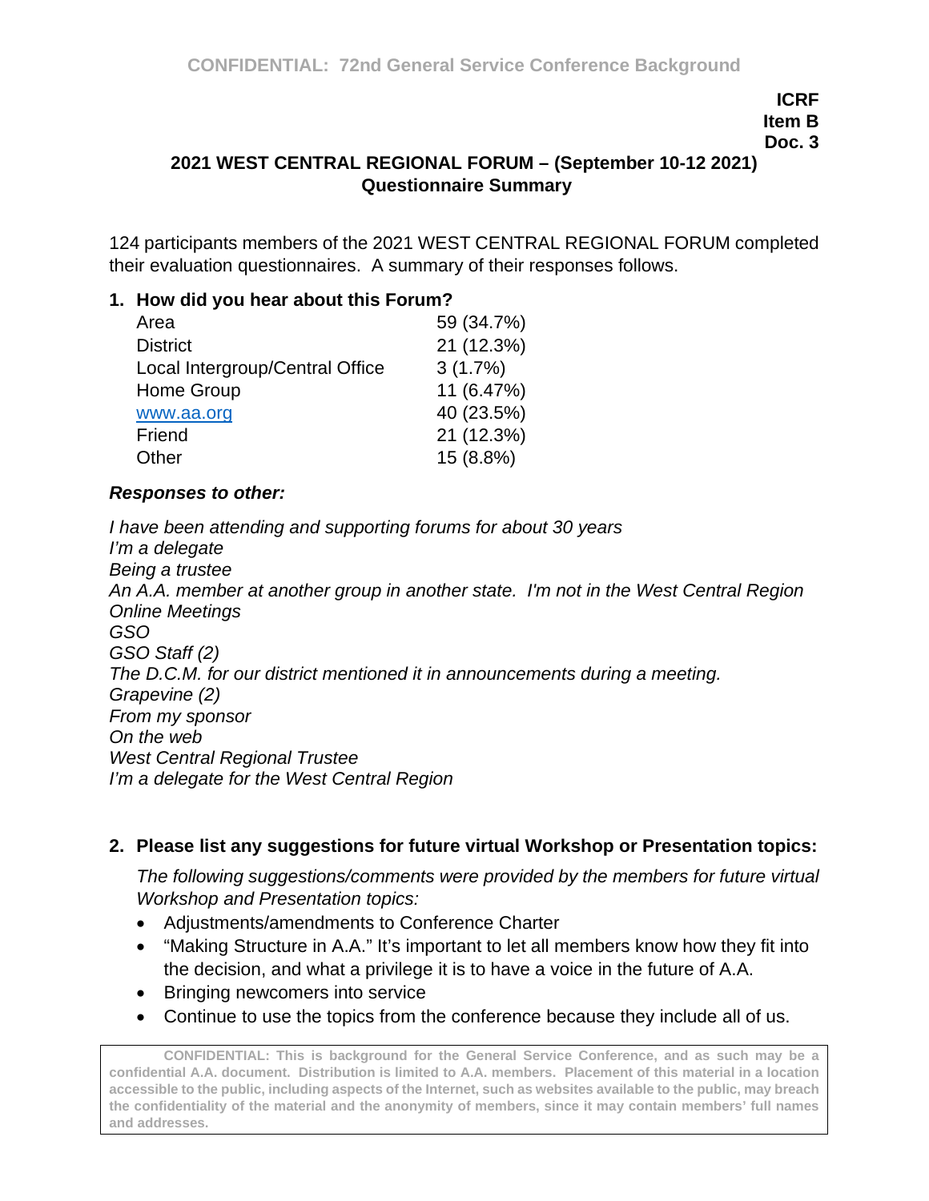**ICRF**
**Item B**
**Doc. 3**

## 2021 WEST CENTRAL REGIONAL FORUM – (September 10-12 2021)
## Questionnaire Summary

124 participants members of the 2021 WEST CENTRAL REGIONAL FORUM completed their evaluation questionnaires. A summary of their responses follows.

### 1. How did you hear about this Forum?

| | |
|---|---|
| Area | 59 (34.7%) |
| District | 21 (12.3%) |
| Local Intergroup/Central Office | 3 (1.7%) |
| Home Group | 11 (6.47%) |
| www.aa.org | 40 (23.5%) |
| Friend | 21 (12.3%) |
| Other | 15 (8.8%) |

***Responses to other:***

*I have been attending and supporting forums for about 30 years*
*I'm a delegate*
*Being a trustee*
*An A.A. member at another group in another state. I'm not in the West Central Region*
*Online Meetings*
*GSO*
*GSO Staff (2)*
*The D.C.M. for our district mentioned it in announcements during a meeting.*
*Grapevine (2)*
*From my sponsor*
*On the web*
*West Central Regional Trustee*
*I'm a delegate for the West Central Region*

### 2. Please list any suggestions for future virtual Workshop or Presentation topics:

*The following suggestions/comments were provided by the members for future virtual Workshop and Presentation topics:*

- Adjustments/amendments to Conference Charter
- "Making Structure in A.A." It's important to let all members know how they fit into the decision, and what a privilege it is to have a voice in the future of A.A.
- Bringing newcomers into service
- Continue to use the topics from the conference because they include all of us.

**CONFIDENTIAL: This is background for the General Service Conference, and as such may be a confidential A.A. document. Distribution is limited to A.A. members. Placement of this material in a location accessible to the public, including aspects of the Internet, such as websites available to the public, may breach the confidentiality of the material and the anonymity of members, since it may contain members' full names and addresses.**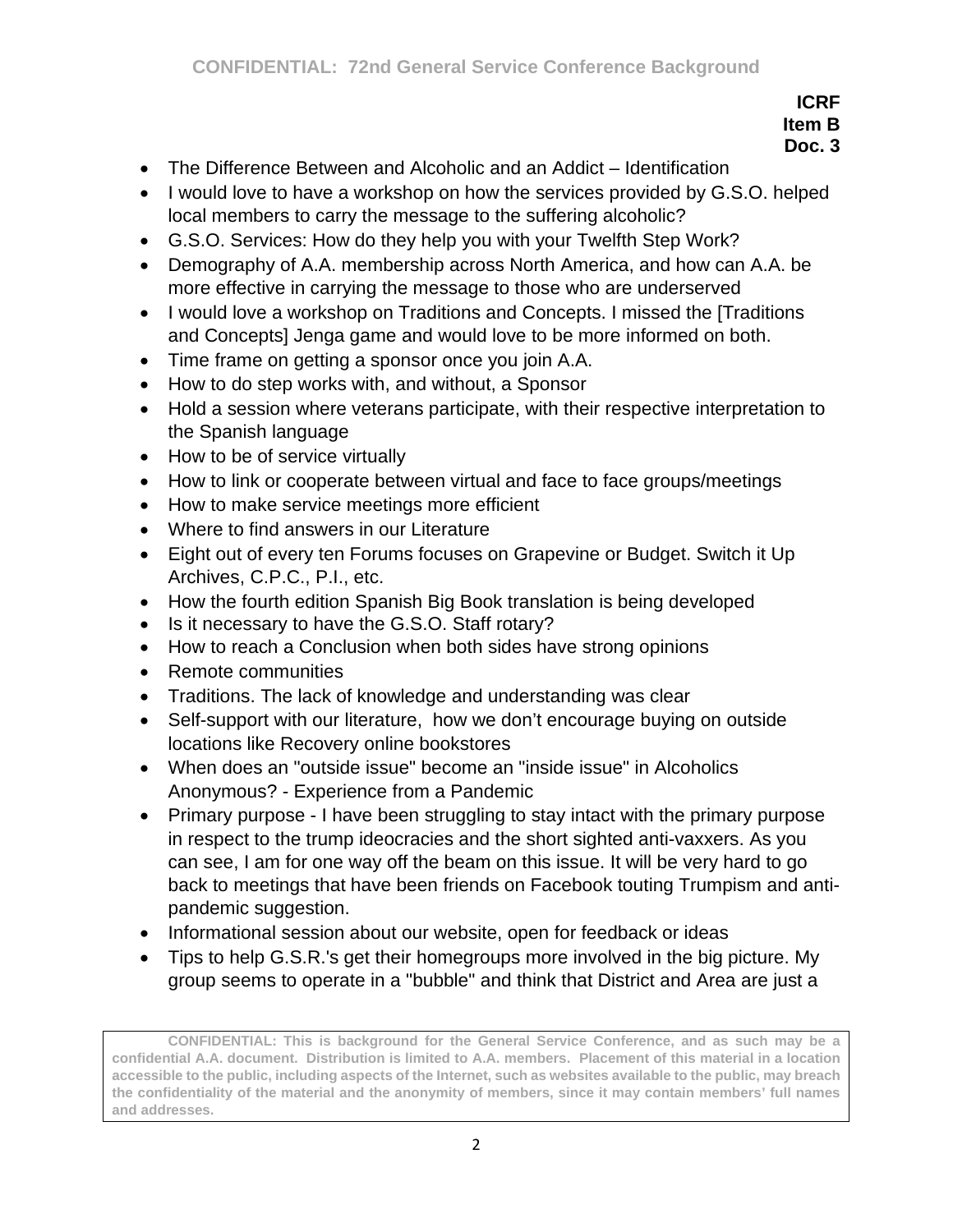**ICRF**
**Item B**
**Doc. 3**

- The Difference Between and Alcoholic and an Addict – Identification
- I would love to have a workshop on how the services provided by G.S.O. helped local members to carry the message to the suffering alcoholic?
- G.S.O. Services: How do they help you with your Twelfth Step Work?
- Demography of A.A. membership across North America, and how can A.A. be more effective in carrying the message to those who are underserved
- I would love a workshop on Traditions and Concepts. I missed the [Traditions and Concepts] Jenga game and would love to be more informed on both.
- Time frame on getting a sponsor once you join A.A.
- How to do step works with, and without, a Sponsor
- Hold a session where veterans participate, with their respective interpretation to the Spanish language
- How to be of service virtually
- How to link or cooperate between virtual and face to face groups/meetings
- How to make service meetings more efficient
- Where to find answers in our Literature
- Eight out of every ten Forums focuses on Grapevine or Budget. Switch it Up Archives, C.P.C., P.I., etc.
- How the fourth edition Spanish Big Book translation is being developed
- Is it necessary to have the G.S.O. Staff rotary?
- How to reach a Conclusion when both sides have strong opinions
- Remote communities
- Traditions. The lack of knowledge and understanding was clear
- Self-support with our literature, how we don't encourage buying on outside locations like Recovery online bookstores
- When does an "outside issue" become an "inside issue" in Alcoholics Anonymous? - Experience from a Pandemic
- Primary purpose - I have been struggling to stay intact with the primary purpose in respect to the trump ideocracies and the short sighted anti-vaxxers. As you can see, I am for one way off the beam on this issue. It will be very hard to go back to meetings that have been friends on Facebook touting Trumpism and anti-pandemic suggestion.
- Informational session about our website, open for feedback or ideas
- Tips to help G.S.R.'s get their homegroups more involved in the big picture. My group seems to operate in a "bubble" and think that District and Area are just a

**CONFIDENTIAL: This is background for the General Service Conference, and as such may be a confidential A.A. document. Distribution is limited to A.A. members. Placement of this material in a location accessible to the public, including aspects of the Internet, such as websites available to the public, may breach the confidentiality of the material and the anonymity of members, since it may contain members' full names and addresses.**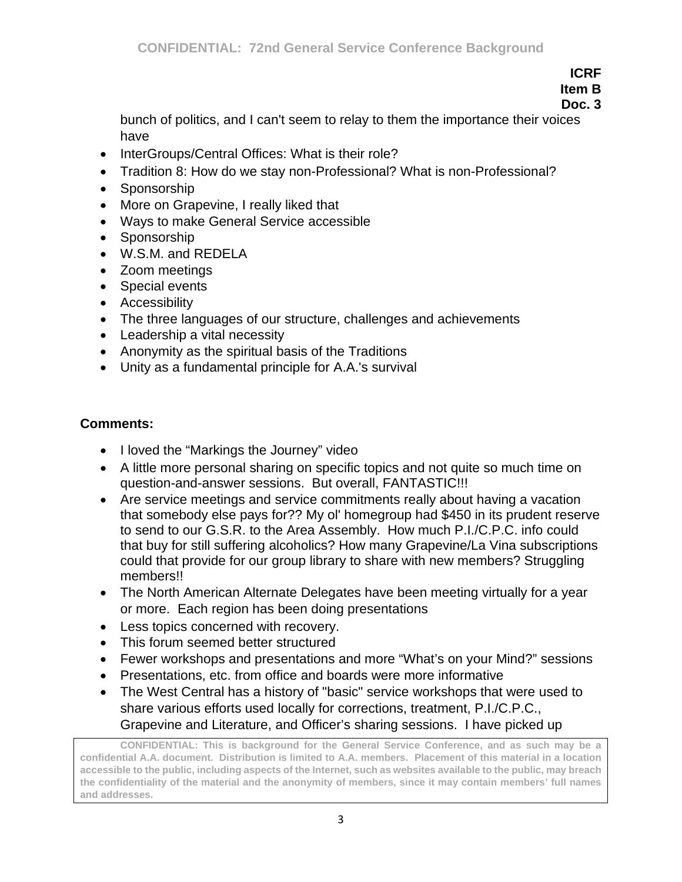bunch of politics, and I can't seem to relay to them the importance their voices have

- InterGroups/Central Offices: What is their role?
- Tradition 8: How do we stay non-Professional? What is non-Professional?
- Sponsorship
- More on Grapevine, I really liked that
- Ways to make General Service accessible
- Sponsorship
- W.S.M. and REDELA
- Zoom meetings
- Special events
- Accessibility
- The three languages of our structure, challenges and achievements
- Leadership a vital necessity
- Anonymity as the spiritual basis of the Traditions
- Unity as a fundamental principle for A.A.'s survival

**Comments:**

- I loved the "Markings the Journey" video
- A little more personal sharing on specific topics and not quite so much time on question-and-answer sessions. But overall, FANTASTIC!!!
- Are service meetings and service commitments really about having a vacation that somebody else pays for?? My ol' homegroup had $450 in its prudent reserve to send to our G.S.R. to the Area Assembly. How much P.I./C.P.C. info could that buy for still suffering alcoholics? How many Grapevine/La Vina subscriptions could that provide for our group library to share with new members? Struggling members!!
- The North American Alternate Delegates have been meeting virtually for a year or more. Each region has been doing presentations
- Less topics concerned with recovery.
- This forum seemed better structured
- Fewer workshops and presentations and more "What's on your Mind?" sessions
- Presentations, etc. from office and boards were more informative
- The West Central has a history of "basic" service workshops that were used to share various efforts used locally for corrections, treatment, P.I./C.P.C., Grapevine and Literature, and Officer's sharing sessions. I have picked up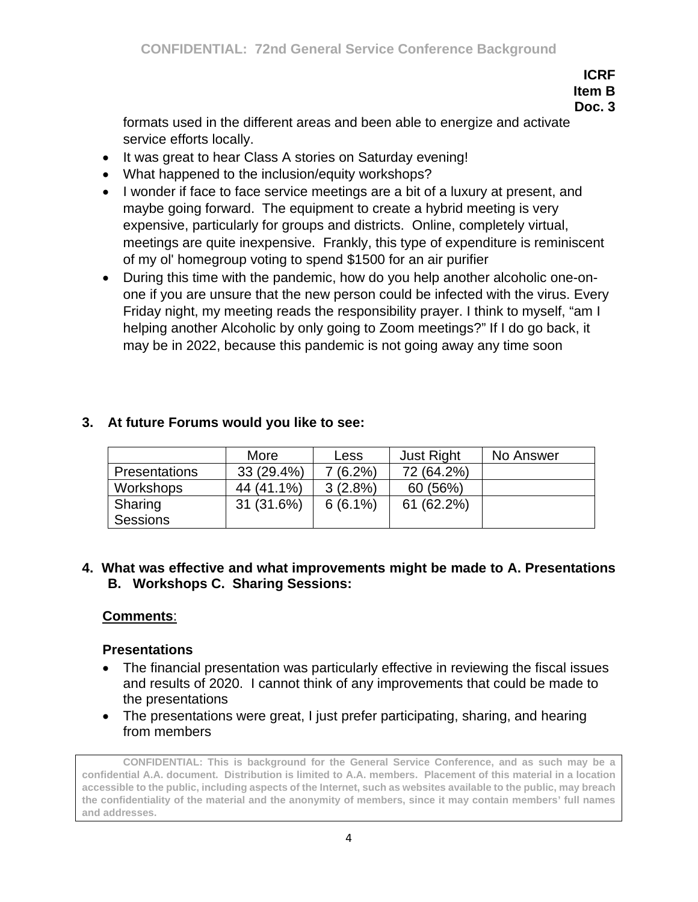formats used in the different areas and been able to energize and activate service efforts locally.

- It was great to hear Class A stories on Saturday evening!
- What happened to the inclusion/equity workshops?
- I wonder if face to face service meetings are a bit of a luxury at present, and maybe going forward. The equipment to create a hybrid meeting is very expensive, particularly for groups and districts. Online, completely virtual, meetings are quite inexpensive. Frankly, this type of expenditure is reminiscent of my ol' homegroup voting to spend $1500 for an air purifier
- During this time with the pandemic, how do you help another alcoholic one-on-one if you are unsure that the new person could be infected with the virus. Every Friday night, my meeting reads the responsibility prayer. I think to myself, "am I helping another Alcoholic by only going to Zoom meetings?" If I do go back, it may be in 2022, because this pandemic is not going away any time soon

**3. At future Forums would you like to see:**

| | More | Less | Just Right | No Answer |
|---|---|---|---|---|
| Presentations | 33 (29.4%) | 7 (6.2%) | 72 (64.2%) | |
| Workshops | 44 (41.1%) | 3 (2.8%) | 60 (56%) | |
| Sharing Sessions | 31 (31.6%) | 6 (6.1%) | 61 (62.2%) | |

**4. What was effective and what improvements might be made to A. Presentations B. Workshops C. Sharing Sessions:**

**Comments**:

**Presentations**

- The financial presentation was particularly effective in reviewing the fiscal issues and results of 2020. I cannot think of any improvements that could be made to the presentations
- The presentations were great, I just prefer participating, sharing, and hearing from members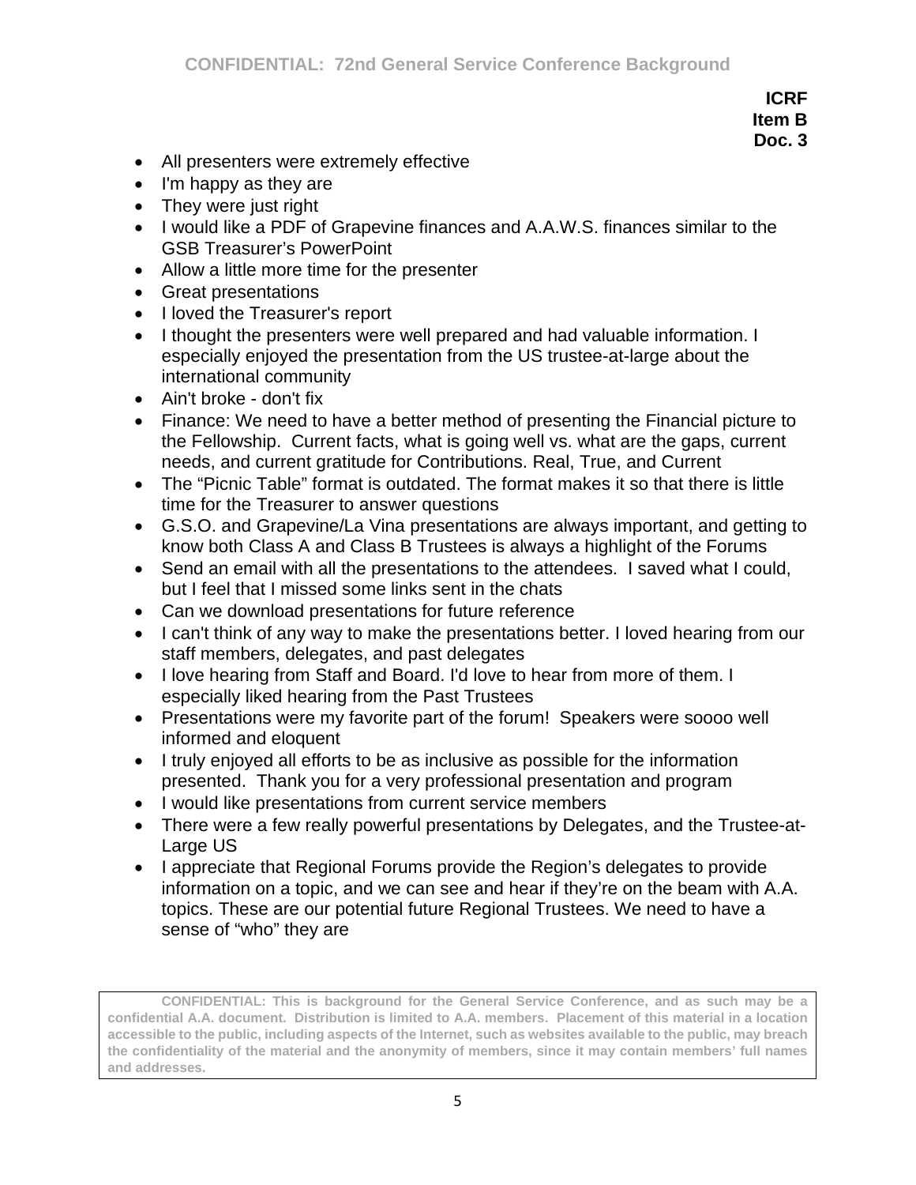**ICRF**
**Item B**
**Doc. 3**

- All presenters were extremely effective
- I'm happy as they are
- They were just right
- I would like a PDF of Grapevine finances and A.A.W.S. finances similar to the GSB Treasurer's PowerPoint
- Allow a little more time for the presenter
- Great presentations
- I loved the Treasurer's report
- I thought the presenters were well prepared and had valuable information. I especially enjoyed the presentation from the US trustee-at-large about the international community
- Ain't broke - don't fix
- Finance: We need to have a better method of presenting the Financial picture to the Fellowship. Current facts, what is going well vs. what are the gaps, current needs, and current gratitude for Contributions. Real, True, and Current
- The "Picnic Table" format is outdated. The format makes it so that there is little time for the Treasurer to answer questions
- G.S.O. and Grapevine/La Vina presentations are always important, and getting to know both Class A and Class B Trustees is always a highlight of the Forums
- Send an email with all the presentations to the attendees. I saved what I could, but I feel that I missed some links sent in the chats
- Can we download presentations for future reference
- I can't think of any way to make the presentations better. I loved hearing from our staff members, delegates, and past delegates
- I love hearing from Staff and Board. I'd love to hear from more of them. I especially liked hearing from the Past Trustees
- Presentations were my favorite part of the forum! Speakers were soooo well informed and eloquent
- I truly enjoyed all efforts to be as inclusive as possible for the information presented. Thank you for a very professional presentation and program
- I would like presentations from current service members
- There were a few really powerful presentations by Delegates, and the Trustee-at-Large US
- I appreciate that Regional Forums provide the Region's delegates to provide information on a topic, and we can see and hear if they're on the beam with A.A. topics. These are our potential future Regional Trustees. We need to have a sense of "who" they are

**CONFIDENTIAL: This is background for the General Service Conference, and as such may be a confidential A.A. document. Distribution is limited to A.A. members. Placement of this material in a location accessible to the public, including aspects of the Internet, such as websites available to the public, may breach the confidentiality of the material and the anonymity of members, since it may contain members' full names and addresses.**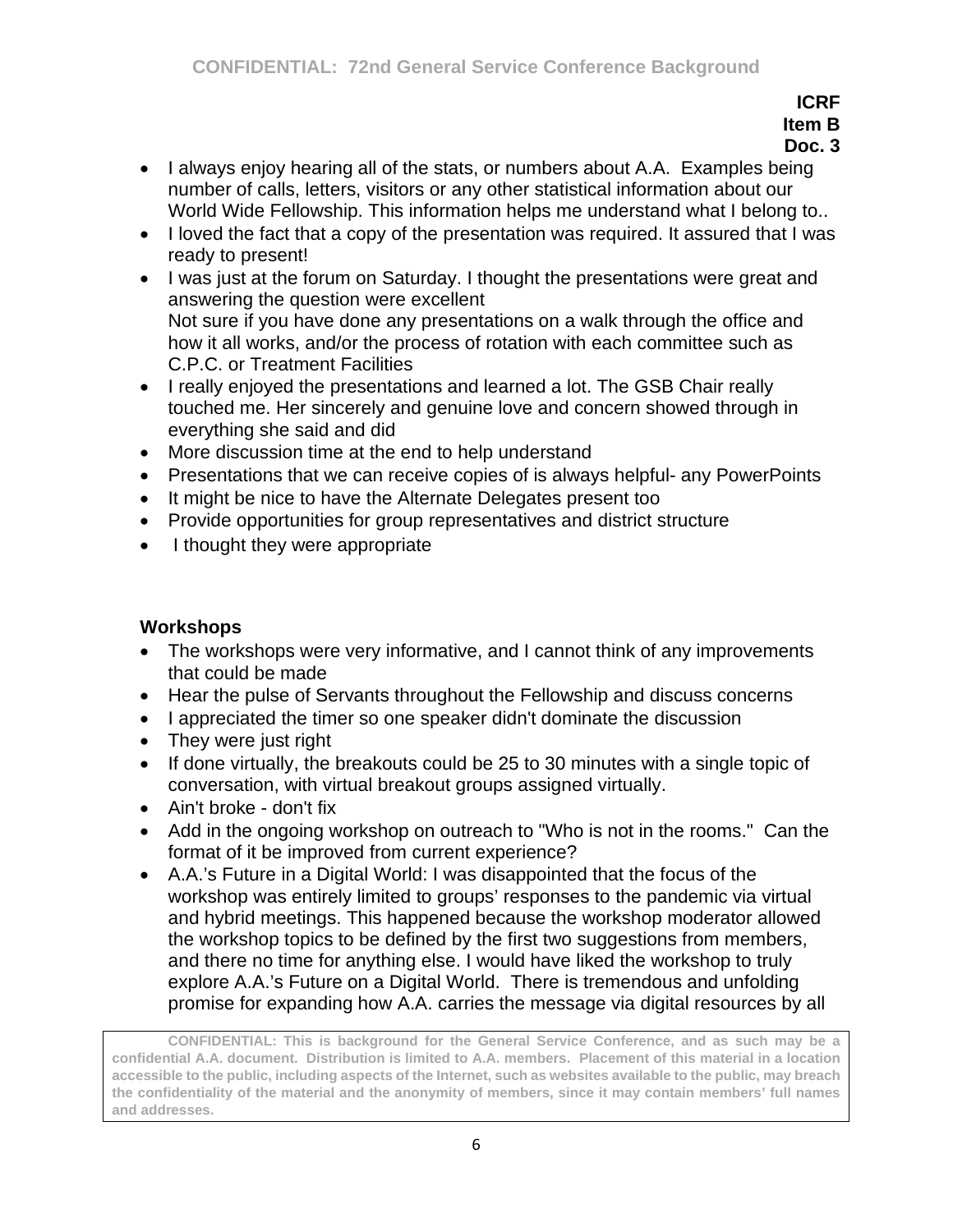**ICRF**
**Item B**
**Doc. 3**

- I always enjoy hearing all of the stats, or numbers about A.A. Examples being number of calls, letters, visitors or any other statistical information about our World Wide Fellowship. This information helps me understand what I belong to..
- I loved the fact that a copy of the presentation was required. It assured that I was ready to present!
- I was just at the forum on Saturday. I thought the presentations were great and answering the question were excellent
  Not sure if you have done any presentations on a walk through the office and how it all works, and/or the process of rotation with each committee such as C.P.C. or Treatment Facilities
- I really enjoyed the presentations and learned a lot. The GSB Chair really touched me. Her sincerely and genuine love and concern showed through in everything she said and did
- More discussion time at the end to help understand
- Presentations that we can receive copies of is always helpful- any PowerPoints
- It might be nice to have the Alternate Delegates present too
- Provide opportunities for group representatives and district structure
- I thought they were appropriate

**Workshops**

- The workshops were very informative, and I cannot think of any improvements that could be made
- Hear the pulse of Servants throughout the Fellowship and discuss concerns
- I appreciated the timer so one speaker didn't dominate the discussion
- They were just right
- If done virtually, the breakouts could be 25 to 30 minutes with a single topic of conversation, with virtual breakout groups assigned virtually.
- Ain't broke - don't fix
- Add in the ongoing workshop on outreach to "Who is not in the rooms." Can the format of it be improved from current experience?
- A.A.'s Future in a Digital World: I was disappointed that the focus of the workshop was entirely limited to groups' responses to the pandemic via virtual and hybrid meetings. This happened because the workshop moderator allowed the workshop topics to be defined by the first two suggestions from members, and there no time for anything else. I would have liked the workshop to truly explore A.A.'s Future on a Digital World. There is tremendous and unfolding promise for expanding how A.A. carries the message via digital resources by all

**CONFIDENTIAL: This is background for the General Service Conference, and as such may be a confidential A.A. document. Distribution is limited to A.A. members. Placement of this material in a location accessible to the public, including aspects of the Internet, such as websites available to the public, may breach the confidentiality of the material and the anonymity of members, since it may contain members' full names and addresses.**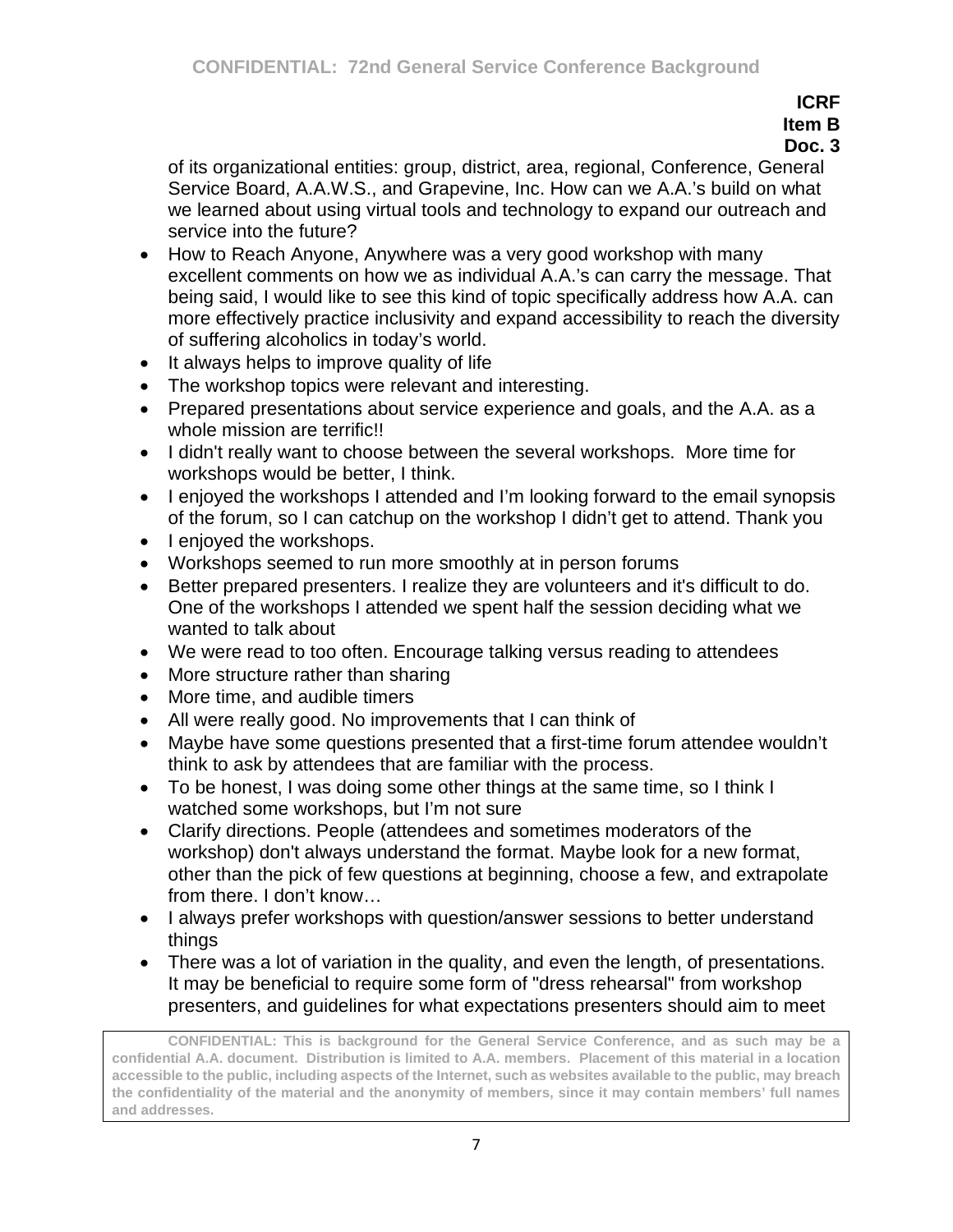of its organizational entities: group, district, area, regional, Conference, General Service Board, A.A.W.S., and Grapevine, Inc. How can we A.A.'s build on what we learned about using virtual tools and technology to expand our outreach and service into the future?

- How to Reach Anyone, Anywhere was a very good workshop with many excellent comments on how we as individual A.A.'s can carry the message. That being said, I would like to see this kind of topic specifically address how A.A. can more effectively practice inclusivity and expand accessibility to reach the diversity of suffering alcoholics in today's world.
- It always helps to improve quality of life
- The workshop topics were relevant and interesting.
- Prepared presentations about service experience and goals, and the A.A. as a whole mission are terrific!!
- I didn't really want to choose between the several workshops. More time for workshops would be better, I think.
- I enjoyed the workshops I attended and I'm looking forward to the email synopsis of the forum, so I can catchup on the workshop I didn't get to attend. Thank you
- I enjoyed the workshops.
- Workshops seemed to run more smoothly at in person forums
- Better prepared presenters. I realize they are volunteers and it's difficult to do. One of the workshops I attended we spent half the session deciding what we wanted to talk about
- We were read to too often. Encourage talking versus reading to attendees
- More structure rather than sharing
- More time, and audible timers
- All were really good. No improvements that I can think of
- Maybe have some questions presented that a first-time forum attendee wouldn't think to ask by attendees that are familiar with the process.
- To be honest, I was doing some other things at the same time, so I think I watched some workshops, but I'm not sure
- Clarify directions. People (attendees and sometimes moderators of the workshop) don't always understand the format. Maybe look for a new format, other than the pick of few questions at beginning, choose a few, and extrapolate from there. I don't know…
- I always prefer workshops with question/answer sessions to better understand things
- There was a lot of variation in the quality, and even the length, of presentations. It may be beneficial to require some form of "dress rehearsal" from workshop presenters, and guidelines for what expectations presenters should aim to meet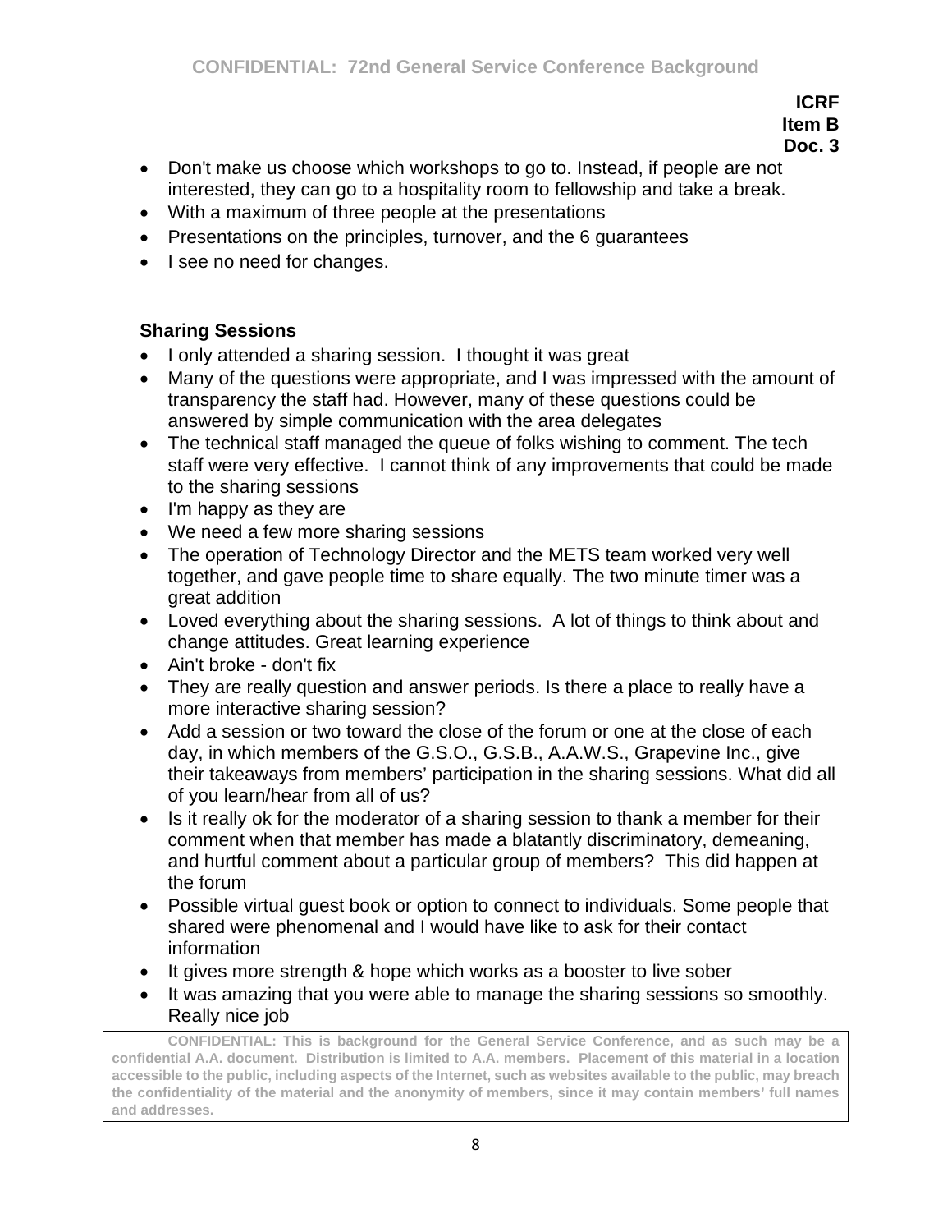- Don't make us choose which workshops to go to. Instead, if people are not interested, they can go to a hospitality room to fellowship and take a break.
- With a maximum of three people at the presentations
- Presentations on the principles, turnover, and the 6 guarantees
- I see no need for changes.

**Sharing Sessions**

- I only attended a sharing session. I thought it was great
- Many of the questions were appropriate, and I was impressed with the amount of transparency the staff had. However, many of these questions could be answered by simple communication with the area delegates
- The technical staff managed the queue of folks wishing to comment. The tech staff were very effective. I cannot think of any improvements that could be made to the sharing sessions
- I'm happy as they are
- We need a few more sharing sessions
- The operation of Technology Director and the METS team worked very well together, and gave people time to share equally. The two minute timer was a great addition
- Loved everything about the sharing sessions. A lot of things to think about and change attitudes. Great learning experience
- Ain't broke - don't fix
- They are really question and answer periods. Is there a place to really have a more interactive sharing session?
- Add a session or two toward the close of the forum or one at the close of each day, in which members of the G.S.O., G.S.B., A.A.W.S., Grapevine Inc., give their takeaways from members' participation in the sharing sessions. What did all of you learn/hear from all of us?
- Is it really ok for the moderator of a sharing session to thank a member for their comment when that member has made a blatantly discriminatory, demeaning, and hurtful comment about a particular group of members? This did happen at the forum
- Possible virtual guest book or option to connect to individuals. Some people that shared were phenomenal and I would have like to ask for their contact information
- It gives more strength & hope which works as a booster to live sober
- It was amazing that you were able to manage the sharing sessions so smoothly. Really nice job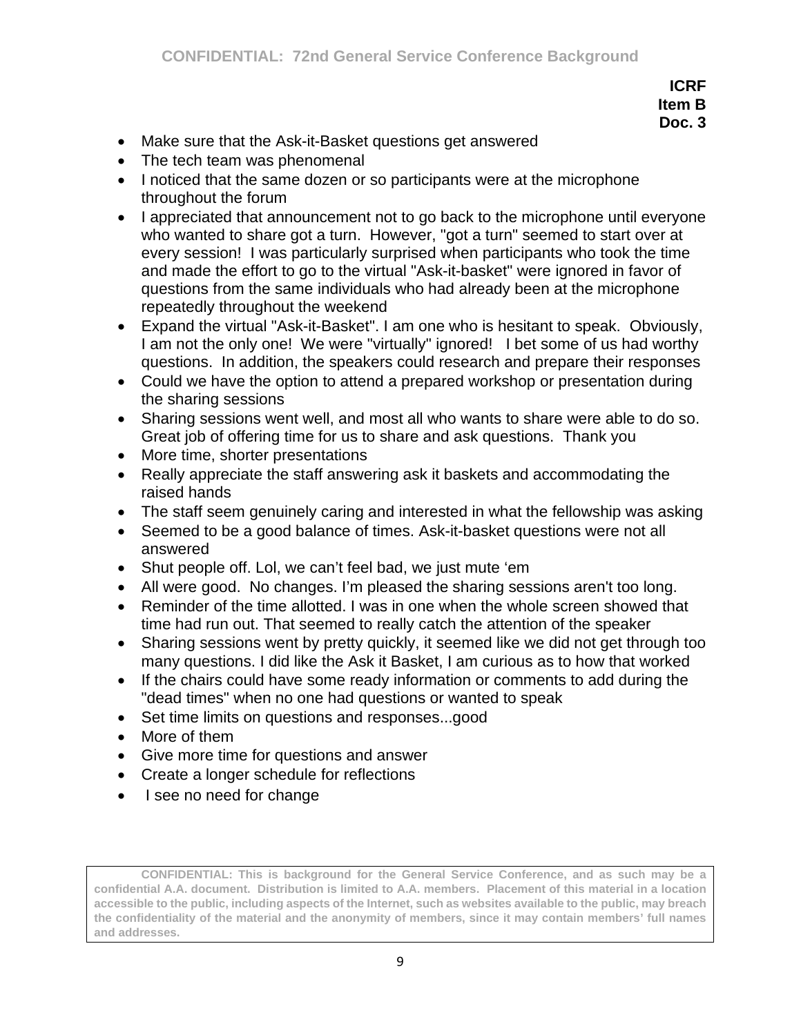**ICRF**
**Item B**
**Doc. 3**

- Make sure that the Ask-it-Basket questions get answered
- The tech team was phenomenal
- I noticed that the same dozen or so participants were at the microphone throughout the forum
- I appreciated that announcement not to go back to the microphone until everyone who wanted to share got a turn. However, "got a turn" seemed to start over at every session! I was particularly surprised when participants who took the time and made the effort to go to the virtual "Ask-it-basket" were ignored in favor of questions from the same individuals who had already been at the microphone repeatedly throughout the weekend
- Expand the virtual "Ask-it-Basket". I am one who is hesitant to speak. Obviously, I am not the only one! We were "virtually" ignored! I bet some of us had worthy questions. In addition, the speakers could research and prepare their responses
- Could we have the option to attend a prepared workshop or presentation during the sharing sessions
- Sharing sessions went well, and most all who wants to share were able to do so. Great job of offering time for us to share and ask questions. Thank you
- More time, shorter presentations
- Really appreciate the staff answering ask it baskets and accommodating the raised hands
- The staff seem genuinely caring and interested in what the fellowship was asking
- Seemed to be a good balance of times. Ask-it-basket questions were not all answered
- Shut people off. Lol, we can't feel bad, we just mute 'em
- All were good. No changes. I'm pleased the sharing sessions aren't too long.
- Reminder of the time allotted. I was in one when the whole screen showed that time had run out. That seemed to really catch the attention of the speaker
- Sharing sessions went by pretty quickly, it seemed like we did not get through too many questions. I did like the Ask it Basket, I am curious as to how that worked
- If the chairs could have some ready information or comments to add during the "dead times" when no one had questions or wanted to speak
- Set time limits on questions and responses...good
- More of them
- Give more time for questions and answer
- Create a longer schedule for reflections
- I see no need for change

**CONFIDENTIAL: This is background for the General Service Conference, and as such may be a confidential A.A. document. Distribution is limited to A.A. members. Placement of this material in a location accessible to the public, including aspects of the Internet, such as websites available to the public, may breach the confidentiality of the material and the anonymity of members, since it may contain members' full names and addresses.**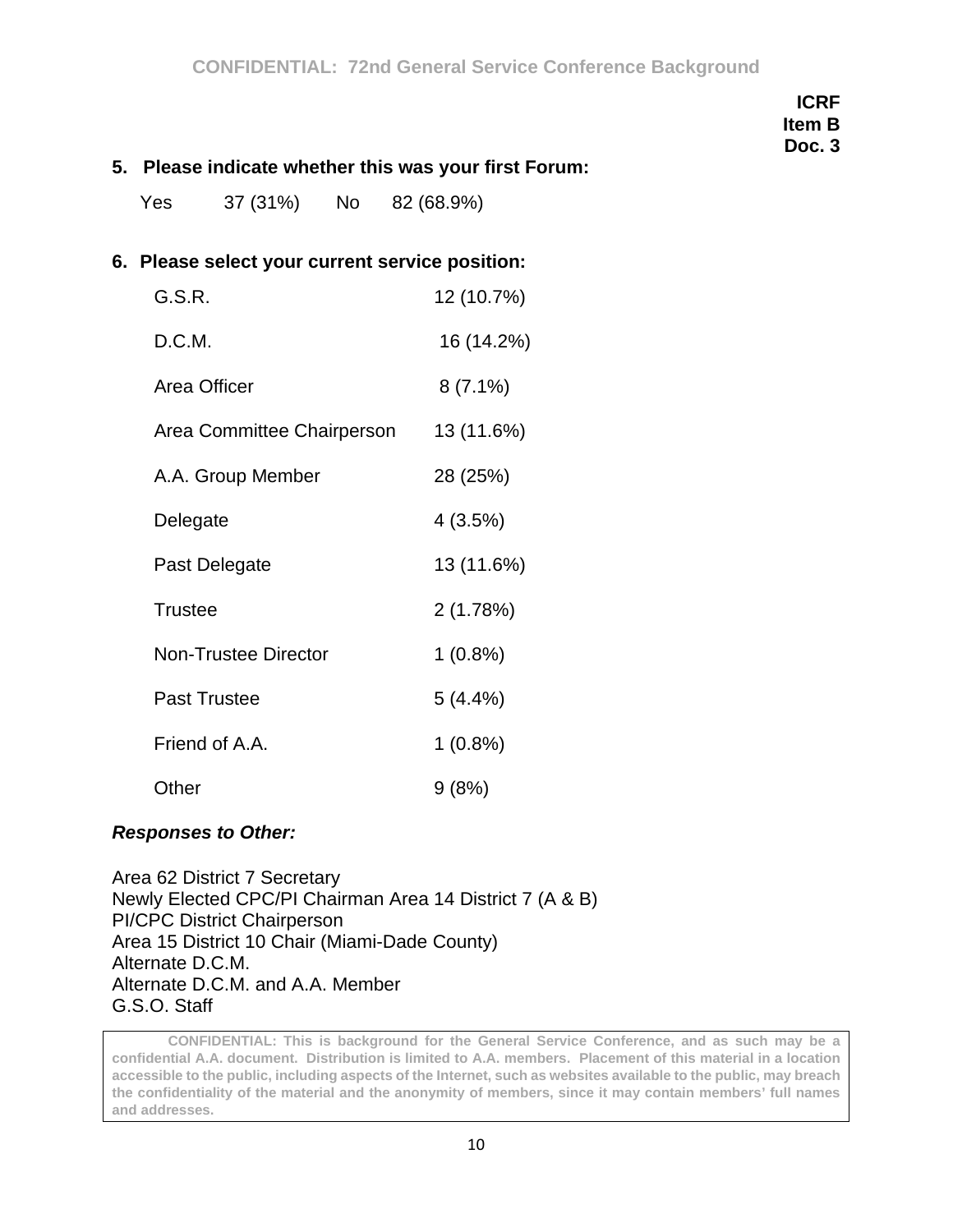**ICRF**
**Item B**
**Doc. 3**

**5. Please indicate whether this was your first Forum:**

Yes 37 (31%) No 82 (68.9%)

**6. Please select your current service position:**

| | |
|---|---|
| G.S.R. | 12 (10.7%) |
| D.C.M. | 16 (14.2%) |
| Area Officer | 8 (7.1%) |
| Area Committee Chairperson | 13 (11.6%) |
| A.A. Group Member | 28 (25%) |
| Delegate | 4 (3.5%) |
| Past Delegate | 13 (11.6%) |
| Trustee | 2 (1.78%) |
| Non-Trustee Director | 1 (0.8%) |
| Past Trustee | 5 (4.4%) |
| Friend of A.A. | 1 (0.8%) |
| Other | 9 (8%) |

***Responses to Other:***

Area 62 District 7 Secretary
Newly Elected CPC/PI Chairman Area 14 District 7 (A & B)
PI/CPC District Chairperson
Area 15 District 10 Chair (Miami-Dade County)
Alternate D.C.M.
Alternate D.C.M. and A.A. Member
G.S.O. Staff

**CONFIDENTIAL: This is background for the General Service Conference, and as such may be a confidential A.A. document. Distribution is limited to A.A. members. Placement of this material in a location accessible to the public, including aspects of the Internet, such as websites available to the public, may breach the confidentiality of the material and the anonymity of members, since it may contain members' full names and addresses.**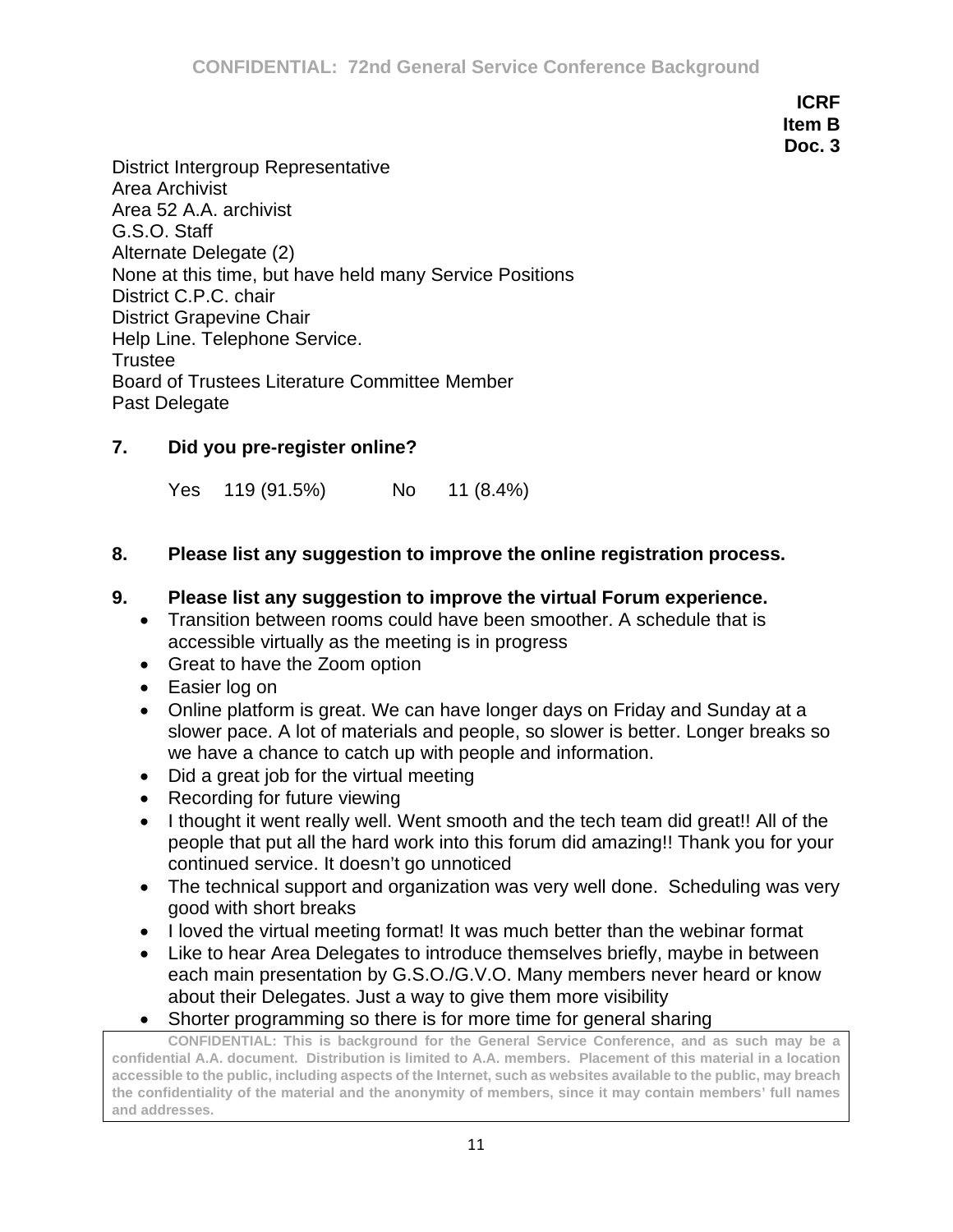**ICRF**
**Item B**
**Doc. 3**

District Intergroup Representative
Area Archivist
Area 52 A.A. archivist
G.S.O. Staff
Alternate Delegate (2)
None at this time, but have held many Service Positions
District C.P.C. chair
District Grapevine Chair
Help Line. Telephone Service.
Trustee
Board of Trustees Literature Committee Member
Past Delegate

**7. Did you pre-register online?**

Yes 119 (91.5%) No 11 (8.4%)

**8. Please list any suggestion to improve the online registration process.**

**9. Please list any suggestion to improve the virtual Forum experience.**

- Transition between rooms could have been smoother. A schedule that is accessible virtually as the meeting is in progress
- Great to have the Zoom option
- Easier log on
- Online platform is great. We can have longer days on Friday and Sunday at a slower pace. A lot of materials and people, so slower is better. Longer breaks so we have a chance to catch up with people and information.
- Did a great job for the virtual meeting
- Recording for future viewing
- I thought it went really well. Went smooth and the tech team did great!! All of the people that put all the hard work into this forum did amazing!! Thank you for your continued service. It doesn't go unnoticed
- The technical support and organization was very well done. Scheduling was very good with short breaks
- I loved the virtual meeting format! It was much better than the webinar format
- Like to hear Area Delegates to introduce themselves briefly, maybe in between each main presentation by G.S.O./G.V.O. Many members never heard or know about their Delegates. Just a way to give them more visibility
- Shorter programming so there is for more time for general sharing

**CONFIDENTIAL: This is background for the General Service Conference, and as such may be a confidential A.A. document. Distribution is limited to A.A. members. Placement of this material in a location accessible to the public, including aspects of the Internet, such as websites available to the public, may breach the confidentiality of the material and the anonymity of members, since it may contain members' full names and addresses.**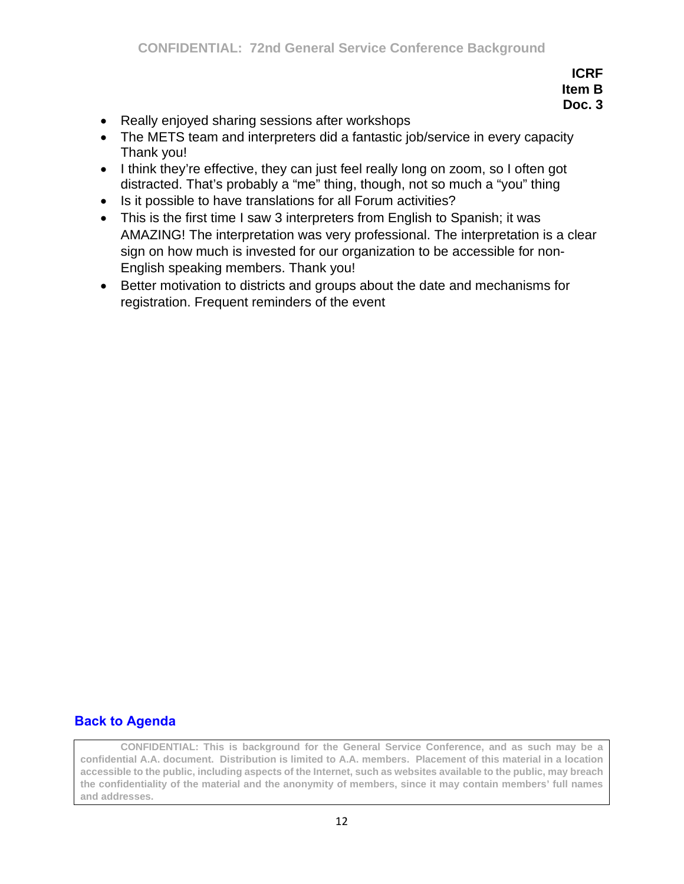**ICRF**
**Item B**
**Doc. 3**

- Really enjoyed sharing sessions after workshops
- The METS team and interpreters did a fantastic job/service in every capacity Thank you!
- I think they're effective, they can just feel really long on zoom, so I often got distracted. That's probably a "me" thing, though, not so much a "you" thing
- Is it possible to have translations for all Forum activities?
- This is the first time I saw 3 interpreters from English to Spanish; it was AMAZING! The interpretation was very professional. The interpretation is a clear sign on how much is invested for our organization to be accessible for non-English speaking members. Thank you!
- Better motivation to districts and groups about the date and mechanisms for registration. Frequent reminders of the event

**Back to Agenda**

**CONFIDENTIAL: This is background for the General Service Conference, and as such may be a confidential A.A. document. Distribution is limited to A.A. members. Placement of this material in a location accessible to the public, including aspects of the Internet, such as websites available to the public, may breach the confidentiality of the material and the anonymity of members, since it may contain members' full names and addresses.**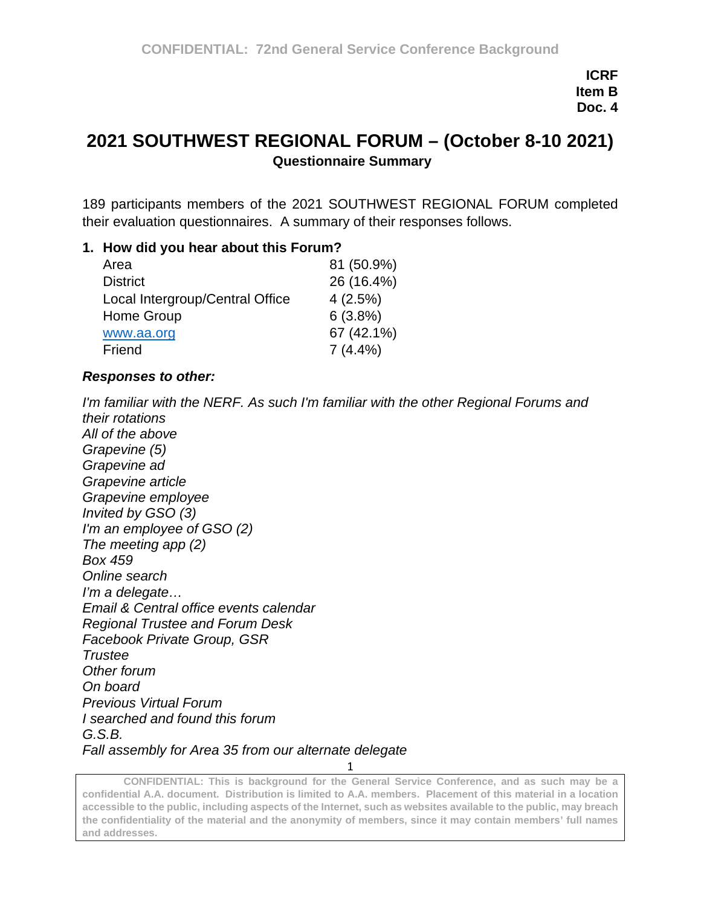**ICRF**
**Item B**
**Doc. 4**

# 2021 SOUTHWEST REGIONAL FORUM – (October 8-10 2021)

**Questionnaire Summary**

189 participants members of the 2021 SOUTHWEST REGIONAL FORUM completed their evaluation questionnaires. A summary of their responses follows.

**1. How did you hear about this Forum?**

| | |
|---|---|
| Area | 81 (50.9%) |
| District | 26 (16.4%) |
| Local Intergroup/Central Office | 4 (2.5%) |
| Home Group | 6 (3.8%) |
| www.aa.org | 67 (42.1%) |
| Friend | 7 (4.4%) |

***Responses to other:***

*I'm familiar with the NERF. As such I'm familiar with the other Regional Forums and their rotations*
*All of the above*
*Grapevine (5)*
*Grapevine ad*
*Grapevine article*
*Grapevine employee*
*Invited by GSO (3)*
*I'm an employee of GSO (2)*
*The meeting app (2)*
*Box 459*
*Online search*
*I'm a delegate…*
*Email & Central office events calendar*
*Regional Trustee and Forum Desk*
*Facebook Private Group, GSR*
*Trustee*
*Other forum*
*On board*
*Previous Virtual Forum*
*I searched and found this forum*
*G.S.B.*
*Fall assembly for Area 35 from our alternate delegate*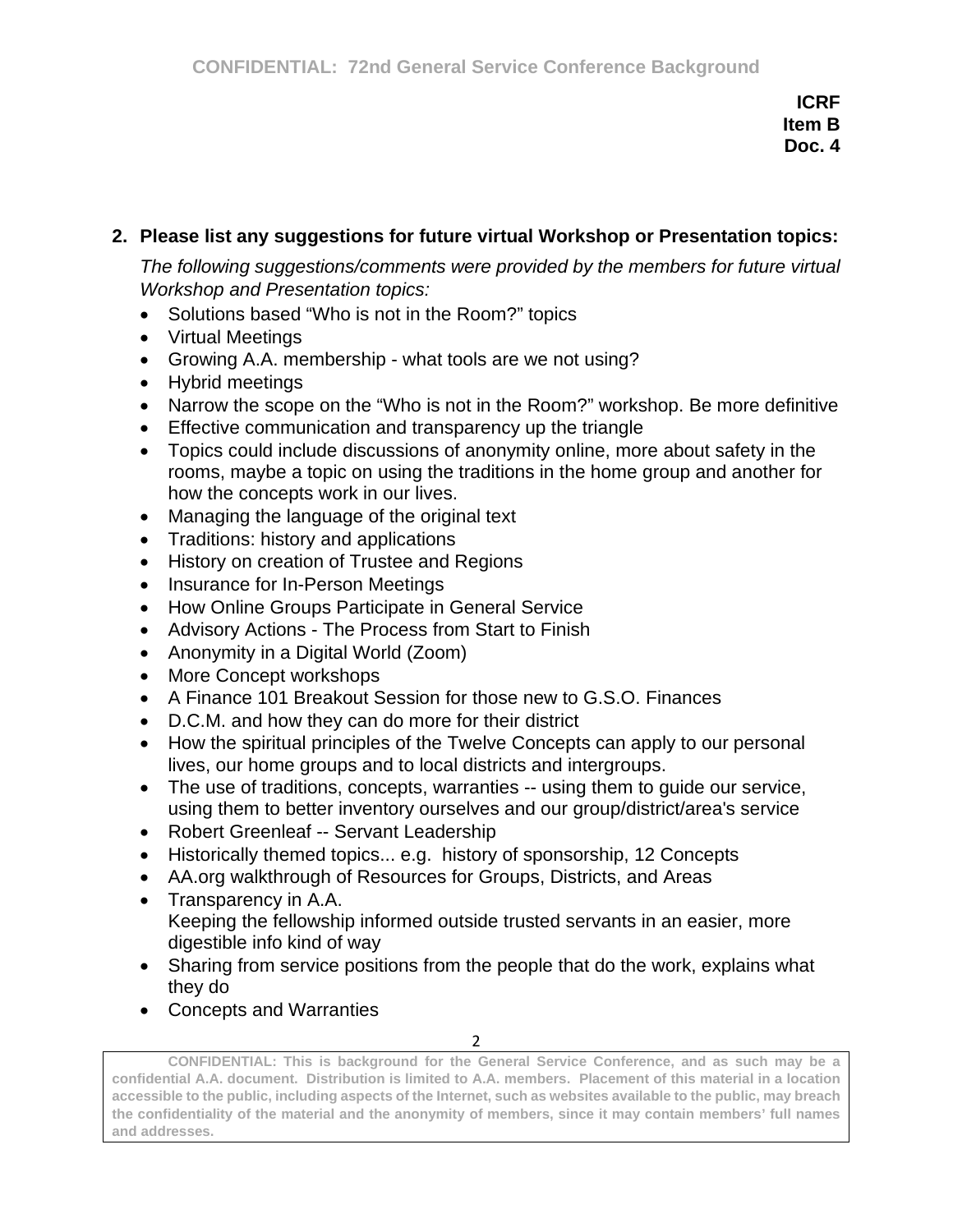**ICRF**
**Item B**
**Doc. 4**

**2. Please list any suggestions for future virtual Workshop or Presentation topics:**

*The following suggestions/comments were provided by the members for future virtual Workshop and Presentation topics:*

- Solutions based "Who is not in the Room?" topics
- Virtual Meetings
- Growing A.A. membership - what tools are we not using?
- Hybrid meetings
- Narrow the scope on the "Who is not in the Room?" workshop. Be more definitive
- Effective communication and transparency up the triangle
- Topics could include discussions of anonymity online, more about safety in the rooms, maybe a topic on using the traditions in the home group and another for how the concepts work in our lives.
- Managing the language of the original text
- Traditions: history and applications
- History on creation of Trustee and Regions
- Insurance for In-Person Meetings
- How Online Groups Participate in General Service
- Advisory Actions - The Process from Start to Finish
- Anonymity in a Digital World (Zoom)
- More Concept workshops
- A Finance 101 Breakout Session for those new to G.S.O. Finances
- D.C.M. and how they can do more for their district
- How the spiritual principles of the Twelve Concepts can apply to our personal lives, our home groups and to local districts and intergroups.
- The use of traditions, concepts, warranties -- using them to guide our service, using them to better inventory ourselves and our group/district/area's service
- Robert Greenleaf -- Servant Leadership
- Historically themed topics... e.g. history of sponsorship, 12 Concepts
- AA.org walkthrough of Resources for Groups, Districts, and Areas
- Transparency in A.A.
  Keeping the fellowship informed outside trusted servants in an easier, more digestible info kind of way
- Sharing from service positions from the people that do the work, explains what they do
- Concepts and Warranties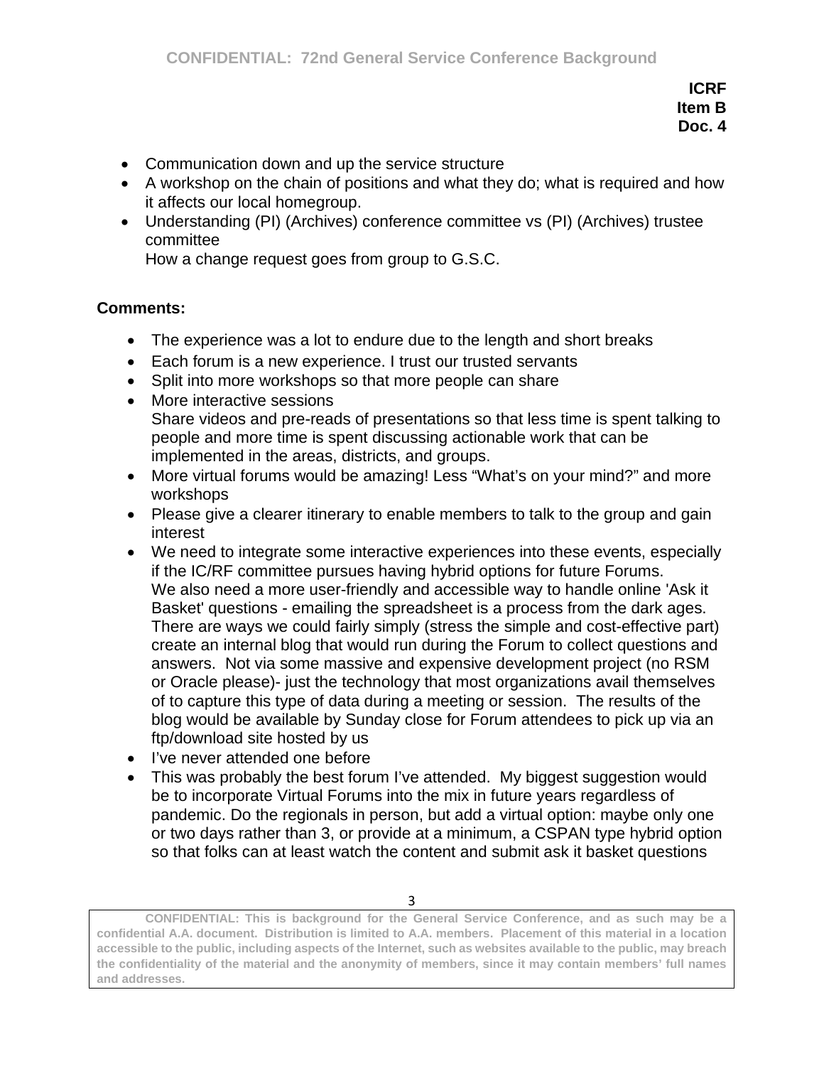**ICRF**
**Item B**
**Doc. 4**

- Communication down and up the service structure
- A workshop on the chain of positions and what they do; what is required and how it affects our local homegroup.
- Understanding (PI) (Archives) conference committee vs (PI) (Archives) trustee committee
  How a change request goes from group to G.S.C.

**Comments:**

- The experience was a lot to endure due to the length and short breaks
- Each forum is a new experience. I trust our trusted servants
- Split into more workshops so that more people can share
- More interactive sessions
  Share videos and pre-reads of presentations so that less time is spent talking to people and more time is spent discussing actionable work that can be implemented in the areas, districts, and groups.
- More virtual forums would be amazing! Less "What's on your mind?" and more workshops
- Please give a clearer itinerary to enable members to talk to the group and gain interest
- We need to integrate some interactive experiences into these events, especially if the IC/RF committee pursues having hybrid options for future Forums.
  We also need a more user-friendly and accessible way to handle online 'Ask it Basket' questions - emailing the spreadsheet is a process from the dark ages. There are ways we could fairly simply (stress the simple and cost-effective part) create an internal blog that would run during the Forum to collect questions and answers. Not via some massive and expensive development project (no RSM or Oracle please)- just the technology that most organizations avail themselves of to capture this type of data during a meeting or session. The results of the blog would be available by Sunday close for Forum attendees to pick up via an ftp/download site hosted by us
- I've never attended one before
- This was probably the best forum I've attended. My biggest suggestion would be to incorporate Virtual Forums into the mix in future years regardless of pandemic. Do the regionals in person, but add a virtual option: maybe only one or two days rather than 3, or provide at a minimum, a CSPAN type hybrid option so that folks can at least watch the content and submit ask it basket questions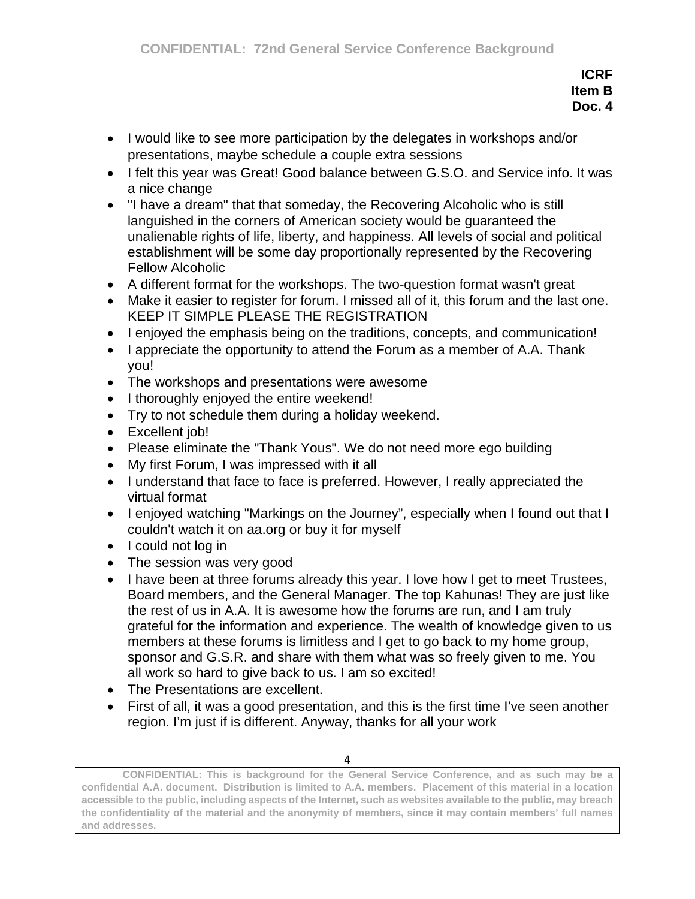**ICRF**
**Item B**
**Doc. 4**

- I would like to see more participation by the delegates in workshops and/or presentations, maybe schedule a couple extra sessions
- I felt this year was Great! Good balance between G.S.O. and Service info. It was a nice change
- "I have a dream" that that someday, the Recovering Alcoholic who is still languished in the corners of American society would be guaranteed the unalienable rights of life, liberty, and happiness. All levels of social and political establishment will be some day proportionally represented by the Recovering Fellow Alcoholic
- A different format for the workshops. The two-question format wasn't great
- Make it easier to register for forum. I missed all of it, this forum and the last one. KEEP IT SIMPLE PLEASE THE REGISTRATION
- I enjoyed the emphasis being on the traditions, concepts, and communication!
- I appreciate the opportunity to attend the Forum as a member of A.A. Thank you!
- The workshops and presentations were awesome
- I thoroughly enjoyed the entire weekend!
- Try to not schedule them during a holiday weekend.
- Excellent job!
- Please eliminate the "Thank Yous". We do not need more ego building
- My first Forum, I was impressed with it all
- I understand that face to face is preferred. However, I really appreciated the virtual format
- I enjoyed watching "Markings on the Journey", especially when I found out that I couldn't watch it on aa.org or buy it for myself
- I could not log in
- The session was very good
- I have been at three forums already this year. I love how I get to meet Trustees, Board members, and the General Manager. The top Kahunas! They are just like the rest of us in A.A. It is awesome how the forums are run, and I am truly grateful for the information and experience. The wealth of knowledge given to us members at these forums is limitless and I get to go back to my home group, sponsor and G.S.R. and share with them what was so freely given to me. You all work so hard to give back to us. I am so excited!
- The Presentations are excellent.
- First of all, it was a good presentation, and this is the first time I've seen another region. I'm just if is different. Anyway, thanks for all your work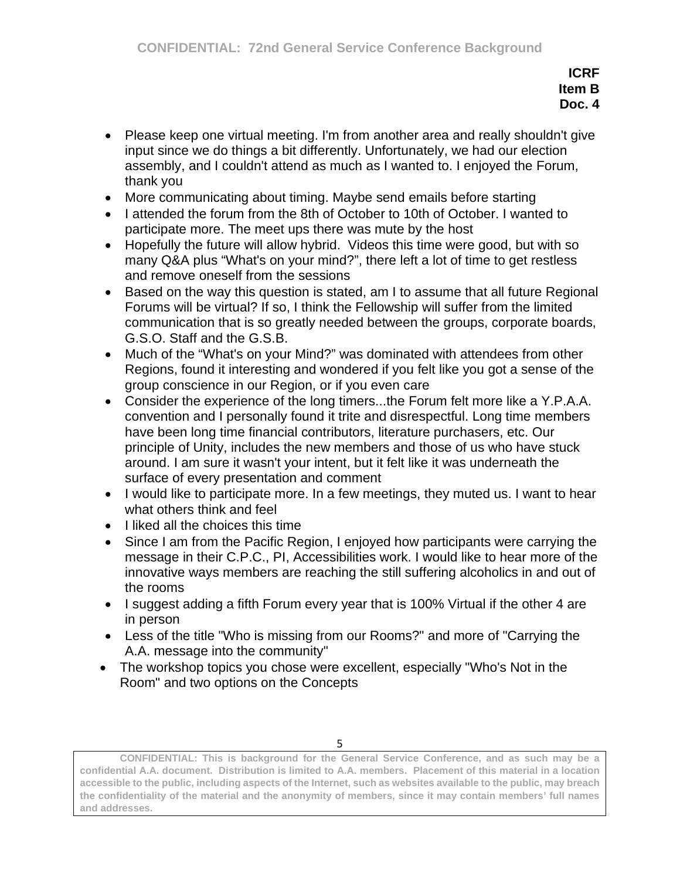**ICRF**
**Item B**
**Doc. 4**

- Please keep one virtual meeting. I'm from another area and really shouldn't give input since we do things a bit differently. Unfortunately, we had our election assembly, and I couldn't attend as much as I wanted to. I enjoyed the Forum, thank you
- More communicating about timing. Maybe send emails before starting
- I attended the forum from the 8th of October to 10th of October. I wanted to participate more. The meet ups there was mute by the host
- Hopefully the future will allow hybrid. Videos this time were good, but with so many Q&A plus "What's on your mind?", there left a lot of time to get restless and remove oneself from the sessions
- Based on the way this question is stated, am I to assume that all future Regional Forums will be virtual? If so, I think the Fellowship will suffer from the limited communication that is so greatly needed between the groups, corporate boards, G.S.O. Staff and the G.S.B.
- Much of the "What's on your Mind?" was dominated with attendees from other Regions, found it interesting and wondered if you felt like you got a sense of the group conscience in our Region, or if you even care
- Consider the experience of the long timers...the Forum felt more like a Y.P.A.A. convention and I personally found it trite and disrespectful. Long time members have been long time financial contributors, literature purchasers, etc. Our principle of Unity, includes the new members and those of us who have stuck around. I am sure it wasn't your intent, but it felt like it was underneath the surface of every presentation and comment
- I would like to participate more. In a few meetings, they muted us. I want to hear what others think and feel
- I liked all the choices this time
- Since I am from the Pacific Region, I enjoyed how participants were carrying the message in their C.P.C., PI, Accessibilities work. I would like to hear more of the innovative ways members are reaching the still suffering alcoholics in and out of the rooms
- I suggest adding a fifth Forum every year that is 100% Virtual if the other 4 are in person
- Less of the title "Who is missing from our Rooms?" and more of "Carrying the A.A. message into the community"
- The workshop topics you chose were excellent, especially "Who's Not in the Room" and two options on the Concepts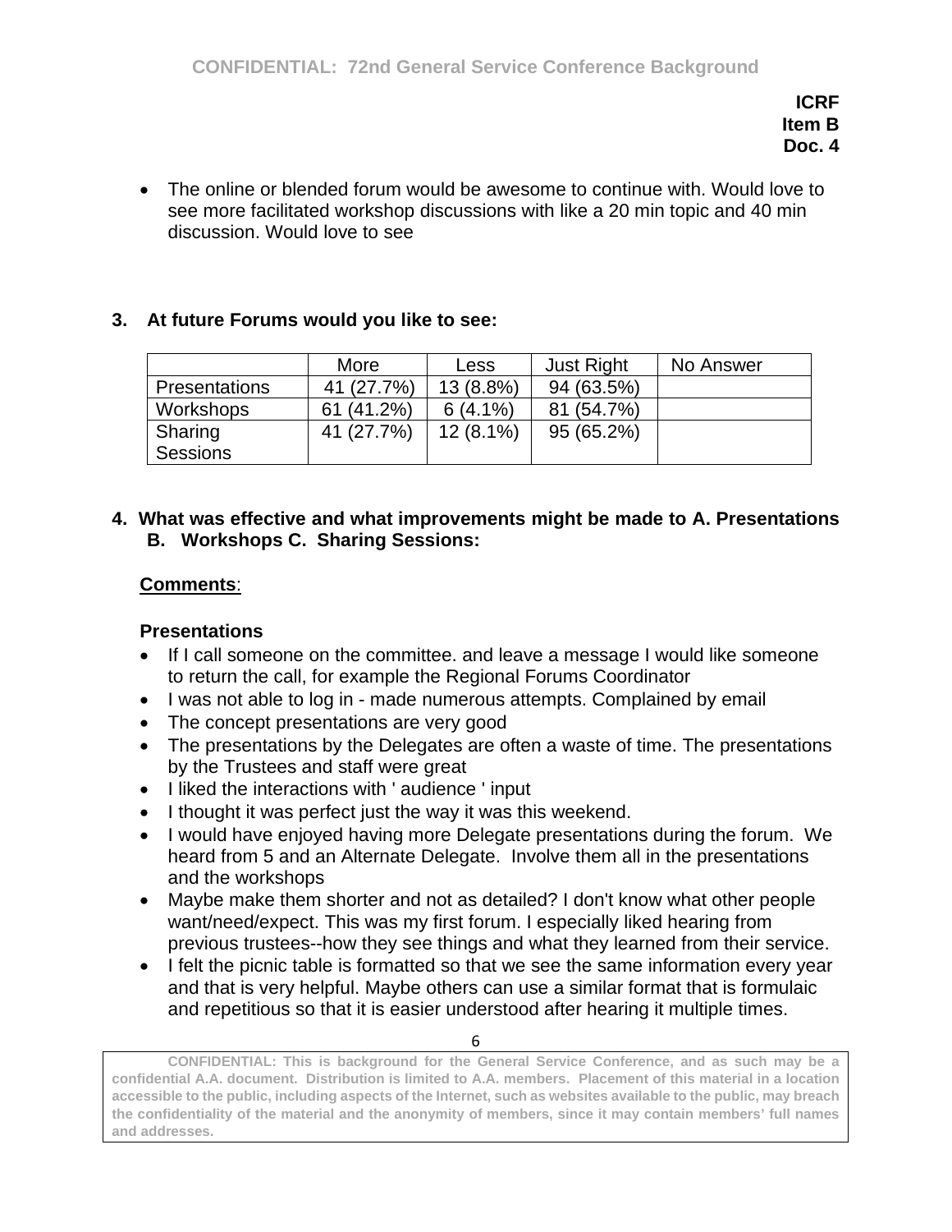**ICRF**
**Item B**
**Doc. 4**

- The online or blended forum would be awesome to continue with. Would love to see more facilitated workshop discussions with like a 20 min topic and 40 min discussion. Would love to see

**3. At future Forums would you like to see:**

| | More | Less | Just Right | No Answer |
|---|---|---|---|---|
| Presentations | 41 (27.7%) | 13 (8.8%) | 94 (63.5%) | |
| Workshops | 61 (41.2%) | 6 (4.1%) | 81 (54.7%) | |
| Sharing Sessions | 41 (27.7%) | 12 (8.1%) | 95 (65.2%) | |

**4. What was effective and what improvements might be made to A. Presentations B. Workshops C. Sharing Sessions:**

**Comments**:

**Presentations**

- If I call someone on the committee. and leave a message I would like someone to return the call, for example the Regional Forums Coordinator
- I was not able to log in - made numerous attempts. Complained by email
- The concept presentations are very good
- The presentations by the Delegates are often a waste of time. The presentations by the Trustees and staff were great
- I liked the interactions with ' audience ' input
- I thought it was perfect just the way it was this weekend.
- I would have enjoyed having more Delegate presentations during the forum. We heard from 5 and an Alternate Delegate. Involve them all in the presentations and the workshops
- Maybe make them shorter and not as detailed? I don't know what other people want/need/expect. This was my first forum. I especially liked hearing from previous trustees--how they see things and what they learned from their service.
- I felt the picnic table is formatted so that we see the same information every year and that is very helpful. Maybe others can use a similar format that is formulaic and repetitious so that it is easier understood after hearing it multiple times.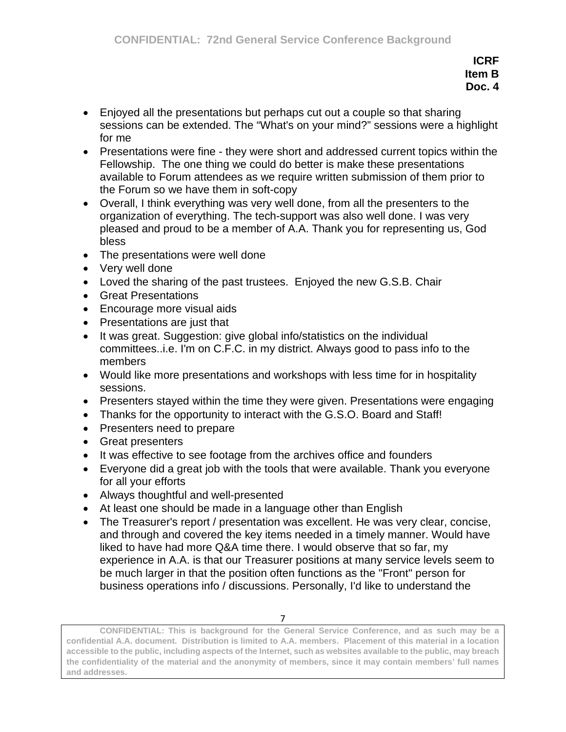**ICRF**
**Item B**
**Doc. 4**

- Enjoyed all the presentations but perhaps cut out a couple so that sharing sessions can be extended. The "What's on your mind?" sessions were a highlight for me
- Presentations were fine - they were short and addressed current topics within the Fellowship. The one thing we could do better is make these presentations available to Forum attendees as we require written submission of them prior to the Forum so we have them in soft-copy
- Overall, I think everything was very well done, from all the presenters to the organization of everything. The tech-support was also well done. I was very pleased and proud to be a member of A.A. Thank you for representing us, God bless
- The presentations were well done
- Very well done
- Loved the sharing of the past trustees. Enjoyed the new G.S.B. Chair
- Great Presentations
- Encourage more visual aids
- Presentations are just that
- It was great. Suggestion: give global info/statistics on the individual committees..i.e. I'm on C.F.C. in my district. Always good to pass info to the members
- Would like more presentations and workshops with less time for in hospitality sessions.
- Presenters stayed within the time they were given. Presentations were engaging
- Thanks for the opportunity to interact with the G.S.O. Board and Staff!
- Presenters need to prepare
- Great presenters
- It was effective to see footage from the archives office and founders
- Everyone did a great job with the tools that were available. Thank you everyone for all your efforts
- Always thoughtful and well-presented
- At least one should be made in a language other than English
- The Treasurer's report / presentation was excellent. He was very clear, concise, and through and covered the key items needed in a timely manner. Would have liked to have had more Q&A time there. I would observe that so far, my experience in A.A. is that our Treasurer positions at many service levels seem to be much larger in that the position often functions as the "Front" person for business operations info / discussions. Personally, I'd like to understand the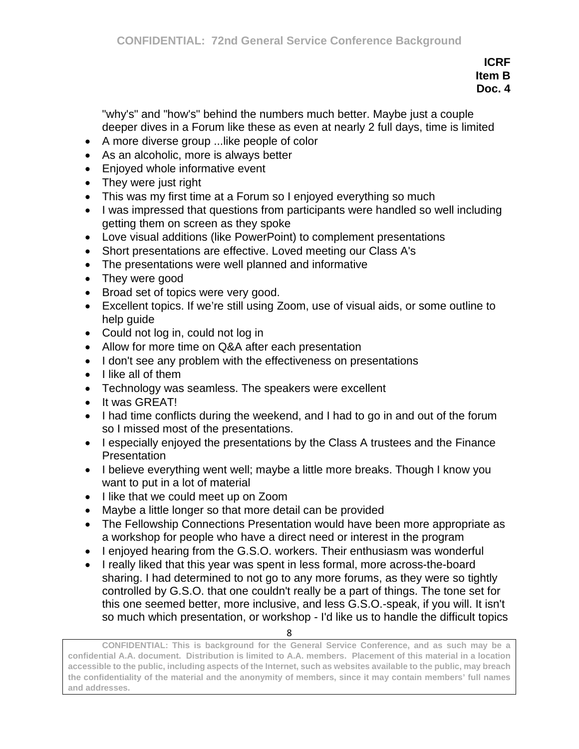"why's" and "how's" behind the numbers much better. Maybe just a couple deeper dives in a Forum like these as even at nearly 2 full days, time is limited

- A more diverse group ...like people of color
- As an alcoholic, more is always better
- Enjoyed whole informative event
- They were just right
- This was my first time at a Forum so I enjoyed everything so much
- I was impressed that questions from participants were handled so well including getting them on screen as they spoke
- Love visual additions (like PowerPoint) to complement presentations
- Short presentations are effective. Loved meeting our Class A's
- The presentations were well planned and informative
- They were good
- Broad set of topics were very good.
- Excellent topics. If we're still using Zoom, use of visual aids, or some outline to help guide
- Could not log in, could not log in
- Allow for more time on Q&A after each presentation
- I don't see any problem with the effectiveness on presentations
- I like all of them
- Technology was seamless. The speakers were excellent
- It was GREAT!
- I had time conflicts during the weekend, and I had to go in and out of the forum so I missed most of the presentations.
- I especially enjoyed the presentations by the Class A trustees and the Finance Presentation
- I believe everything went well; maybe a little more breaks. Though I know you want to put in a lot of material
- I like that we could meet up on Zoom
- Maybe a little longer so that more detail can be provided
- The Fellowship Connections Presentation would have been more appropriate as a workshop for people who have a direct need or interest in the program
- I enjoyed hearing from the G.S.O. workers. Their enthusiasm was wonderful
- I really liked that this year was spent in less formal, more across-the-board sharing. I had determined to not go to any more forums, as they were so tightly controlled by G.S.O. that one couldn't really be a part of things. The tone set for this one seemed better, more inclusive, and less G.S.O.-speak, if you will. It isn't so much which presentation, or workshop - I'd like us to handle the difficult topics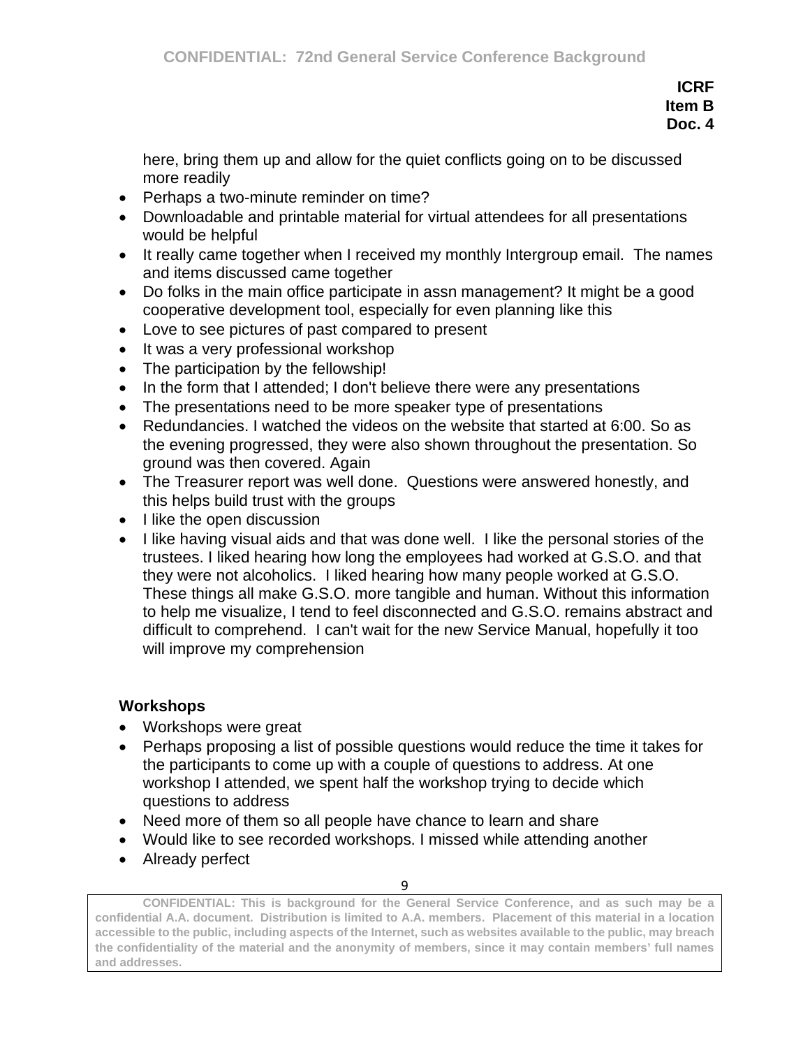**ICRF**
**Item B**
**Doc. 4**

here, bring them up and allow for the quiet conflicts going on to be discussed more readily

- Perhaps a two-minute reminder on time?
- Downloadable and printable material for virtual attendees for all presentations would be helpful
- It really came together when I received my monthly Intergroup email. The names and items discussed came together
- Do folks in the main office participate in assn management? It might be a good cooperative development tool, especially for even planning like this
- Love to see pictures of past compared to present
- It was a very professional workshop
- The participation by the fellowship!
- In the form that I attended; I don't believe there were any presentations
- The presentations need to be more speaker type of presentations
- Redundancies. I watched the videos on the website that started at 6:00. So as the evening progressed, they were also shown throughout the presentation. So ground was then covered. Again
- The Treasurer report was well done. Questions were answered honestly, and this helps build trust with the groups
- I like the open discussion
- I like having visual aids and that was done well. I like the personal stories of the trustees. I liked hearing how long the employees had worked at G.S.O. and that they were not alcoholics. I liked hearing how many people worked at G.S.O. These things all make G.S.O. more tangible and human. Without this information to help me visualize, I tend to feel disconnected and G.S.O. remains abstract and difficult to comprehend. I can't wait for the new Service Manual, hopefully it too will improve my comprehension

### Workshops

- Workshops were great
- Perhaps proposing a list of possible questions would reduce the time it takes for the participants to come up with a couple of questions to address. At one workshop I attended, we spent half the workshop trying to decide which questions to address
- Need more of them so all people have chance to learn and share
- Would like to see recorded workshops. I missed while attending another
- Already perfect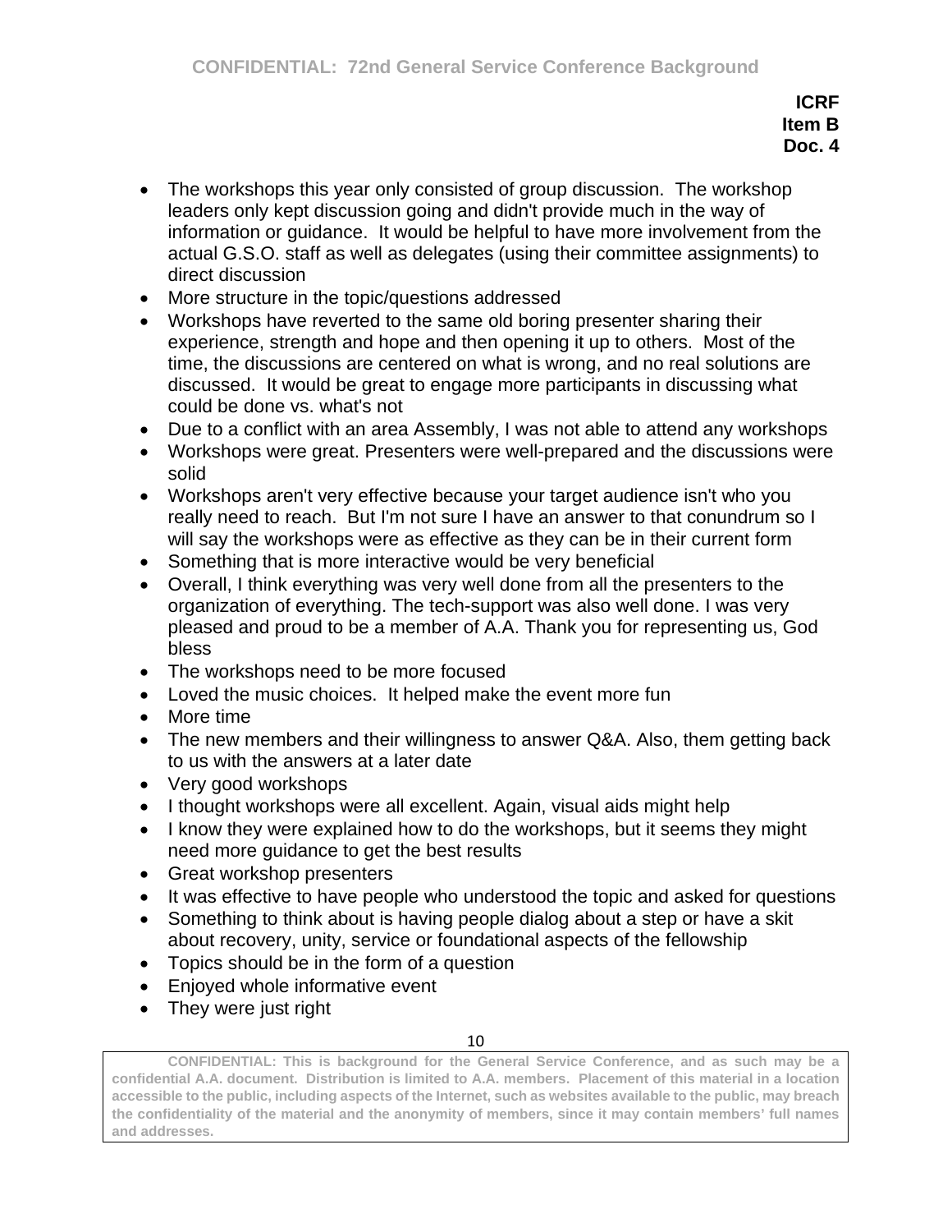**ICRF**
**Item B**
**Doc. 4**

- The workshops this year only consisted of group discussion. The workshop leaders only kept discussion going and didn't provide much in the way of information or guidance. It would be helpful to have more involvement from the actual G.S.O. staff as well as delegates (using their committee assignments) to direct discussion
- More structure in the topic/questions addressed
- Workshops have reverted to the same old boring presenter sharing their experience, strength and hope and then opening it up to others. Most of the time, the discussions are centered on what is wrong, and no real solutions are discussed. It would be great to engage more participants in discussing what could be done vs. what's not
- Due to a conflict with an area Assembly, I was not able to attend any workshops
- Workshops were great. Presenters were well-prepared and the discussions were solid
- Workshops aren't very effective because your target audience isn't who you really need to reach. But I'm not sure I have an answer to that conundrum so I will say the workshops were as effective as they can be in their current form
- Something that is more interactive would be very beneficial
- Overall, I think everything was very well done from all the presenters to the organization of everything. The tech-support was also well done. I was very pleased and proud to be a member of A.A. Thank you for representing us, God bless
- The workshops need to be more focused
- Loved the music choices. It helped make the event more fun
- More time
- The new members and their willingness to answer Q&A. Also, them getting back to us with the answers at a later date
- Very good workshops
- I thought workshops were all excellent. Again, visual aids might help
- I know they were explained how to do the workshops, but it seems they might need more guidance to get the best results
- Great workshop presenters
- It was effective to have people who understood the topic and asked for questions
- Something to think about is having people dialog about a step or have a skit about recovery, unity, service or foundational aspects of the fellowship
- Topics should be in the form of a question
- Enjoyed whole informative event
- They were just right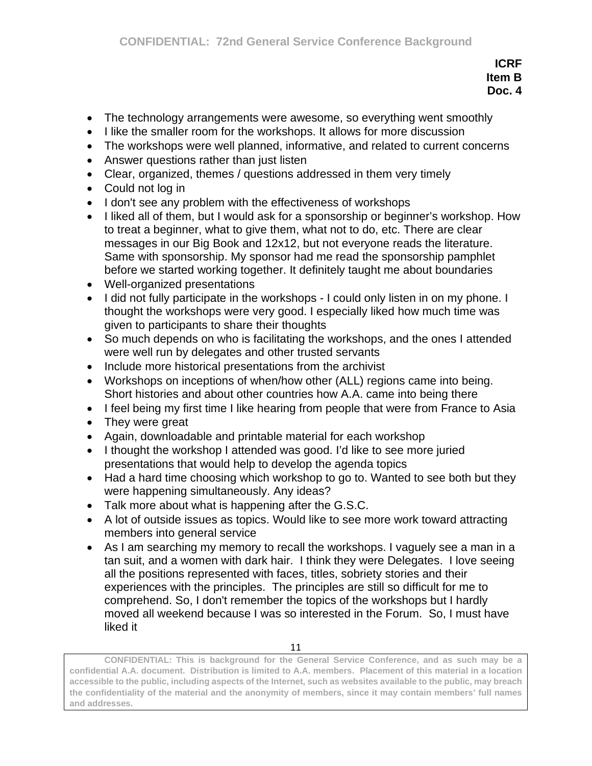**ICRF**
**Item B**
**Doc. 4**

- The technology arrangements were awesome, so everything went smoothly
- I like the smaller room for the workshops. It allows for more discussion
- The workshops were well planned, informative, and related to current concerns
- Answer questions rather than just listen
- Clear, organized, themes / questions addressed in them very timely
- Could not log in
- I don't see any problem with the effectiveness of workshops
- I liked all of them, but I would ask for a sponsorship or beginner's workshop. How to treat a beginner, what to give them, what not to do, etc. There are clear messages in our Big Book and 12x12, but not everyone reads the literature. Same with sponsorship. My sponsor had me read the sponsorship pamphlet before we started working together. It definitely taught me about boundaries
- Well-organized presentations
- I did not fully participate in the workshops - I could only listen in on my phone. I thought the workshops were very good. I especially liked how much time was given to participants to share their thoughts
- So much depends on who is facilitating the workshops, and the ones I attended were well run by delegates and other trusted servants
- Include more historical presentations from the archivist
- Workshops on inceptions of when/how other (ALL) regions came into being. Short histories and about other countries how A.A. came into being there
- I feel being my first time I like hearing from people that were from France to Asia
- They were great
- Again, downloadable and printable material for each workshop
- I thought the workshop I attended was good. I'd like to see more juried presentations that would help to develop the agenda topics
- Had a hard time choosing which workshop to go to. Wanted to see both but they were happening simultaneously. Any ideas?
- Talk more about what is happening after the G.S.C.
- A lot of outside issues as topics. Would like to see more work toward attracting members into general service
- As I am searching my memory to recall the workshops. I vaguely see a man in a tan suit, and a women with dark hair. I think they were Delegates. I love seeing all the positions represented with faces, titles, sobriety stories and their experiences with the principles. The principles are still so difficult for me to comprehend. So, I don't remember the topics of the workshops but I hardly moved all weekend because I was so interested in the Forum. So, I must have liked it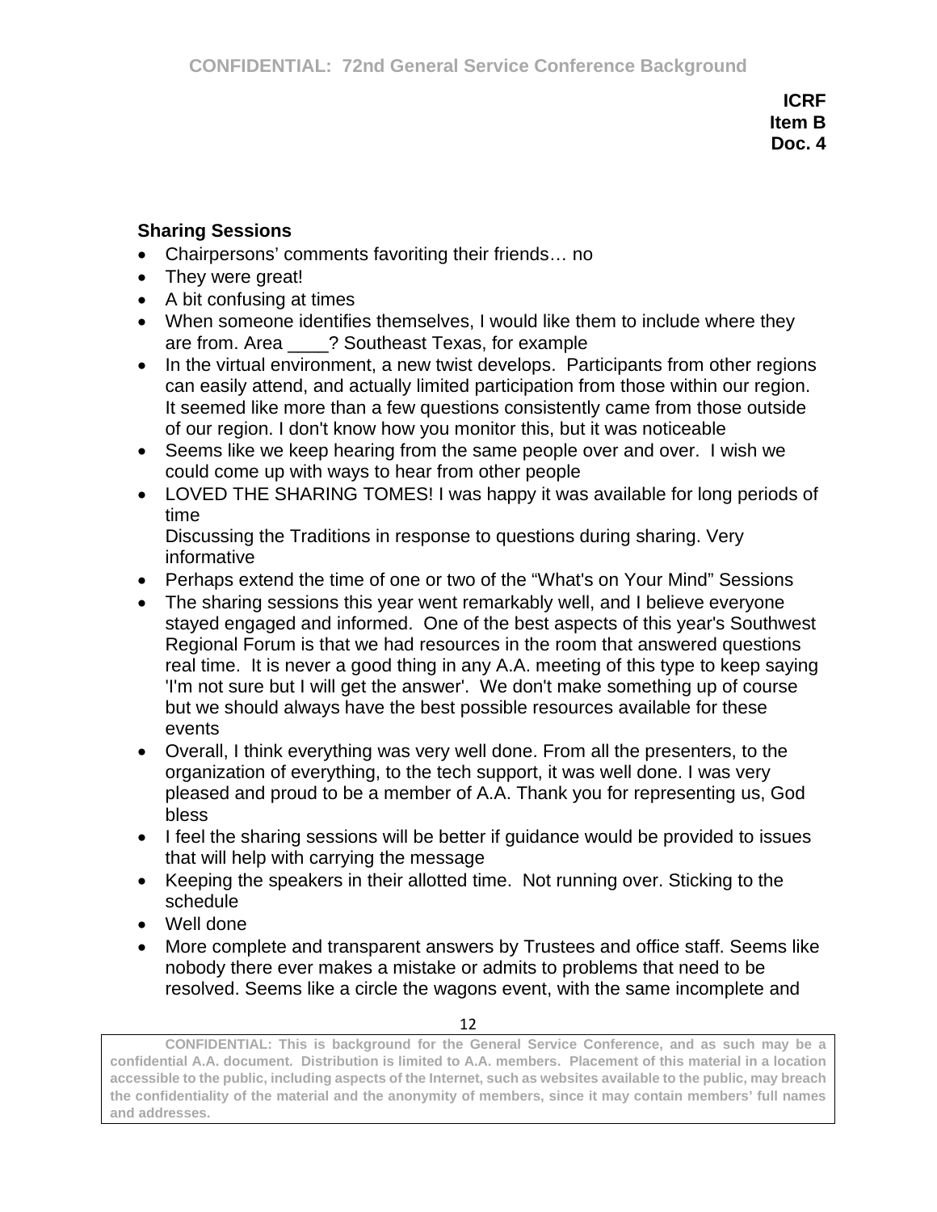**ICRF**
**Item B**
**Doc. 4**

**Sharing Sessions**

- Chairpersons' comments favoriting their friends… no
- They were great!
- A bit confusing at times
- When someone identifies themselves, I would like them to include where they are from. Area ____? Southeast Texas, for example
- In the virtual environment, a new twist develops. Participants from other regions can easily attend, and actually limited participation from those within our region. It seemed like more than a few questions consistently came from those outside of our region. I don't know how you monitor this, but it was noticeable
- Seems like we keep hearing from the same people over and over. I wish we could come up with ways to hear from other people
- LOVED THE SHARING TOMES! I was happy it was available for long periods of time
  Discussing the Traditions in response to questions during sharing. Very informative
- Perhaps extend the time of one or two of the "What's on Your Mind" Sessions
- The sharing sessions this year went remarkably well, and I believe everyone stayed engaged and informed. One of the best aspects of this year's Southwest Regional Forum is that we had resources in the room that answered questions real time. It is never a good thing in any A.A. meeting of this type to keep saying 'I'm not sure but I will get the answer'. We don't make something up of course but we should always have the best possible resources available for these events
- Overall, I think everything was very well done. From all the presenters, to the organization of everything, to the tech support, it was well done. I was very pleased and proud to be a member of A.A. Thank you for representing us, God bless
- I feel the sharing sessions will be better if guidance would be provided to issues that will help with carrying the message
- Keeping the speakers in their allotted time. Not running over. Sticking to the schedule
- Well done
- More complete and transparent answers by Trustees and office staff. Seems like nobody there ever makes a mistake or admits to problems that need to be resolved. Seems like a circle the wagons event, with the same incomplete and

**CONFIDENTIAL: This is background for the General Service Conference, and as such may be a confidential A.A. document. Distribution is limited to A.A. members. Placement of this material in a location accessible to the public, including aspects of the Internet, such as websites available to the public, may breach the confidentiality of the material and the anonymity of members, since it may contain members' full names and addresses.**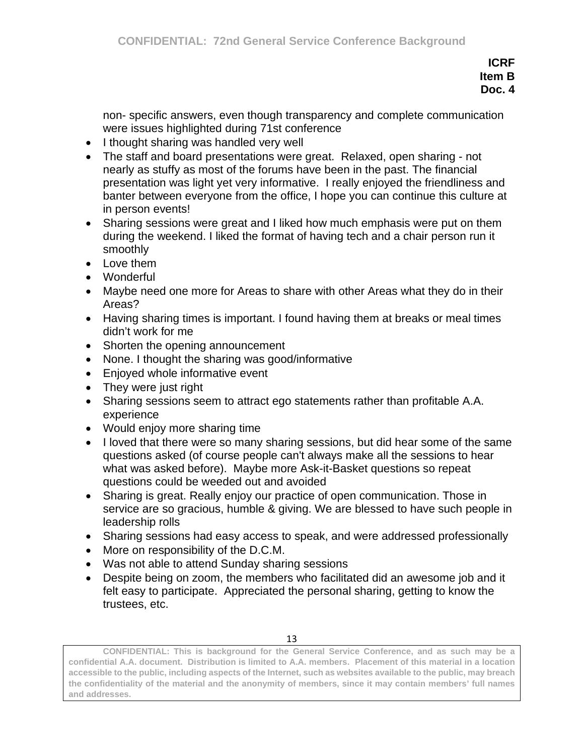non- specific answers, even though transparency and complete communication were issues highlighted during 71st conference

- I thought sharing was handled very well
- The staff and board presentations were great. Relaxed, open sharing - not nearly as stuffy as most of the forums have been in the past. The financial presentation was light yet very informative. I really enjoyed the friendliness and banter between everyone from the office, I hope you can continue this culture at in person events!
- Sharing sessions were great and I liked how much emphasis were put on them during the weekend. I liked the format of having tech and a chair person run it smoothly
- Love them
- Wonderful
- Maybe need one more for Areas to share with other Areas what they do in their Areas?
- Having sharing times is important. I found having them at breaks or meal times didn't work for me
- Shorten the opening announcement
- None. I thought the sharing was good/informative
- Enjoyed whole informative event
- They were just right
- Sharing sessions seem to attract ego statements rather than profitable A.A. experience
- Would enjoy more sharing time
- I loved that there were so many sharing sessions, but did hear some of the same questions asked (of course people can't always make all the sessions to hear what was asked before). Maybe more Ask-it-Basket questions so repeat questions could be weeded out and avoided
- Sharing is great. Really enjoy our practice of open communication. Those in service are so gracious, humble & giving. We are blessed to have such people in leadership rolls
- Sharing sessions had easy access to speak, and were addressed professionally
- More on responsibility of the D.C.M.
- Was not able to attend Sunday sharing sessions
- Despite being on zoom, the members who facilitated did an awesome job and it felt easy to participate. Appreciated the personal sharing, getting to know the trustees, etc.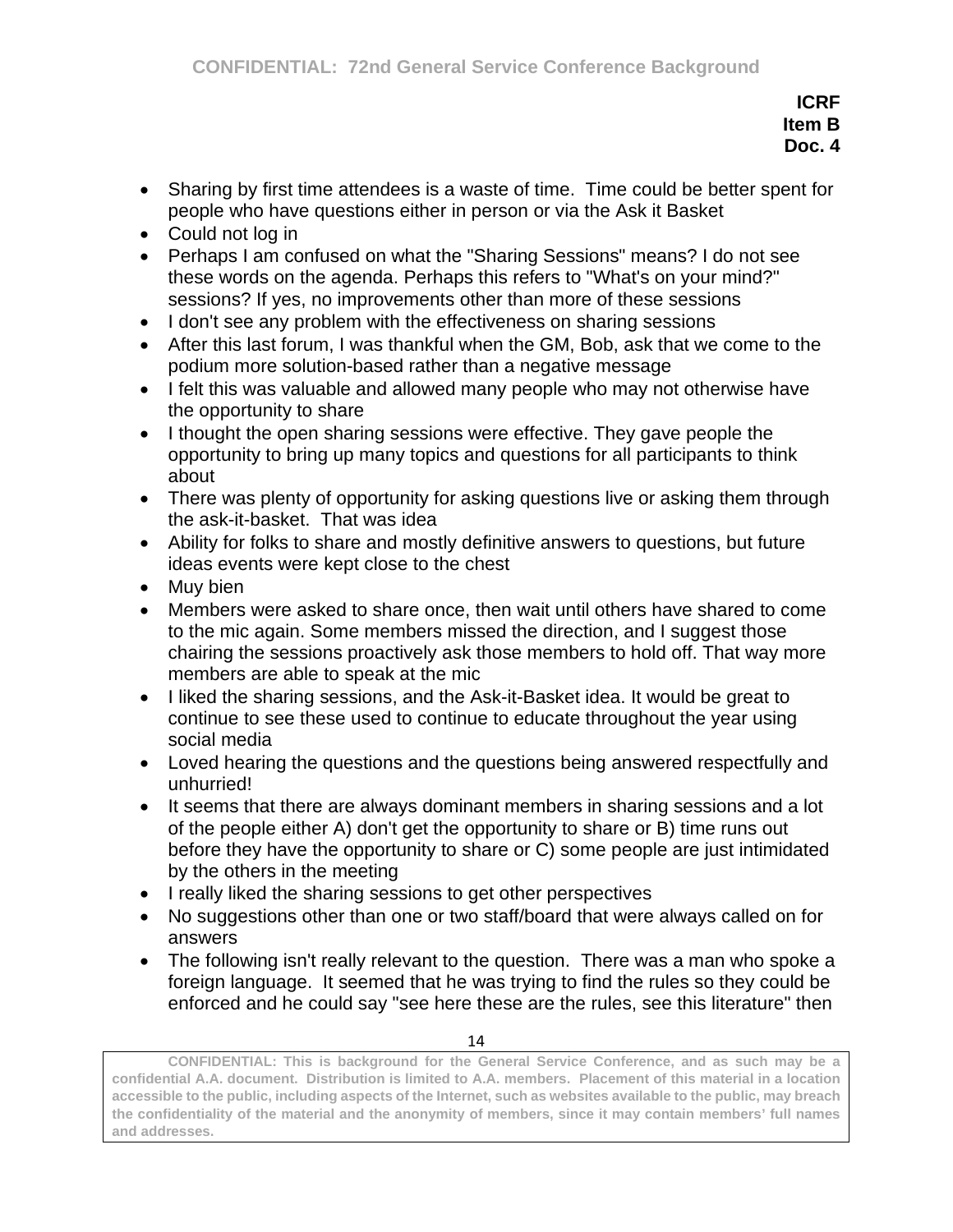**ICRF**
**Item B**
**Doc. 4**

- Sharing by first time attendees is a waste of time. Time could be better spent for people who have questions either in person or via the Ask it Basket
- Could not log in
- Perhaps I am confused on what the "Sharing Sessions" means? I do not see these words on the agenda. Perhaps this refers to "What's on your mind?" sessions? If yes, no improvements other than more of these sessions
- I don't see any problem with the effectiveness on sharing sessions
- After this last forum, I was thankful when the GM, Bob, ask that we come to the podium more solution-based rather than a negative message
- I felt this was valuable and allowed many people who may not otherwise have the opportunity to share
- I thought the open sharing sessions were effective. They gave people the opportunity to bring up many topics and questions for all participants to think about
- There was plenty of opportunity for asking questions live or asking them through the ask-it-basket. That was idea
- Ability for folks to share and mostly definitive answers to questions, but future ideas events were kept close to the chest
- Muy bien
- Members were asked to share once, then wait until others have shared to come to the mic again. Some members missed the direction, and I suggest those chairing the sessions proactively ask those members to hold off. That way more members are able to speak at the mic
- I liked the sharing sessions, and the Ask-it-Basket idea. It would be great to continue to see these used to continue to educate throughout the year using social media
- Loved hearing the questions and the questions being answered respectfully and unhurried!
- It seems that there are always dominant members in sharing sessions and a lot of the people either A) don't get the opportunity to share or B) time runs out before they have the opportunity to share or C) some people are just intimidated by the others in the meeting
- I really liked the sharing sessions to get other perspectives
- No suggestions other than one or two staff/board that were always called on for answers
- The following isn't really relevant to the question. There was a man who spoke a foreign language. It seemed that he was trying to find the rules so they could be enforced and he could say "see here these are the rules, see this literature" then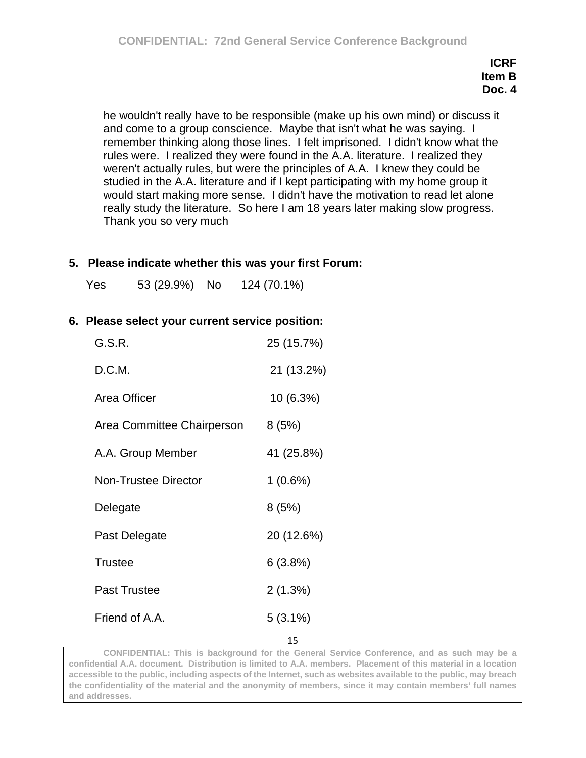**ICRF**
**Item B**
**Doc. 4**

he wouldn't really have to be responsible (make up his own mind) or discuss it and come to a group conscience. Maybe that isn't what he was saying. I remember thinking along those lines. I felt imprisoned. I didn't know what the rules were. I realized they were found in the A.A. literature. I realized they weren't actually rules, but were the principles of A.A. I knew they could be studied in the A.A. literature and if I kept participating with my home group it would start making more sense. I didn't have the motivation to read let alone really study the literature. So here I am 18 years later making slow progress. Thank you so very much

**5. Please indicate whether this was your first Forum:**

Yes 53 (29.9%) No 124 (70.1%)

**6. Please select your current service position:**

| | |
|---|---|
| G.S.R. | 25 (15.7%) |
| D.C.M. | 21 (13.2%) |
| Area Officer | 10 (6.3%) |
| Area Committee Chairperson | 8 (5%) |
| A.A. Group Member | 41 (25.8%) |
| Non-Trustee Director | 1 (0.6%) |
| Delegate | 8 (5%) |
| Past Delegate | 20 (12.6%) |
| Trustee | 6 (3.8%) |
| Past Trustee | 2 (1.3%) |
| Friend of A.A. | 5 (3.1%) |

CONFIDENTIAL: This is background for the General Service Conference, and as such may be a confidential A.A. document. Distribution is limited to A.A. members. Placement of this material in a location accessible to the public, including aspects of the Internet, such as websites available to the public, may breach the confidentiality of the material and the anonymity of members, since it may contain members' full names and addresses.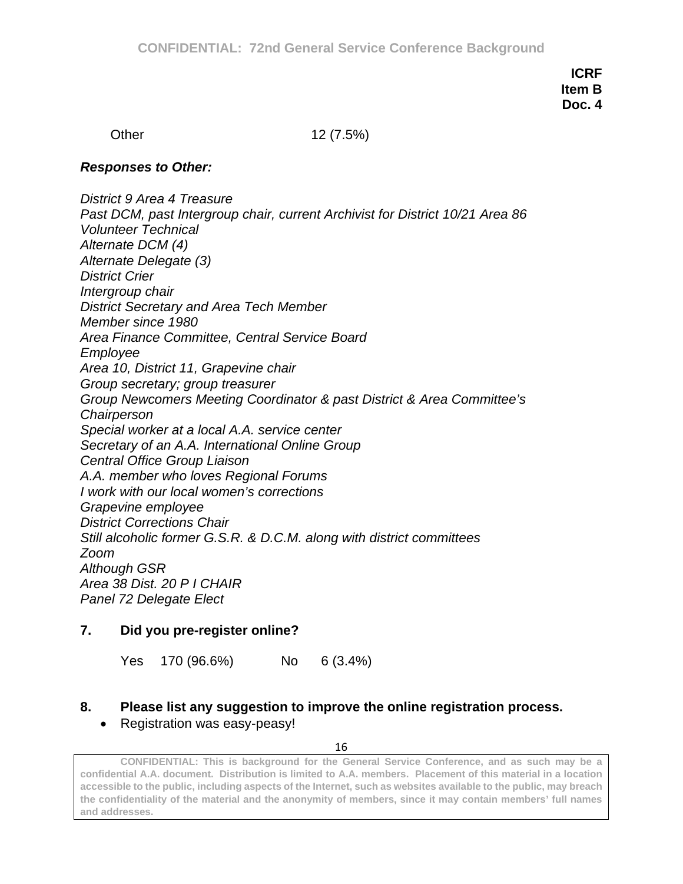**ICRF**
**Item B**
**Doc. 4**

Other 12 (7.5%)

***Responses to Other:***

*District 9 Area 4 Treasure*
*Past DCM, past Intergroup chair, current Archivist for District 10/21 Area 86*
*Volunteer Technical*
*Alternate DCM (4)*
*Alternate Delegate (3)*
*District Crier*
*Intergroup chair*
*District Secretary and Area Tech Member*
*Member since 1980*
*Area Finance Committee, Central Service Board*
*Employee*
*Area 10, District 11, Grapevine chair*
*Group secretary; group treasurer*
*Group Newcomers Meeting Coordinator & past District & Area Committee's Chairperson*
*Special worker at a local A.A. service center*
*Secretary of an A.A. International Online Group*
*Central Office Group Liaison*
*A.A. member who loves Regional Forums*
*I work with our local women's corrections*
*Grapevine employee*
*District Corrections Chair*
*Still alcoholic former G.S.R. & D.C.M. along with district committees*
*Zoom*
*Although GSR*
*Area 38 Dist. 20 P I CHAIR*
*Panel 72 Delegate Elect*

**7. Did you pre-register online?**

Yes 170 (96.6%) No 6 (3.4%)

**8. Please list any suggestion to improve the online registration process.**

- Registration was easy-peasy!

**CONFIDENTIAL: This is background for the General Service Conference, and as such may be a confidential A.A. document. Distribution is limited to A.A. members. Placement of this material in a location accessible to the public, including aspects of the Internet, such as websites available to the public, may breach the confidentiality of the material and the anonymity of members, since it may contain members' full names and addresses.**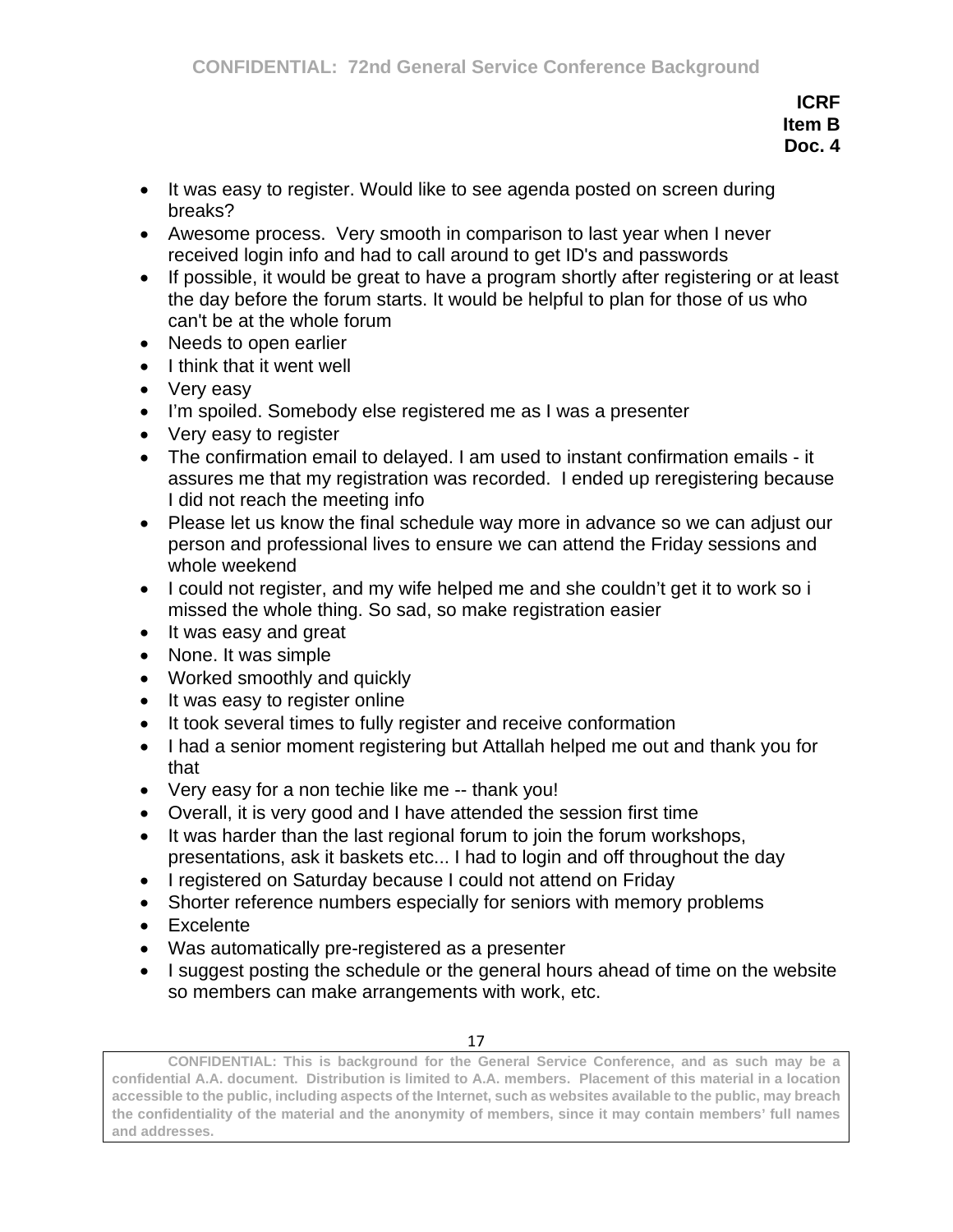**ICRF**
**Item B**
**Doc. 4**

- It was easy to register. Would like to see agenda posted on screen during breaks?
- Awesome process. Very smooth in comparison to last year when I never received login info and had to call around to get ID's and passwords
- If possible, it would be great to have a program shortly after registering or at least the day before the forum starts. It would be helpful to plan for those of us who can't be at the whole forum
- Needs to open earlier
- I think that it went well
- Very easy
- I'm spoiled. Somebody else registered me as I was a presenter
- Very easy to register
- The confirmation email to delayed. I am used to instant confirmation emails - it assures me that my registration was recorded. I ended up reregistering because I did not reach the meeting info
- Please let us know the final schedule way more in advance so we can adjust our person and professional lives to ensure we can attend the Friday sessions and whole weekend
- I could not register, and my wife helped me and she couldn't get it to work so i missed the whole thing. So sad, so make registration easier
- It was easy and great
- None. It was simple
- Worked smoothly and quickly
- It was easy to register online
- It took several times to fully register and receive conformation
- I had a senior moment registering but Attallah helped me out and thank you for that
- Very easy for a non techie like me -- thank you!
- Overall, it is very good and I have attended the session first time
- It was harder than the last regional forum to join the forum workshops, presentations, ask it baskets etc... I had to login and off throughout the day
- I registered on Saturday because I could not attend on Friday
- Shorter reference numbers especially for seniors with memory problems
- Excelente
- Was automatically pre-registered as a presenter
- I suggest posting the schedule or the general hours ahead of time on the website so members can make arrangements with work, etc.

**CONFIDENTIAL: This is background for the General Service Conference, and as such may be a confidential A.A. document. Distribution is limited to A.A. members. Placement of this material in a location accessible to the public, including aspects of the Internet, such as websites available to the public, may breach the confidentiality of the material and the anonymity of members, since it may contain members' full names and addresses.**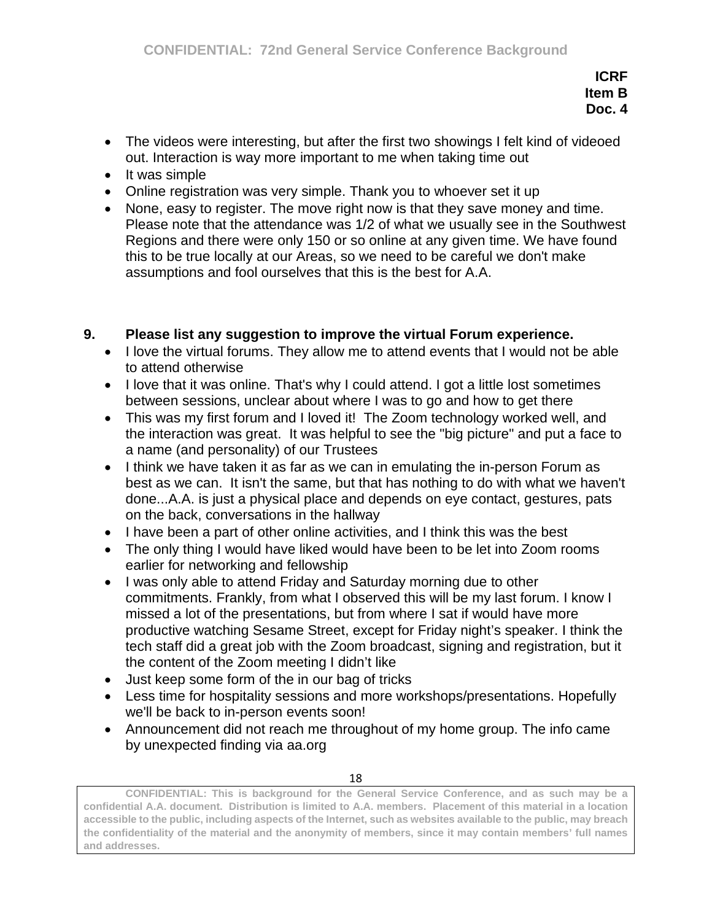**ICRF**
**Item B**
**Doc. 4**

- The videos were interesting, but after the first two showings I felt kind of videoed out. Interaction is way more important to me when taking time out
- It was simple
- Online registration was very simple. Thank you to whoever set it up
- None, easy to register. The move right now is that they save money and time. Please note that the attendance was 1/2 of what we usually see in the Southwest Regions and there were only 150 or so online at any given time. We have found this to be true locally at our Areas, so we need to be careful we don't make assumptions and fool ourselves that this is the best for A.A.

## 9. Please list any suggestion to improve the virtual Forum experience.

- I love the virtual forums. They allow me to attend events that I would not be able to attend otherwise
- I love that it was online. That's why I could attend. I got a little lost sometimes between sessions, unclear about where I was to go and how to get there
- This was my first forum and I loved it! The Zoom technology worked well, and the interaction was great. It was helpful to see the "big picture" and put a face to a name (and personality) of our Trustees
- I think we have taken it as far as we can in emulating the in-person Forum as best as we can. It isn't the same, but that has nothing to do with what we haven't done...A.A. is just a physical place and depends on eye contact, gestures, pats on the back, conversations in the hallway
- I have been a part of other online activities, and I think this was the best
- The only thing I would have liked would have been to be let into Zoom rooms earlier for networking and fellowship
- I was only able to attend Friday and Saturday morning due to other commitments. Frankly, from what I observed this will be my last forum. I know I missed a lot of the presentations, but from where I sat if would have more productive watching Sesame Street, except for Friday night's speaker. I think the tech staff did a great job with the Zoom broadcast, signing and registration, but it the content of the Zoom meeting I didn't like
- Just keep some form of the in our bag of tricks
- Less time for hospitality sessions and more workshops/presentations. Hopefully we'll be back to in-person events soon!
- Announcement did not reach me throughout of my home group. The info came by unexpected finding via aa.org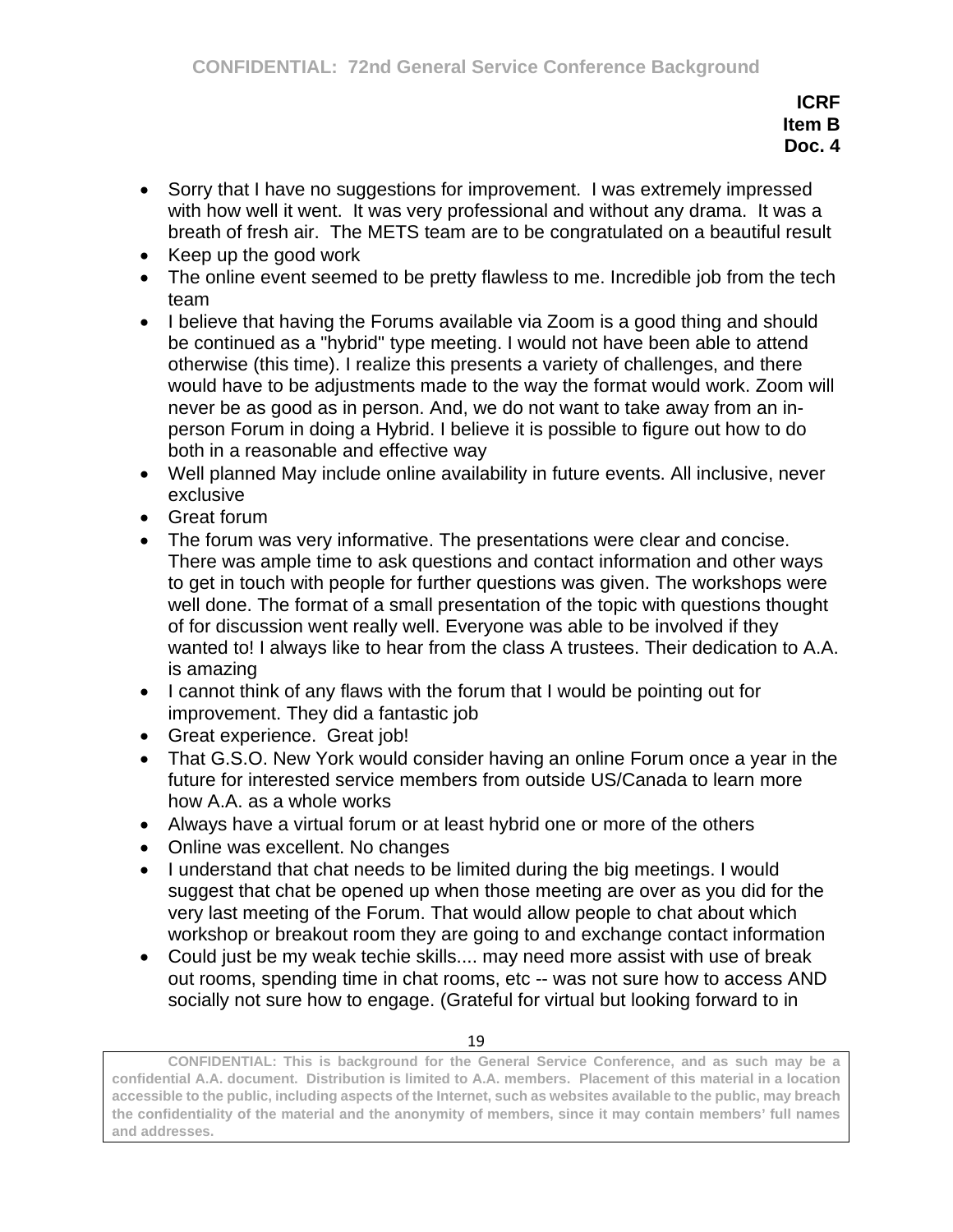**ICRF**
**Item B**
**Doc. 4**

- Sorry that I have no suggestions for improvement. I was extremely impressed with how well it went. It was very professional and without any drama. It was a breath of fresh air. The METS team are to be congratulated on a beautiful result
- Keep up the good work
- The online event seemed to be pretty flawless to me. Incredible job from the tech team
- I believe that having the Forums available via Zoom is a good thing and should be continued as a "hybrid" type meeting. I would not have been able to attend otherwise (this time). I realize this presents a variety of challenges, and there would have to be adjustments made to the way the format would work. Zoom will never be as good as in person. And, we do not want to take away from an in-person Forum in doing a Hybrid. I believe it is possible to figure out how to do both in a reasonable and effective way
- Well planned May include online availability in future events. All inclusive, never exclusive
- Great forum
- The forum was very informative. The presentations were clear and concise. There was ample time to ask questions and contact information and other ways to get in touch with people for further questions was given. The workshops were well done. The format of a small presentation of the topic with questions thought of for discussion went really well. Everyone was able to be involved if they wanted to! I always like to hear from the class A trustees. Their dedication to A.A. is amazing
- I cannot think of any flaws with the forum that I would be pointing out for improvement. They did a fantastic job
- Great experience. Great job!
- That G.S.O. New York would consider having an online Forum once a year in the future for interested service members from outside US/Canada to learn more how A.A. as a whole works
- Always have a virtual forum or at least hybrid one or more of the others
- Online was excellent. No changes
- I understand that chat needs to be limited during the big meetings. I would suggest that chat be opened up when those meeting are over as you did for the very last meeting of the Forum. That would allow people to chat about which workshop or breakout room they are going to and exchange contact information
- Could just be my weak techie skills.... may need more assist with use of break out rooms, spending time in chat rooms, etc -- was not sure how to access AND socially not sure how to engage. (Grateful for virtual but looking forward to in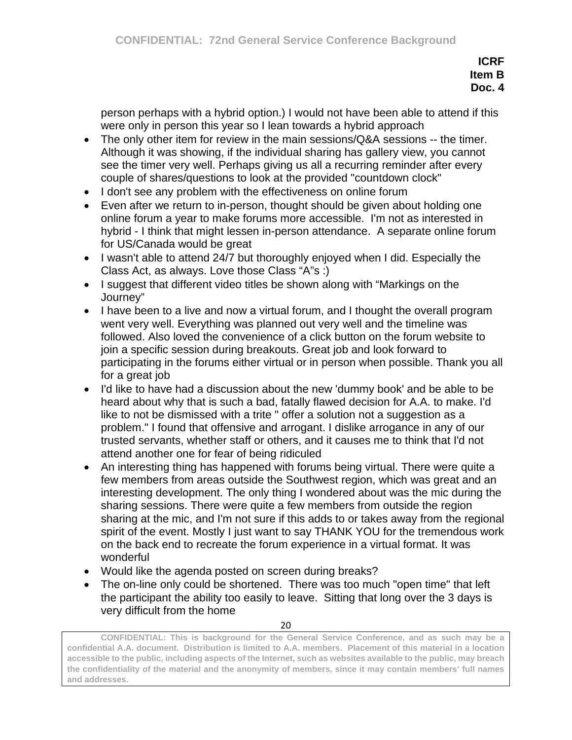person perhaps with a hybrid option.) I would not have been able to attend if this were only in person this year so I lean towards a hybrid approach

- The only other item for review in the main sessions/Q&A sessions -- the timer. Although it was showing, if the individual sharing has gallery view, you cannot see the timer very well. Perhaps giving us all a recurring reminder after every couple of shares/questions to look at the provided "countdown clock"
- I don't see any problem with the effectiveness on online forum
- Even after we return to in-person, thought should be given about holding one online forum a year to make forums more accessible. I'm not as interested in hybrid - I think that might lessen in-person attendance. A separate online forum for US/Canada would be great
- I wasn't able to attend 24/7 but thoroughly enjoyed when I did. Especially the Class Act, as always. Love those Class "A"s :)
- I suggest that different video titles be shown along with "Markings on the Journey"
- I have been to a live and now a virtual forum, and I thought the overall program went very well. Everything was planned out very well and the timeline was followed. Also loved the convenience of a click button on the forum website to join a specific session during breakouts. Great job and look forward to participating in the forums either virtual or in person when possible. Thank you all for a great job
- I'd like to have had a discussion about the new 'dummy book' and be able to be heard about why that is such a bad, fatally flawed decision for A.A. to make. I'd like to not be dismissed with a trite " offer a solution not a suggestion as a problem." I found that offensive and arrogant. I dislike arrogance in any of our trusted servants, whether staff or others, and it causes me to think that I'd not attend another one for fear of being ridiculed
- An interesting thing has happened with forums being virtual. There were quite a few members from areas outside the Southwest region, which was great and an interesting development. The only thing I wondered about was the mic during the sharing sessions. There were quite a few members from outside the region sharing at the mic, and I'm not sure if this adds to or takes away from the regional spirit of the event. Mostly I just want to say THANK YOU for the tremendous work on the back end to recreate the forum experience in a virtual format. It was wonderful
- Would like the agenda posted on screen during breaks?
- The on-line only could be shortened. There was too much "open time" that left the participant the ability too easily to leave. Sitting that long over the 3 days is very difficult from the home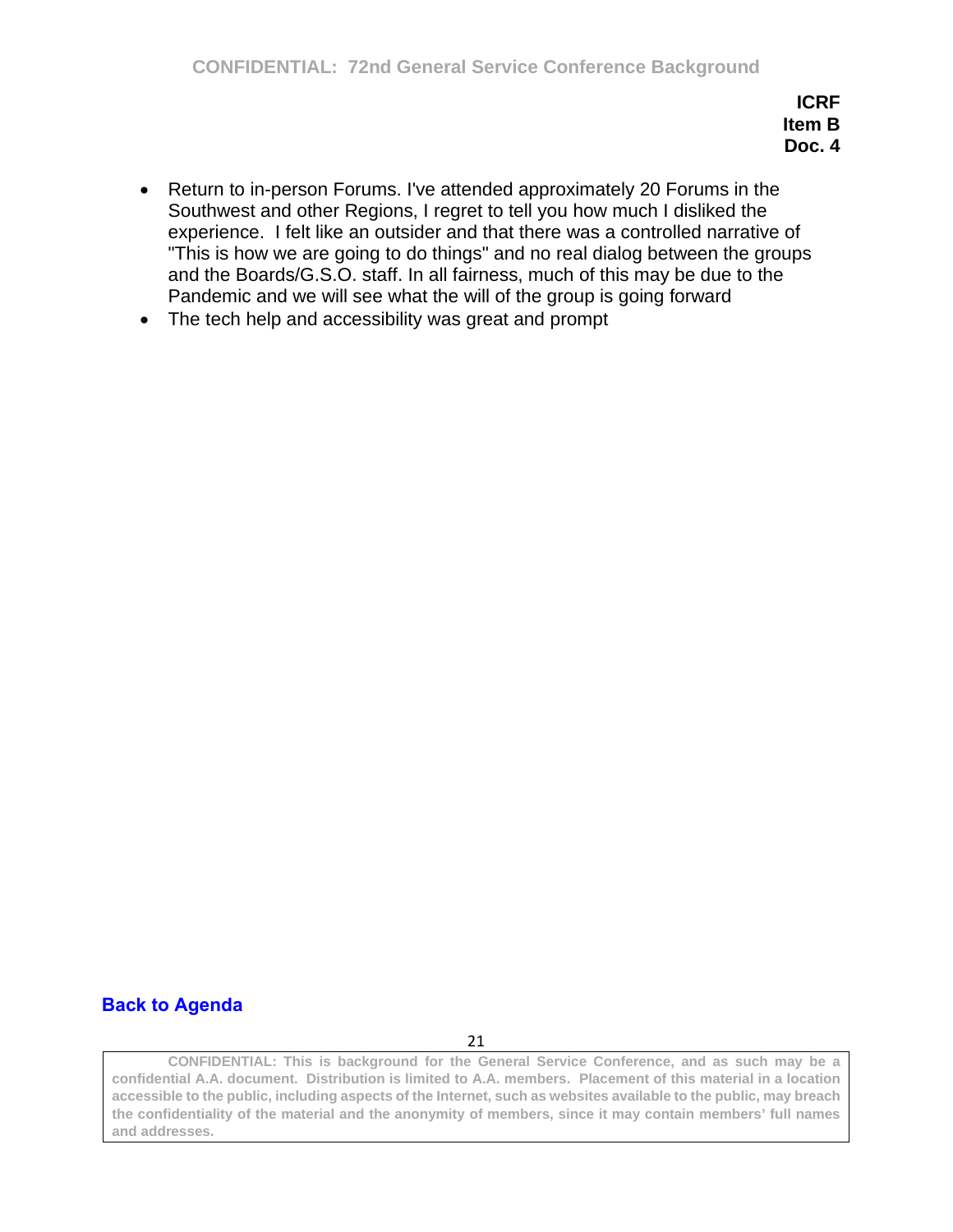**ICRF**
**Item B**
**Doc. 4**

- Return to in-person Forums. I've attended approximately 20 Forums in the Southwest and other Regions, I regret to tell you how much I disliked the experience.  I felt like an outsider and that there was a controlled narrative of "This is how we are going to do things" and no real dialog between the groups and the Boards/G.S.O. staff. In all fairness, much of this may be due to the Pandemic and we will see what the will of the group is going forward
- The tech help and accessibility was great and prompt

**Back to Agenda**

CONFIDENTIAL: This is background for the General Service Conference, and as such may be a confidential A.A. document. Distribution is limited to A.A. members. Placement of this material in a location accessible to the public, including aspects of the Internet, such as websites available to the public, may breach the confidentiality of the material and the anonymity of members, since it may contain members' full names and addresses.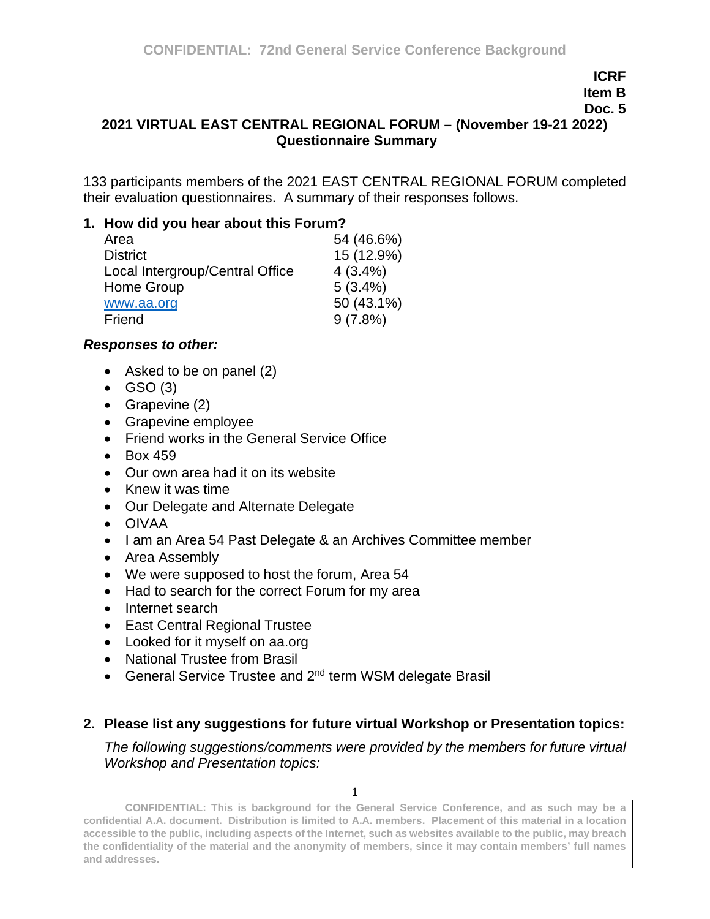ICRF
Item B
Doc. 5

**2021 VIRTUAL EAST CENTRAL REGIONAL FORUM – (November 19-21 2022)**
**Questionnaire Summary**

133 participants members of the 2021 EAST CENTRAL REGIONAL FORUM completed their evaluation questionnaires. A summary of their responses follows.

**1. How did you hear about this Forum?**

| | |
|---|---|
| Area | 54 (46.6%) |
| District | 15 (12.9%) |
| Local Intergroup/Central Office | 4 (3.4%) |
| Home Group | 5 (3.4%) |
| www.aa.org | 50 (43.1%) |
| Friend | 9 (7.8%) |

***Responses to other:***

- Asked to be on panel (2)
- GSO (3)
- Grapevine (2)
- Grapevine employee
- Friend works in the General Service Office
- Box 459
- Our own area had it on its website
- Knew it was time
- Our Delegate and Alternate Delegate
- OIVAA
- I am an Area 54 Past Delegate & an Archives Committee member
- Area Assembly
- We were supposed to host the forum, Area 54
- Had to search for the correct Forum for my area
- Internet search
- East Central Regional Trustee
- Looked for it myself on aa.org
- National Trustee from Brasil
- General Service Trustee and 2nd term WSM delegate Brasil

**2. Please list any suggestions for future virtual Workshop or Presentation topics:**

*The following suggestions/comments were provided by the members for future virtual Workshop and Presentation topics:*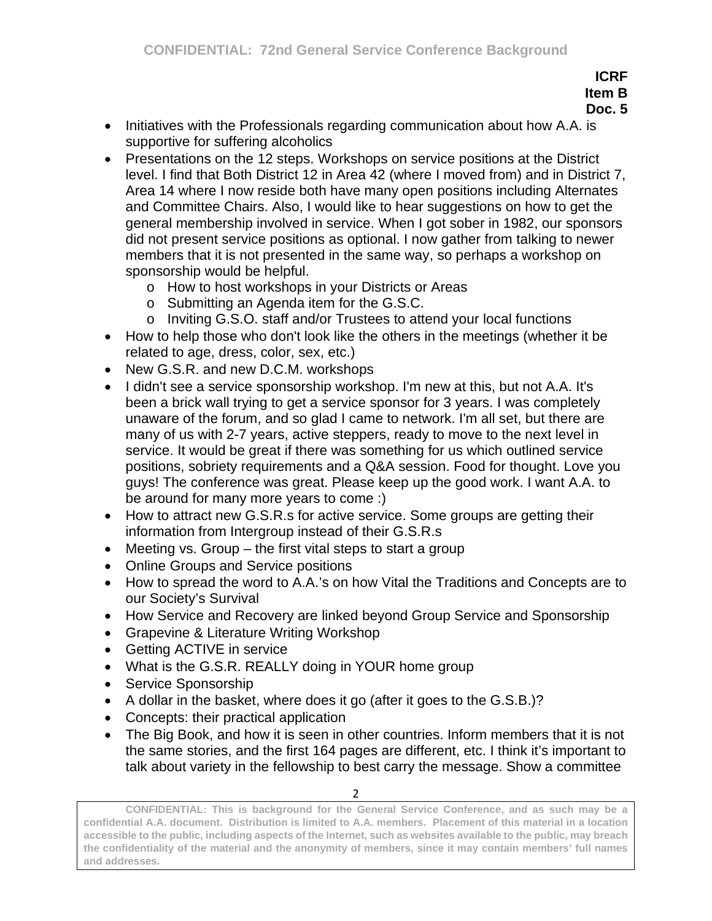**ICRF**
**Item B**
**Doc. 5**

- Initiatives with the Professionals regarding communication about how A.A. is supportive for suffering alcoholics
- Presentations on the 12 steps. Workshops on service positions at the District level. I find that Both District 12 in Area 42 (where I moved from) and in District 7, Area 14 where I now reside both have many open positions including Alternates and Committee Chairs. Also, I would like to hear suggestions on how to get the general membership involved in service. When I got sober in 1982, our sponsors did not present service positions as optional. I now gather from talking to newer members that it is not presented in the same way, so perhaps a workshop on sponsorship would be helpful.
    - How to host workshops in your Districts or Areas
    - Submitting an Agenda item for the G.S.C.
    - Inviting G.S.O. staff and/or Trustees to attend your local functions
- How to help those who don't look like the others in the meetings (whether it be related to age, dress, color, sex, etc.)
- New G.S.R. and new D.C.M. workshops
- I didn't see a service sponsorship workshop. I'm new at this, but not A.A. It's been a brick wall trying to get a service sponsor for 3 years. I was completely unaware of the forum, and so glad I came to network. I'm all set, but there are many of us with 2-7 years, active steppers, ready to move to the next level in service. It would be great if there was something for us which outlined service positions, sobriety requirements and a Q&A session. Food for thought. Love you guys! The conference was great. Please keep up the good work. I want A.A. to be around for many more years to come :)
- How to attract new G.S.R.s for active service. Some groups are getting their information from Intergroup instead of their G.S.R.s
- Meeting vs. Group – the first vital steps to start a group
- Online Groups and Service positions
- How to spread the word to A.A.'s on how Vital the Traditions and Concepts are to our Society's Survival
- How Service and Recovery are linked beyond Group Service and Sponsorship
- Grapevine & Literature Writing Workshop
- Getting ACTIVE in service
- What is the G.S.R. REALLY doing in YOUR home group
- Service Sponsorship
- A dollar in the basket, where does it go (after it goes to the G.S.B.)?
- Concepts: their practical application
- The Big Book, and how it is seen in other countries. Inform members that it is not the same stories, and the first 164 pages are different, etc. I think it's important to talk about variety in the fellowship to best carry the message. Show a committee

**CONFIDENTIAL: This is background for the General Service Conference, and as such may be a confidential A.A. document. Distribution is limited to A.A. members. Placement of this material in a location accessible to the public, including aspects of the Internet, such as websites available to the public, may breach the confidentiality of the material and the anonymity of members, since it may contain members' full names and addresses.**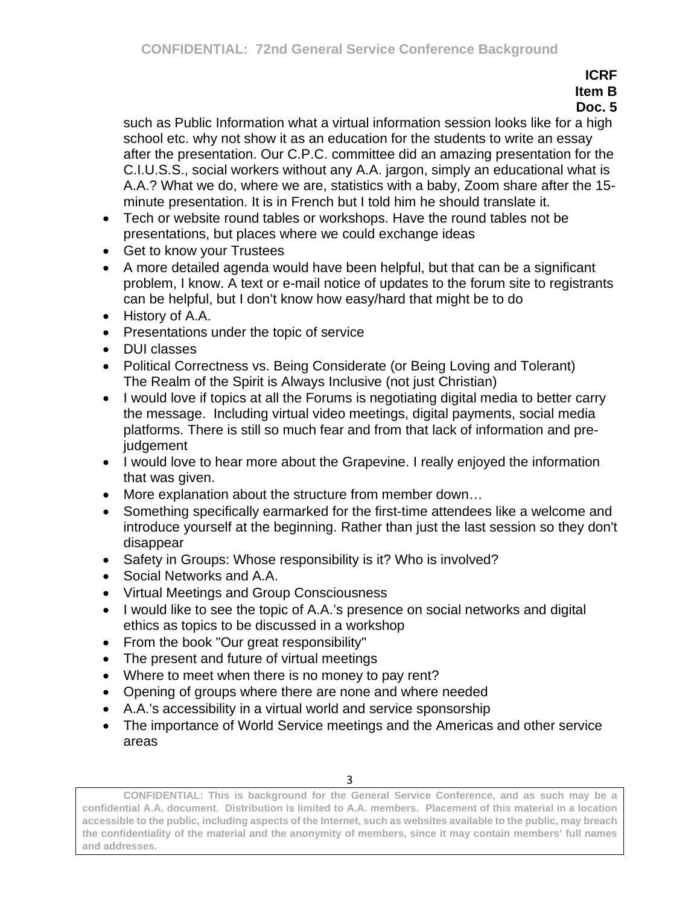**ICRF**
**Item B**
**Doc. 5**

such as Public Information what a virtual information session looks like for a high school etc. why not show it as an education for the students to write an essay after the presentation. Our C.P.C. committee did an amazing presentation for the C.I.U.S.S., social workers without any A.A. jargon, simply an educational what is A.A.? What we do, where we are, statistics with a baby, Zoom share after the 15-minute presentation. It is in French but I told him he should translate it.

- Tech or website round tables or workshops. Have the round tables not be presentations, but places where we could exchange ideas
- Get to know your Trustees
- A more detailed agenda would have been helpful, but that can be a significant problem, I know. A text or e-mail notice of updates to the forum site to registrants can be helpful, but I don't know how easy/hard that might be to do
- History of A.A.
- Presentations under the topic of service
- DUI classes
- Political Correctness vs. Being Considerate (or Being Loving and Tolerant) The Realm of the Spirit is Always Inclusive (not just Christian)
- I would love if topics at all the Forums is negotiating digital media to better carry the message. Including virtual video meetings, digital payments, social media platforms. There is still so much fear and from that lack of information and pre-judgement
- I would love to hear more about the Grapevine. I really enjoyed the information that was given.
- More explanation about the structure from member down…
- Something specifically earmarked for the first-time attendees like a welcome and introduce yourself at the beginning. Rather than just the last session so they don't disappear
- Safety in Groups: Whose responsibility is it? Who is involved?
- Social Networks and A.A.
- Virtual Meetings and Group Consciousness
- I would like to see the topic of A.A.'s presence on social networks and digital ethics as topics to be discussed in a workshop
- From the book "Our great responsibility"
- The present and future of virtual meetings
- Where to meet when there is no money to pay rent?
- Opening of groups where there are none and where needed
- A.A.'s accessibility in a virtual world and service sponsorship
- The importance of World Service meetings and the Americas and other service areas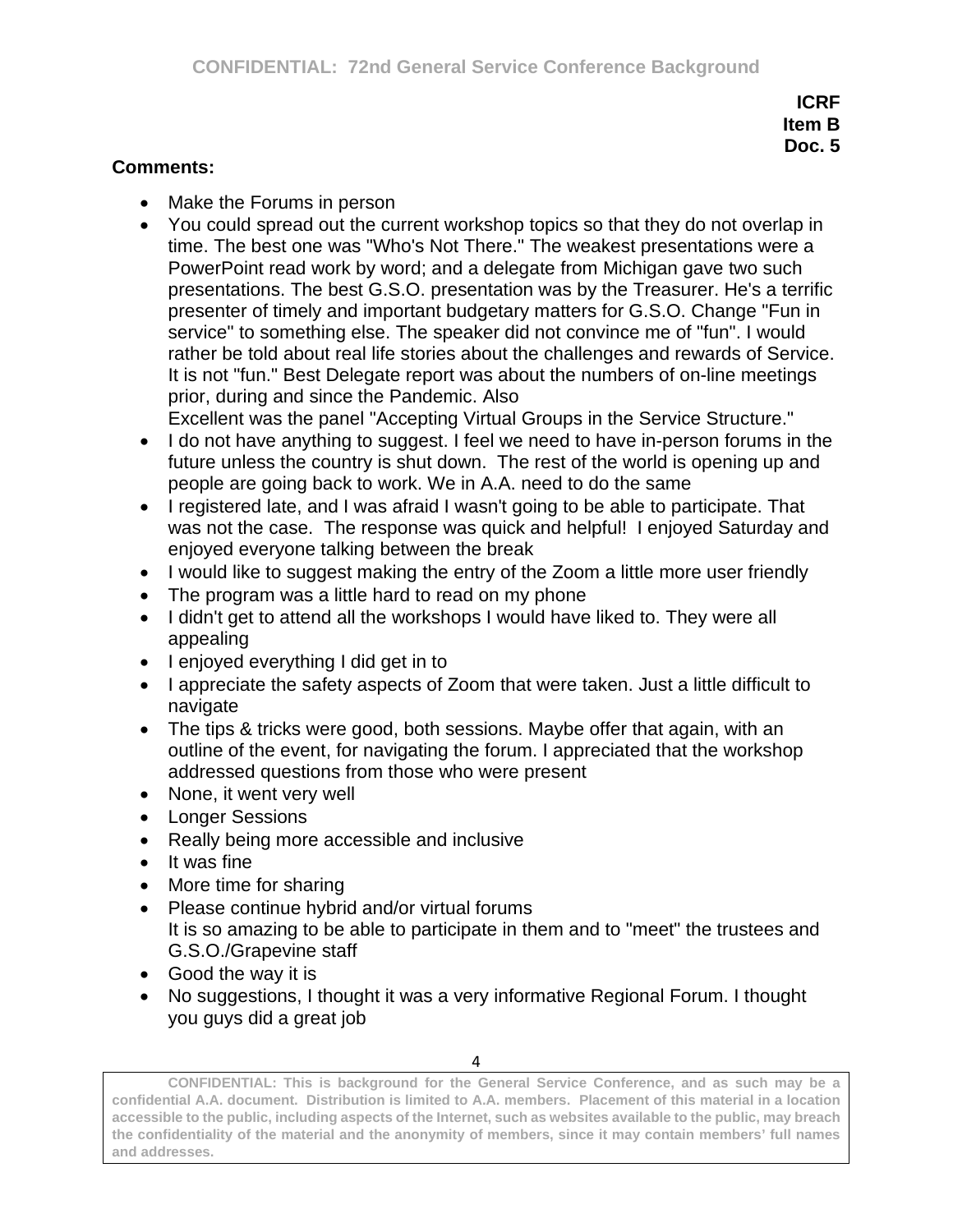**ICRF**
**Item B**
**Doc. 5**

**Comments:**

- Make the Forums in person
- You could spread out the current workshop topics so that they do not overlap in time. The best one was "Who's Not There." The weakest presentations were a PowerPoint read work by word; and a delegate from Michigan gave two such presentations. The best G.S.O. presentation was by the Treasurer. He's a terrific presenter of timely and important budgetary matters for G.S.O. Change "Fun in service" to something else. The speaker did not convince me of "fun". I would rather be told about real life stories about the challenges and rewards of Service. It is not "fun." Best Delegate report was about the numbers of on-line meetings prior, during and since the Pandemic. Also
  Excellent was the panel "Accepting Virtual Groups in the Service Structure."
- I do not have anything to suggest. I feel we need to have in-person forums in the future unless the country is shut down. The rest of the world is opening up and people are going back to work. We in A.A. need to do the same
- I registered late, and I was afraid I wasn't going to be able to participate. That was not the case. The response was quick and helpful! I enjoyed Saturday and enjoyed everyone talking between the break
- I would like to suggest making the entry of the Zoom a little more user friendly
- The program was a little hard to read on my phone
- I didn't get to attend all the workshops I would have liked to. They were all appealing
- I enjoyed everything I did get in to
- I appreciate the safety aspects of Zoom that were taken. Just a little difficult to navigate
- The tips & tricks were good, both sessions. Maybe offer that again, with an outline of the event, for navigating the forum. I appreciated that the workshop addressed questions from those who were present
- None, it went very well
- Longer Sessions
- Really being more accessible and inclusive
- It was fine
- More time for sharing
- Please continue hybrid and/or virtual forums
  It is so amazing to be able to participate in them and to "meet" the trustees and G.S.O./Grapevine staff
- Good the way it is
- No suggestions, I thought it was a very informative Regional Forum. I thought you guys did a great job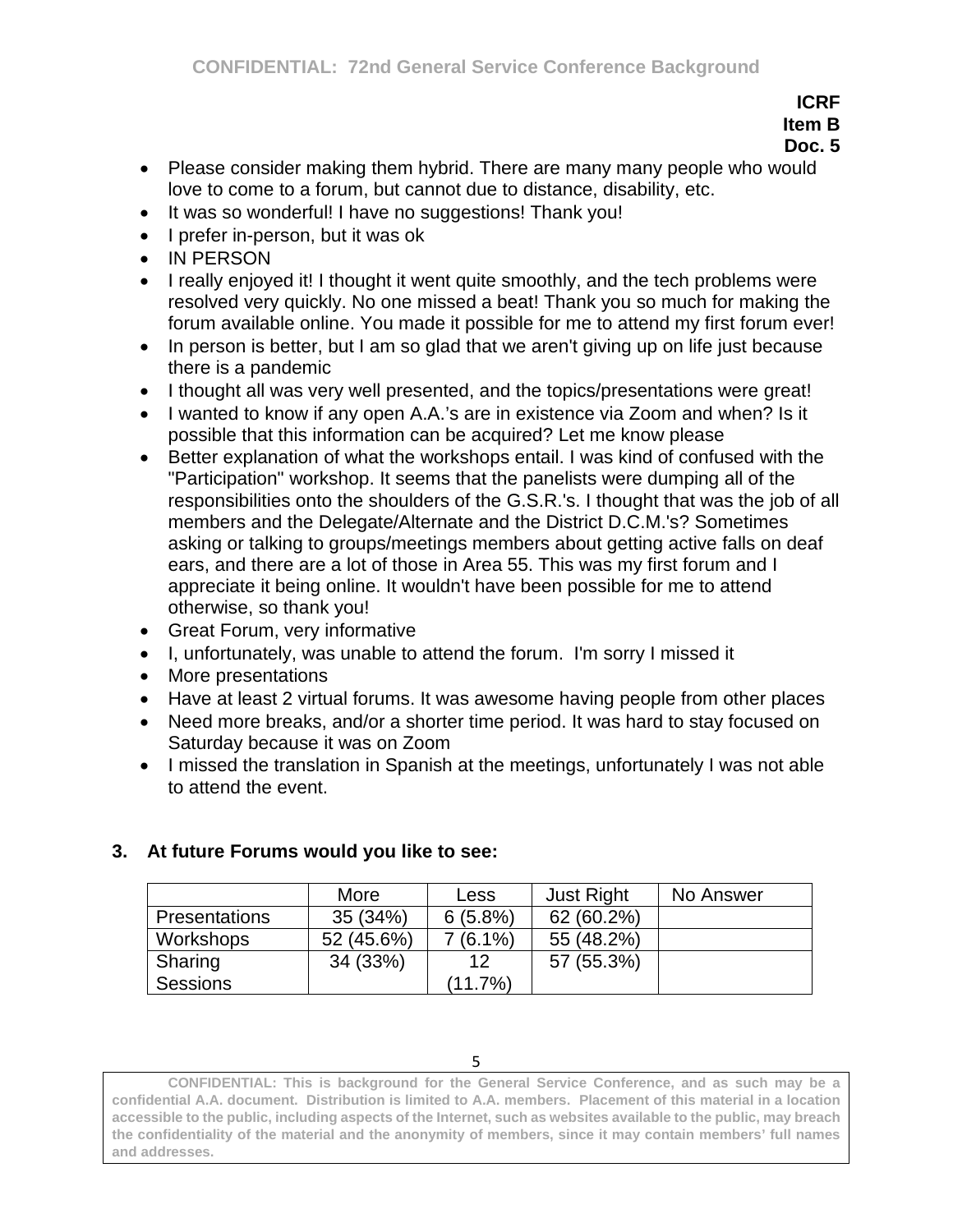**ICRF**
**Item B**
**Doc. 5**

- Please consider making them hybrid. There are many many people who would love to come to a forum, but cannot due to distance, disability, etc.
- It was so wonderful! I have no suggestions! Thank you!
- I prefer in-person, but it was ok
- IN PERSON
- I really enjoyed it! I thought it went quite smoothly, and the tech problems were resolved very quickly. No one missed a beat! Thank you so much for making the forum available online. You made it possible for me to attend my first forum ever!
- In person is better, but I am so glad that we aren't giving up on life just because there is a pandemic
- I thought all was very well presented, and the topics/presentations were great!
- I wanted to know if any open A.A.'s are in existence via Zoom and when? Is it possible that this information can be acquired? Let me know please
- Better explanation of what the workshops entail. I was kind of confused with the "Participation" workshop. It seems that the panelists were dumping all of the responsibilities onto the shoulders of the G.S.R.'s. I thought that was the job of all members and the Delegate/Alternate and the District D.C.M.'s? Sometimes asking or talking to groups/meetings members about getting active falls on deaf ears, and there are a lot of those in Area 55. This was my first forum and I appreciate it being online. It wouldn't have been possible for me to attend otherwise, so thank you!
- Great Forum, very informative
- I, unfortunately, was unable to attend the forum. I'm sorry I missed it
- More presentations
- Have at least 2 virtual forums. It was awesome having people from other places
- Need more breaks, and/or a shorter time period. It was hard to stay focused on Saturday because it was on Zoom
- I missed the translation in Spanish at the meetings, unfortunately I was not able to attend the event.

### 3. At future Forums would you like to see:

| | More | Less | Just Right | No Answer |
|---|---|---|---|---|
| Presentations | 35 (34%) | 6 (5.8%) | 62 (60.2%) | |
| Workshops | 52 (45.6%) | 7 (6.1%) | 55 (48.2%) | |
| Sharing Sessions | 34 (33%) | 12 (11.7%) | 57 (55.3%) | |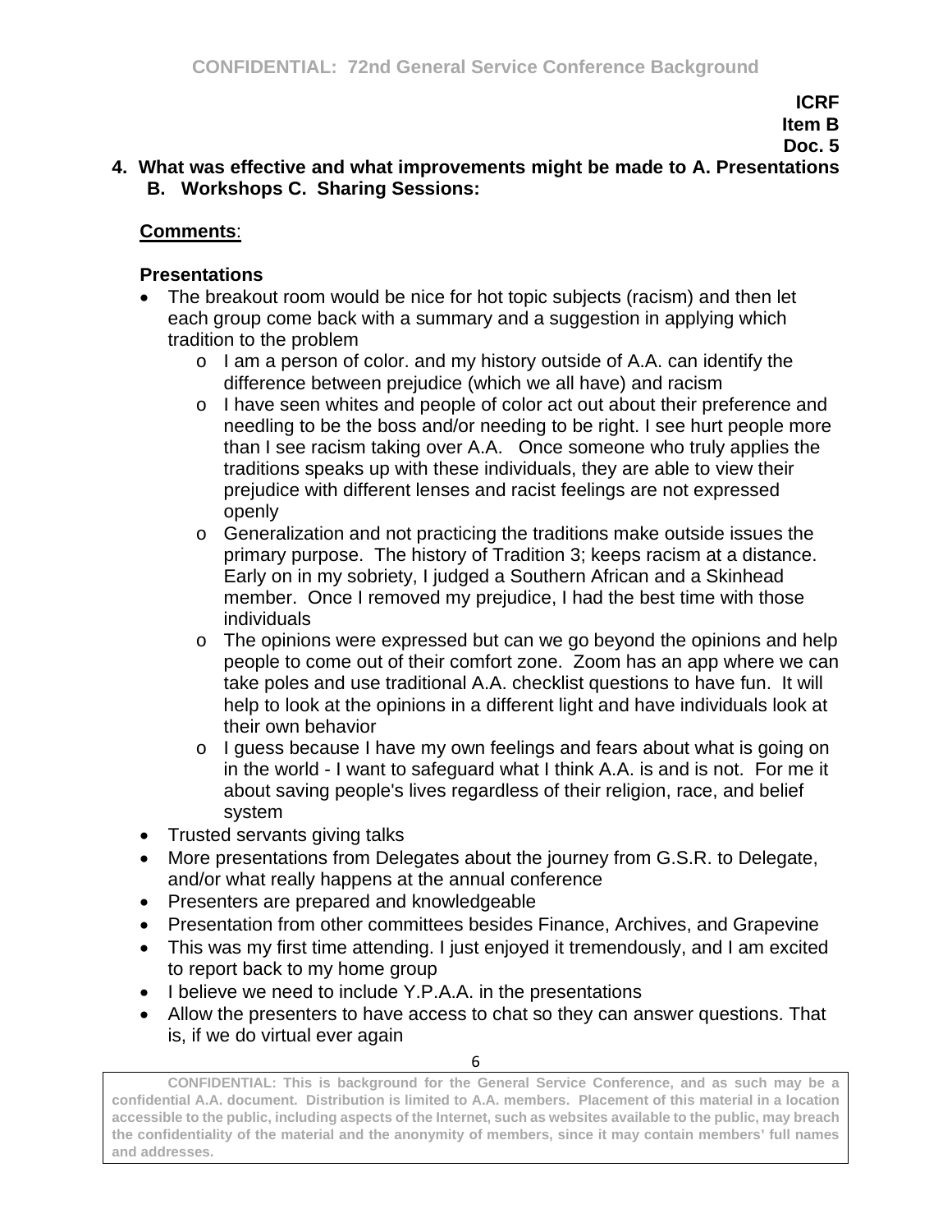**ICRF**
**Item B**
**Doc. 5**

**4. What was effective and what improvements might be made to A. Presentations B. Workshops C. Sharing Sessions:**

**Comments**:

**Presentations**

- The breakout room would be nice for hot topic subjects (racism) and then let each group come back with a summary and a suggestion in applying which tradition to the problem
  - I am a person of color. and my history outside of A.A. can identify the difference between prejudice (which we all have) and racism
  - I have seen whites and people of color act out about their preference and needling to be the boss and/or needing to be right. I see hurt people more than I see racism taking over A.A. Once someone who truly applies the traditions speaks up with these individuals, they are able to view their prejudice with different lenses and racist feelings are not expressed openly
  - Generalization and not practicing the traditions make outside issues the primary purpose. The history of Tradition 3; keeps racism at a distance. Early on in my sobriety, I judged a Southern African and a Skinhead member. Once I removed my prejudice, I had the best time with those individuals
  - The opinions were expressed but can we go beyond the opinions and help people to come out of their comfort zone. Zoom has an app where we can take poles and use traditional A.A. checklist questions to have fun. It will help to look at the opinions in a different light and have individuals look at their own behavior
  - I guess because I have my own feelings and fears about what is going on in the world - I want to safeguard what I think A.A. is and is not. For me it about saving people's lives regardless of their religion, race, and belief system
- Trusted servants giving talks
- More presentations from Delegates about the journey from G.S.R. to Delegate, and/or what really happens at the annual conference
- Presenters are prepared and knowledgeable
- Presentation from other committees besides Finance, Archives, and Grapevine
- This was my first time attending. I just enjoyed it tremendously, and I am excited to report back to my home group
- I believe we need to include Y.P.A.A. in the presentations
- Allow the presenters to have access to chat so they can answer questions. That is, if we do virtual ever again

**CONFIDENTIAL: This is background for the General Service Conference, and as such may be a confidential A.A. document. Distribution is limited to A.A. members. Placement of this material in a location accessible to the public, including aspects of the Internet, such as websites available to the public, may breach the confidentiality of the material and the anonymity of members, since it may contain members' full names and addresses.**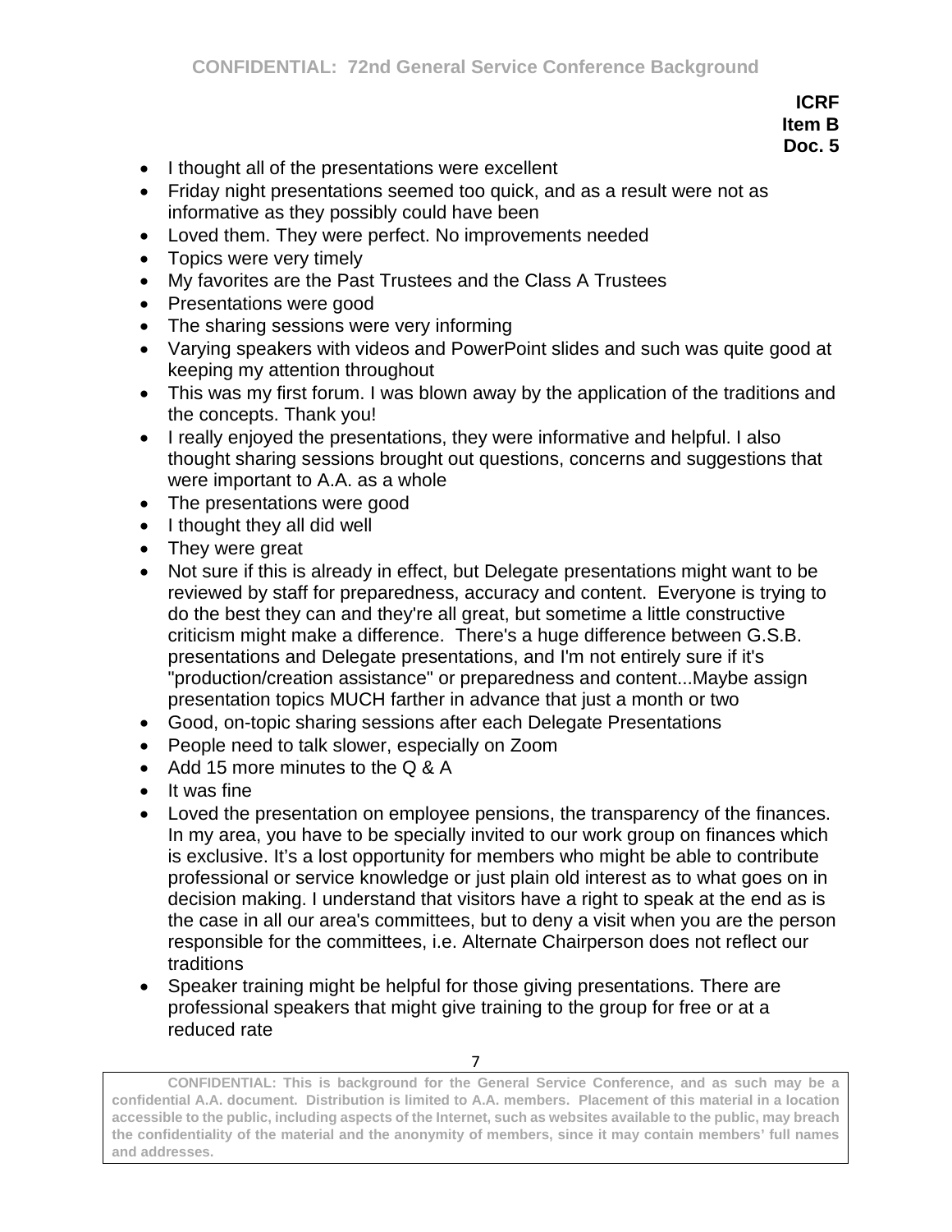**ICRF**
**Item B**
**Doc. 5**

- I thought all of the presentations were excellent
- Friday night presentations seemed too quick, and as a result were not as informative as they possibly could have been
- Loved them. They were perfect. No improvements needed
- Topics were very timely
- My favorites are the Past Trustees and the Class A Trustees
- Presentations were good
- The sharing sessions were very informing
- Varying speakers with videos and PowerPoint slides and such was quite good at keeping my attention throughout
- This was my first forum. I was blown away by the application of the traditions and the concepts. Thank you!
- I really enjoyed the presentations, they were informative and helpful. I also thought sharing sessions brought out questions, concerns and suggestions that were important to A.A. as a whole
- The presentations were good
- I thought they all did well
- They were great
- Not sure if this is already in effect, but Delegate presentations might want to be reviewed by staff for preparedness, accuracy and content. Everyone is trying to do the best they can and they're all great, but sometime a little constructive criticism might make a difference. There's a huge difference between G.S.B. presentations and Delegate presentations, and I'm not entirely sure if it's "production/creation assistance" or preparedness and content...Maybe assign presentation topics MUCH farther in advance that just a month or two
- Good, on-topic sharing sessions after each Delegate Presentations
- People need to talk slower, especially on Zoom
- Add 15 more minutes to the Q & A
- It was fine
- Loved the presentation on employee pensions, the transparency of the finances. In my area, you have to be specially invited to our work group on finances which is exclusive. It's a lost opportunity for members who might be able to contribute professional or service knowledge or just plain old interest as to what goes on in decision making. I understand that visitors have a right to speak at the end as is the case in all our area's committees, but to deny a visit when you are the person responsible for the committees, i.e. Alternate Chairperson does not reflect our traditions
- Speaker training might be helpful for those giving presentations. There are professional speakers that might give training to the group for free or at a reduced rate

**CONFIDENTIAL: This is background for the General Service Conference, and as such may be a confidential A.A. document. Distribution is limited to A.A. members. Placement of this material in a location accessible to the public, including aspects of the Internet, such as websites available to the public, may breach the confidentiality of the material and the anonymity of members, since it may contain members' full names and addresses.**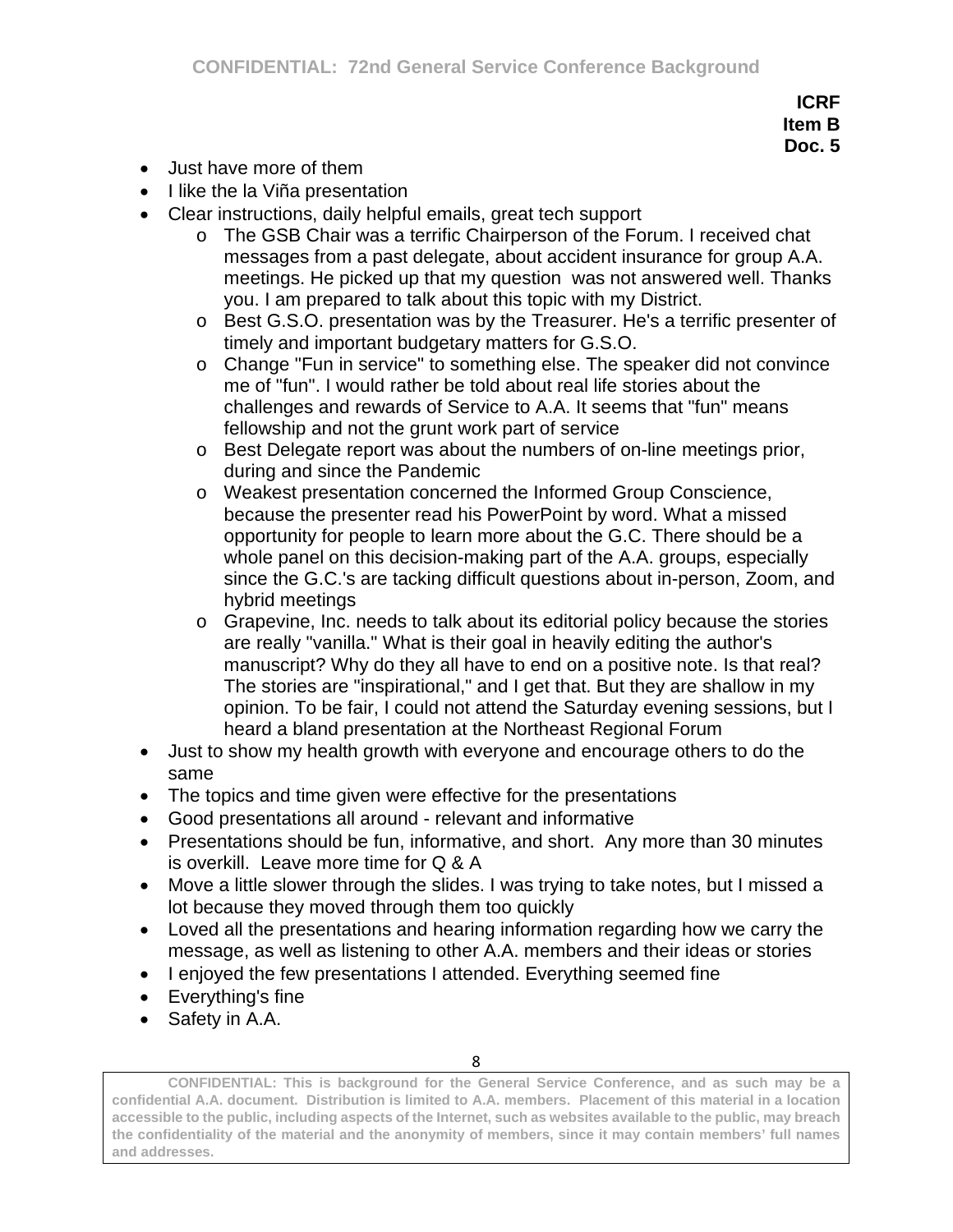**ICRF**
**Item B**
**Doc. 5**

- Just have more of them
- I like the la Viña presentation
- Clear instructions, daily helpful emails, great tech support
    - The GSB Chair was a terrific Chairperson of the Forum. I received chat messages from a past delegate, about accident insurance for group A.A. meetings. He picked up that my question was not answered well. Thanks you. I am prepared to talk about this topic with my District.
    - Best G.S.O. presentation was by the Treasurer. He's a terrific presenter of timely and important budgetary matters for G.S.O.
    - Change "Fun in service" to something else. The speaker did not convince me of "fun". I would rather be told about real life stories about the challenges and rewards of Service to A.A. It seems that "fun" means fellowship and not the grunt work part of service
    - Best Delegate report was about the numbers of on-line meetings prior, during and since the Pandemic
    - Weakest presentation concerned the Informed Group Conscience, because the presenter read his PowerPoint by word. What a missed opportunity for people to learn more about the G.C. There should be a whole panel on this decision-making part of the A.A. groups, especially since the G.C.'s are tacking difficult questions about in-person, Zoom, and hybrid meetings
    - Grapevine, Inc. needs to talk about its editorial policy because the stories are really "vanilla." What is their goal in heavily editing the author's manuscript? Why do they all have to end on a positive note. Is that real? The stories are "inspirational," and I get that. But they are shallow in my opinion. To be fair, I could not attend the Saturday evening sessions, but I heard a bland presentation at the Northeast Regional Forum
- Just to show my health growth with everyone and encourage others to do the same
- The topics and time given were effective for the presentations
- Good presentations all around - relevant and informative
- Presentations should be fun, informative, and short. Any more than 30 minutes is overkill. Leave more time for Q & A
- Move a little slower through the slides. I was trying to take notes, but I missed a lot because they moved through them too quickly
- Loved all the presentations and hearing information regarding how we carry the message, as well as listening to other A.A. members and their ideas or stories
- I enjoyed the few presentations I attended. Everything seemed fine
- Everything's fine
- Safety in A.A.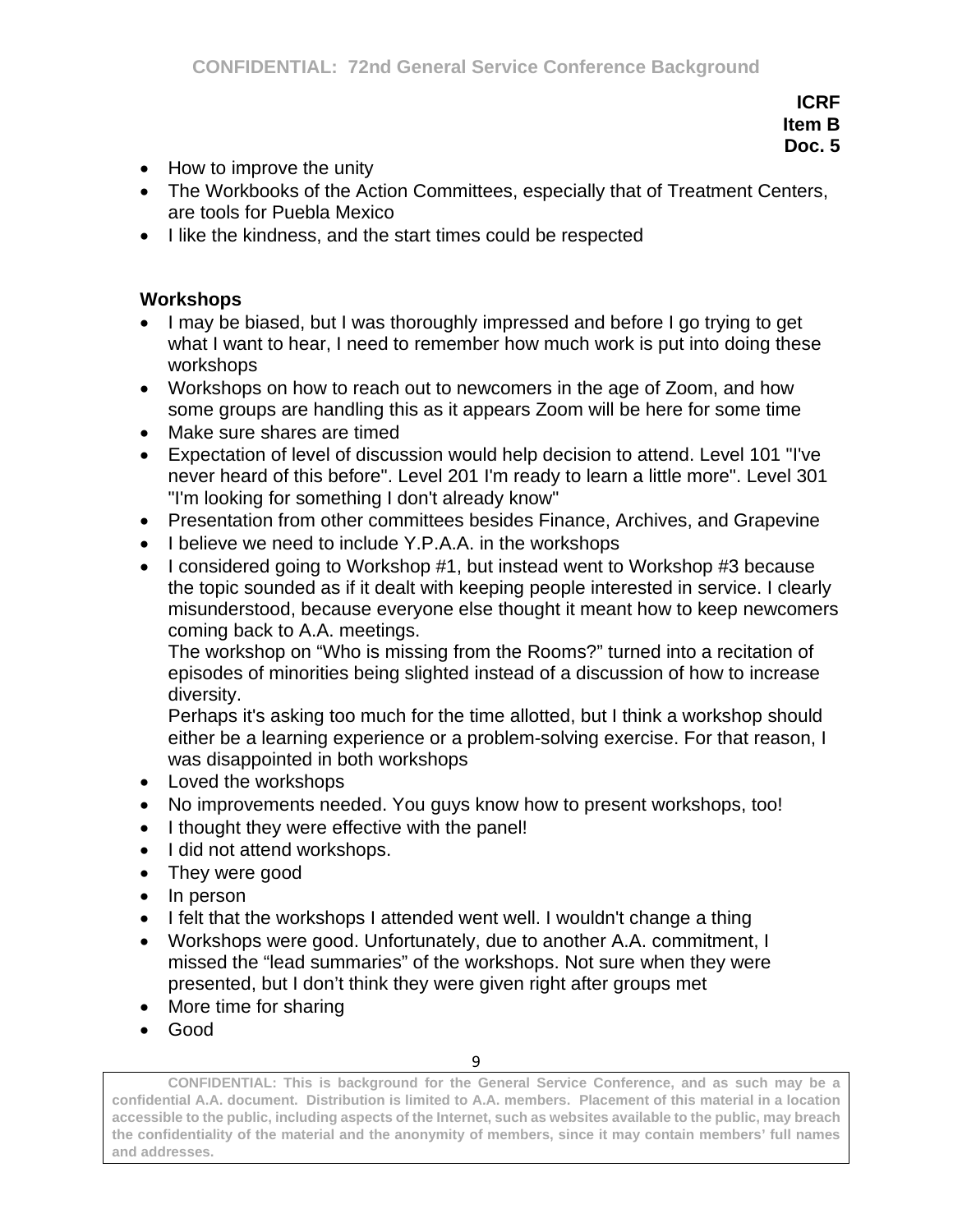**ICRF**
**Item B**
**Doc. 5**

- How to improve the unity
- The Workbooks of the Action Committees, especially that of Treatment Centers, are tools for Puebla Mexico
- I like the kindness, and the start times could be respected

### Workshops

- I may be biased, but I was thoroughly impressed and before I go trying to get what I want to hear, I need to remember how much work is put into doing these workshops
- Workshops on how to reach out to newcomers in the age of Zoom, and how some groups are handling this as it appears Zoom will be here for some time
- Make sure shares are timed
- Expectation of level of discussion would help decision to attend. Level 101 "I've never heard of this before". Level 201 I'm ready to learn a little more". Level 301 "I'm looking for something I don't already know"
- Presentation from other committees besides Finance, Archives, and Grapevine
- I believe we need to include Y.P.A.A. in the workshops
- I considered going to Workshop #1, but instead went to Workshop #3 because the topic sounded as if it dealt with keeping people interested in service. I clearly misunderstood, because everyone else thought it meant how to keep newcomers coming back to A.A. meetings.
  The workshop on "Who is missing from the Rooms?" turned into a recitation of episodes of minorities being slighted instead of a discussion of how to increase diversity.
  Perhaps it's asking too much for the time allotted, but I think a workshop should either be a learning experience or a problem-solving exercise. For that reason, I was disappointed in both workshops
- Loved the workshops
- No improvements needed. You guys know how to present workshops, too!
- I thought they were effective with the panel!
- I did not attend workshops.
- They were good
- In person
- I felt that the workshops I attended went well. I wouldn't change a thing
- Workshops were good. Unfortunately, due to another A.A. commitment, I missed the "lead summaries" of the workshops. Not sure when they were presented, but I don't think they were given right after groups met
- More time for sharing
- Good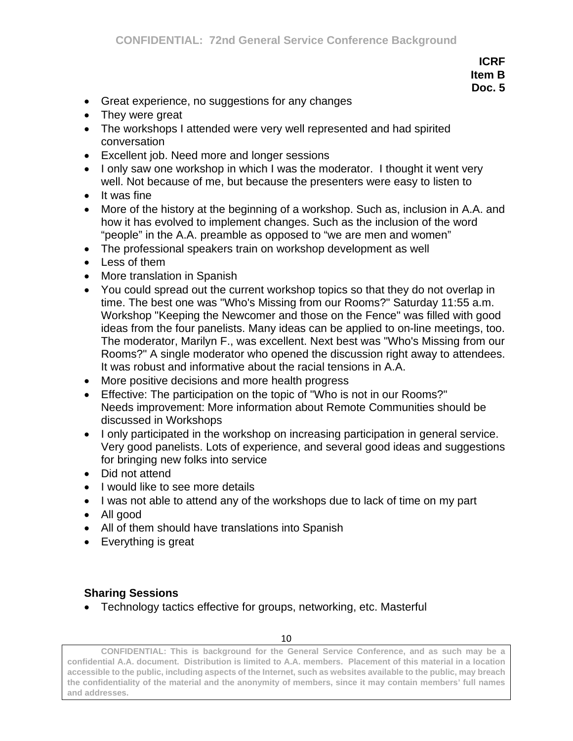**ICRF**
**Item B**
**Doc. 5**

- Great experience, no suggestions for any changes
- They were great
- The workshops I attended were very well represented and had spirited conversation
- Excellent job. Need more and longer sessions
- I only saw one workshop in which I was the moderator. I thought it went very well. Not because of me, but because the presenters were easy to listen to
- It was fine
- More of the history at the beginning of a workshop. Such as, inclusion in A.A. and how it has evolved to implement changes. Such as the inclusion of the word "people" in the A.A. preamble as opposed to "we are men and women"
- The professional speakers train on workshop development as well
- Less of them
- More translation in Spanish
- You could spread out the current workshop topics so that they do not overlap in time. The best one was "Who's Missing from our Rooms?" Saturday 11:55 a.m. Workshop "Keeping the Newcomer and those on the Fence" was filled with good ideas from the four panelists. Many ideas can be applied to on-line meetings, too. The moderator, Marilyn F., was excellent. Next best was "Who's Missing from our Rooms?" A single moderator who opened the discussion right away to attendees. It was robust and informative about the racial tensions in A.A.
- More positive decisions and more health progress
- Effective: The participation on the topic of "Who is not in our Rooms?" Needs improvement: More information about Remote Communities should be discussed in Workshops
- I only participated in the workshop on increasing participation in general service. Very good panelists. Lots of experience, and several good ideas and suggestions for bringing new folks into service
- Did not attend
- I would like to see more details
- I was not able to attend any of the workshops due to lack of time on my part
- All good
- All of them should have translations into Spanish
- Everything is great

**Sharing Sessions**

- Technology tactics effective for groups, networking, etc. Masterful

**CONFIDENTIAL: This is background for the General Service Conference, and as such may be a confidential A.A. document. Distribution is limited to A.A. members. Placement of this material in a location accessible to the public, including aspects of the Internet, such as websites available to the public, may breach the confidentiality of the material and the anonymity of members, since it may contain members' full names and addresses.**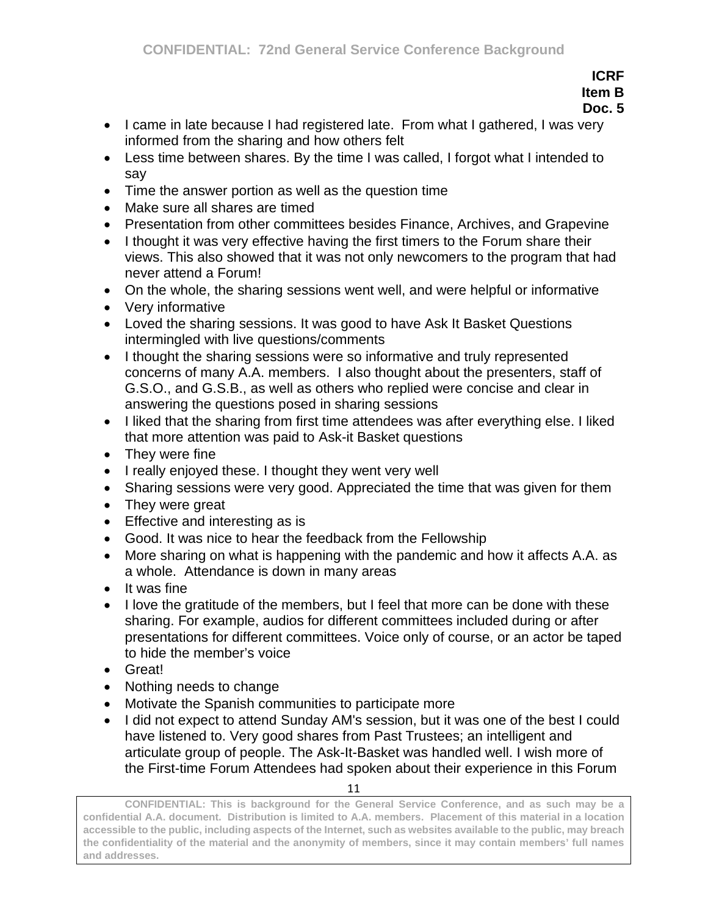**ICRF**
**Item B**
**Doc. 5**

- I came in late because I had registered late. From what I gathered, I was very informed from the sharing and how others felt
- Less time between shares. By the time I was called, I forgot what I intended to say
- Time the answer portion as well as the question time
- Make sure all shares are timed
- Presentation from other committees besides Finance, Archives, and Grapevine
- I thought it was very effective having the first timers to the Forum share their views. This also showed that it was not only newcomers to the program that had never attend a Forum!
- On the whole, the sharing sessions went well, and were helpful or informative
- Very informative
- Loved the sharing sessions. It was good to have Ask It Basket Questions intermingled with live questions/comments
- I thought the sharing sessions were so informative and truly represented concerns of many A.A. members. I also thought about the presenters, staff of G.S.O., and G.S.B., as well as others who replied were concise and clear in answering the questions posed in sharing sessions
- I liked that the sharing from first time attendees was after everything else. I liked that more attention was paid to Ask-it Basket questions
- They were fine
- I really enjoyed these. I thought they went very well
- Sharing sessions were very good. Appreciated the time that was given for them
- They were great
- Effective and interesting as is
- Good. It was nice to hear the feedback from the Fellowship
- More sharing on what is happening with the pandemic and how it affects A.A. as a whole. Attendance is down in many areas
- It was fine
- I love the gratitude of the members, but I feel that more can be done with these sharing. For example, audios for different committees included during or after presentations for different committees. Voice only of course, or an actor be taped to hide the member's voice
- Great!
- Nothing needs to change
- Motivate the Spanish communities to participate more
- I did not expect to attend Sunday AM's session, but it was one of the best I could have listened to. Very good shares from Past Trustees; an intelligent and articulate group of people. The Ask-It-Basket was handled well. I wish more of the First-time Forum Attendees had spoken about their experience in this Forum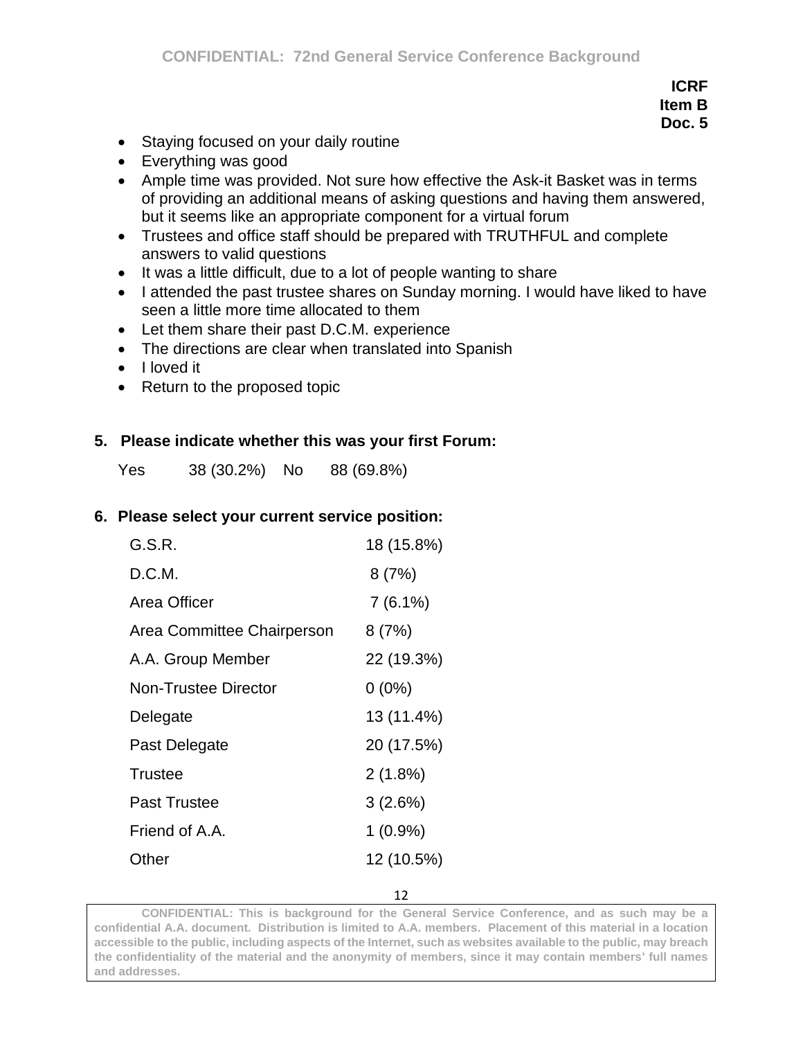**ICRF**
**Item B**
**Doc. 5**

- Staying focused on your daily routine
- Everything was good
- Ample time was provided. Not sure how effective the Ask-it Basket was in terms of providing an additional means of asking questions and having them answered, but it seems like an appropriate component for a virtual forum
- Trustees and office staff should be prepared with TRUTHFUL and complete answers to valid questions
- It was a little difficult, due to a lot of people wanting to share
- I attended the past trustee shares on Sunday morning. I would have liked to have seen a little more time allocated to them
- Let them share their past D.C.M. experience
- The directions are clear when translated into Spanish
- I loved it
- Return to the proposed topic

**5. Please indicate whether this was your first Forum:**

Yes 38 (30.2%) No 88 (69.8%)

**6. Please select your current service position:**

| | |
|---|---|
| G.S.R. | 18 (15.8%) |
| D.C.M. | 8 (7%) |
| Area Officer | 7 (6.1%) |
| Area Committee Chairperson | 8 (7%) |
| A.A. Group Member | 22 (19.3%) |
| Non-Trustee Director | 0 (0%) |
| Delegate | 13 (11.4%) |
| Past Delegate | 20 (17.5%) |
| Trustee | 2 (1.8%) |
| Past Trustee | 3 (2.6%) |
| Friend of A.A. | 1 (0.9%) |
| Other | 12 (10.5%) |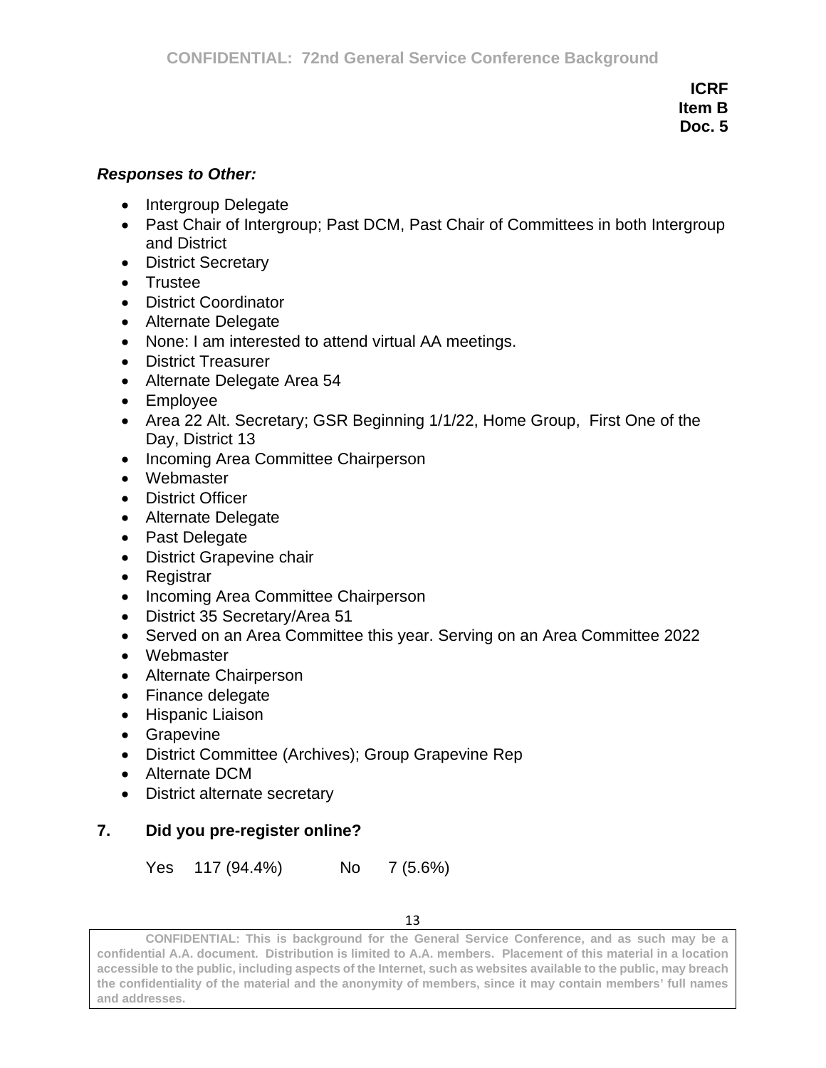**ICRF**
**Item B**
**Doc. 5**

***Responses to Other:***

- Intergroup Delegate
- Past Chair of Intergroup; Past DCM, Past Chair of Committees in both Intergroup and District
- District Secretary
- Trustee
- District Coordinator
- Alternate Delegate
- None: I am interested to attend virtual AA meetings.
- District Treasurer
- Alternate Delegate Area 54
- Employee
- Area 22 Alt. Secretary; GSR Beginning 1/1/22, Home Group, First One of the Day, District 13
- Incoming Area Committee Chairperson
- Webmaster
- District Officer
- Alternate Delegate
- Past Delegate
- District Grapevine chair
- Registrar
- Incoming Area Committee Chairperson
- District 35 Secretary/Area 51
- Served on an Area Committee this year. Serving on an Area Committee 2022
- Webmaster
- Alternate Chairperson
- Finance delegate
- Hispanic Liaison
- Grapevine
- District Committee (Archives); Group Grapevine Rep
- Alternate DCM
- District alternate secretary

**7. Did you pre-register online?**

Yes 117 (94.4%) No 7 (5.6%)

**CONFIDENTIAL: This is background for the General Service Conference, and as such may be a confidential A.A. document. Distribution is limited to A.A. members. Placement of this material in a location accessible to the public, including aspects of the Internet, such as websites available to the public, may breach the confidentiality of the material and the anonymity of members, since it may contain members' full names and addresses.**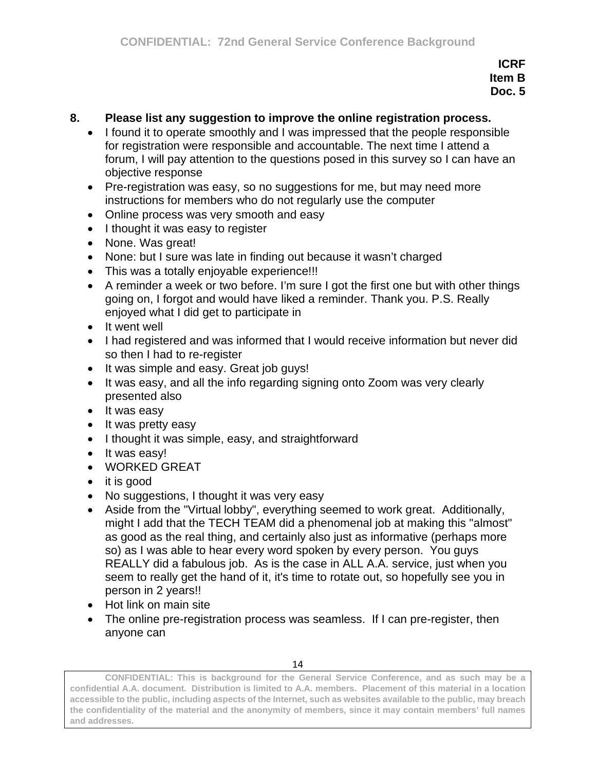**ICRF**
**Item B**
**Doc. 5**

**8. Please list any suggestion to improve the online registration process.**

- I found it to operate smoothly and I was impressed that the people responsible for registration were responsible and accountable. The next time I attend a forum, I will pay attention to the questions posed in this survey so I can have an objective response
- Pre-registration was easy, so no suggestions for me, but may need more instructions for members who do not regularly use the computer
- Online process was very smooth and easy
- I thought it was easy to register
- None. Was great!
- None: but I sure was late in finding out because it wasn't charged
- This was a totally enjoyable experience!!!
- A reminder a week or two before. I'm sure I got the first one but with other things going on, I forgot and would have liked a reminder. Thank you. P.S. Really enjoyed what I did get to participate in
- It went well
- I had registered and was informed that I would receive information but never did so then I had to re-register
- It was simple and easy. Great job guys!
- It was easy, and all the info regarding signing onto Zoom was very clearly presented also
- It was easy
- It was pretty easy
- I thought it was simple, easy, and straightforward
- It was easy!
- WORKED GREAT
- it is good
- No suggestions, I thought it was very easy
- Aside from the "Virtual lobby", everything seemed to work great. Additionally, might I add that the TECH TEAM did a phenomenal job at making this "almost" as good as the real thing, and certainly also just as informative (perhaps more so) as I was able to hear every word spoken by every person. You guys REALLY did a fabulous job. As is the case in ALL A.A. service, just when you seem to really get the hand of it, it's time to rotate out, so hopefully see you in person in 2 years!!
- Hot link on main site
- The online pre-registration process was seamless. If I can pre-register, then anyone can

**CONFIDENTIAL: This is background for the General Service Conference, and as such may be a confidential A.A. document. Distribution is limited to A.A. members. Placement of this material in a location accessible to the public, including aspects of the Internet, such as websites available to the public, may breach the confidentiality of the material and the anonymity of members, since it may contain members' full names and addresses.**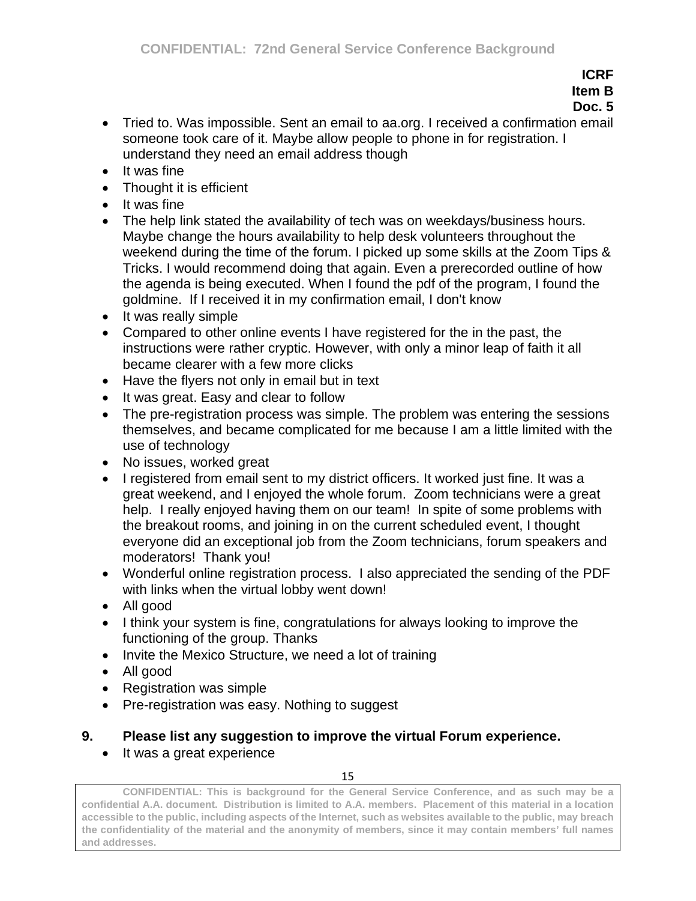- Tried to. Was impossible. Sent an email to aa.org. I received a confirmation email someone took care of it. Maybe allow people to phone in for registration. I understand they need an email address though
- It was fine
- Thought it is efficient
- It was fine
- The help link stated the availability of tech was on weekdays/business hours. Maybe change the hours availability to help desk volunteers throughout the weekend during the time of the forum. I picked up some skills at the Zoom Tips & Tricks. I would recommend doing that again. Even a prerecorded outline of how the agenda is being executed. When I found the pdf of the program, I found the goldmine. If I received it in my confirmation email, I don't know
- It was really simple
- Compared to other online events I have registered for the in the past, the instructions were rather cryptic. However, with only a minor leap of faith it all became clearer with a few more clicks
- Have the flyers not only in email but in text
- It was great. Easy and clear to follow
- The pre-registration process was simple. The problem was entering the sessions themselves, and became complicated for me because I am a little limited with the use of technology
- No issues, worked great
- I registered from email sent to my district officers. It worked just fine. It was a great weekend, and I enjoyed the whole forum. Zoom technicians were a great help. I really enjoyed having them on our team! In spite of some problems with the breakout rooms, and joining in on the current scheduled event, I thought everyone did an exceptional job from the Zoom technicians, forum speakers and moderators! Thank you!
- Wonderful online registration process. I also appreciated the sending of the PDF with links when the virtual lobby went down!
- All good
- I think your system is fine, congratulations for always looking to improve the functioning of the group. Thanks
- Invite the Mexico Structure, we need a lot of training
- All good
- Registration was simple
- Pre-registration was easy. Nothing to suggest

**9. Please list any suggestion to improve the virtual Forum experience.**

- It was a great experience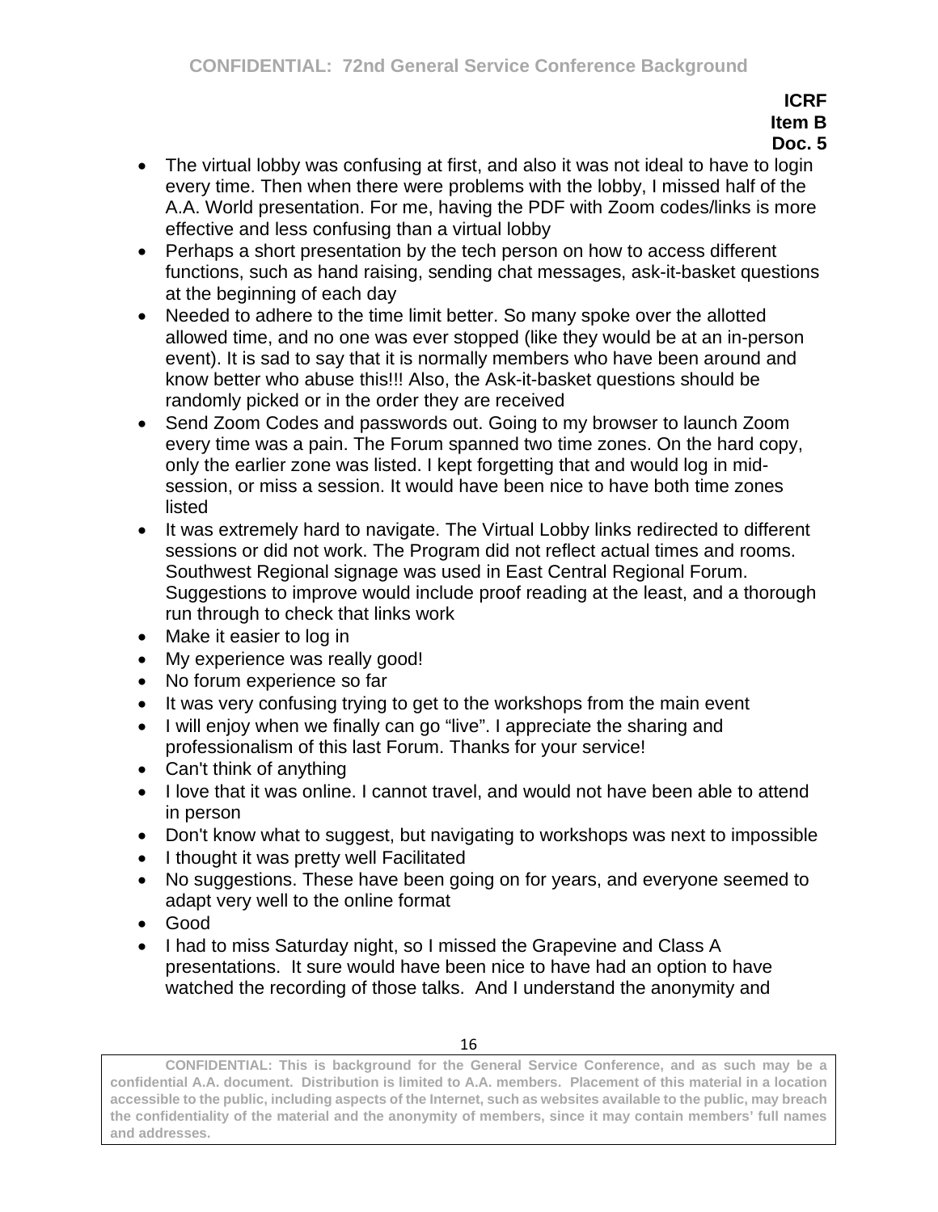**ICRF**
**Item B**
**Doc. 5**

- The virtual lobby was confusing at first, and also it was not ideal to have to login every time. Then when there were problems with the lobby, I missed half of the A.A. World presentation. For me, having the PDF with Zoom codes/links is more effective and less confusing than a virtual lobby
- Perhaps a short presentation by the tech person on how to access different functions, such as hand raising, sending chat messages, ask-it-basket questions at the beginning of each day
- Needed to adhere to the time limit better. So many spoke over the allotted allowed time, and no one was ever stopped (like they would be at an in-person event). It is sad to say that it is normally members who have been around and know better who abuse this!!! Also, the Ask-it-basket questions should be randomly picked or in the order they are received
- Send Zoom Codes and passwords out. Going to my browser to launch Zoom every time was a pain. The Forum spanned two time zones. On the hard copy, only the earlier zone was listed. I kept forgetting that and would log in mid-session, or miss a session. It would have been nice to have both time zones listed
- It was extremely hard to navigate. The Virtual Lobby links redirected to different sessions or did not work. The Program did not reflect actual times and rooms. Southwest Regional signage was used in East Central Regional Forum. Suggestions to improve would include proof reading at the least, and a thorough run through to check that links work
- Make it easier to log in
- My experience was really good!
- No forum experience so far
- It was very confusing trying to get to the workshops from the main event
- I will enjoy when we finally can go "live". I appreciate the sharing and professionalism of this last Forum. Thanks for your service!
- Can't think of anything
- I love that it was online. I cannot travel, and would not have been able to attend in person
- Don't know what to suggest, but navigating to workshops was next to impossible
- I thought it was pretty well Facilitated
- No suggestions. These have been going on for years, and everyone seemed to adapt very well to the online format
- Good
- I had to miss Saturday night, so I missed the Grapevine and Class A presentations. It sure would have been nice to have had an option to have watched the recording of those talks. And I understand the anonymity and

CONFIDENTIAL: This is background for the General Service Conference, and as such may be a confidential A.A. document. Distribution is limited to A.A. members. Placement of this material in a location accessible to the public, including aspects of the Internet, such as websites available to the public, may breach the confidentiality of the material and the anonymity of members, since it may contain members' full names and addresses.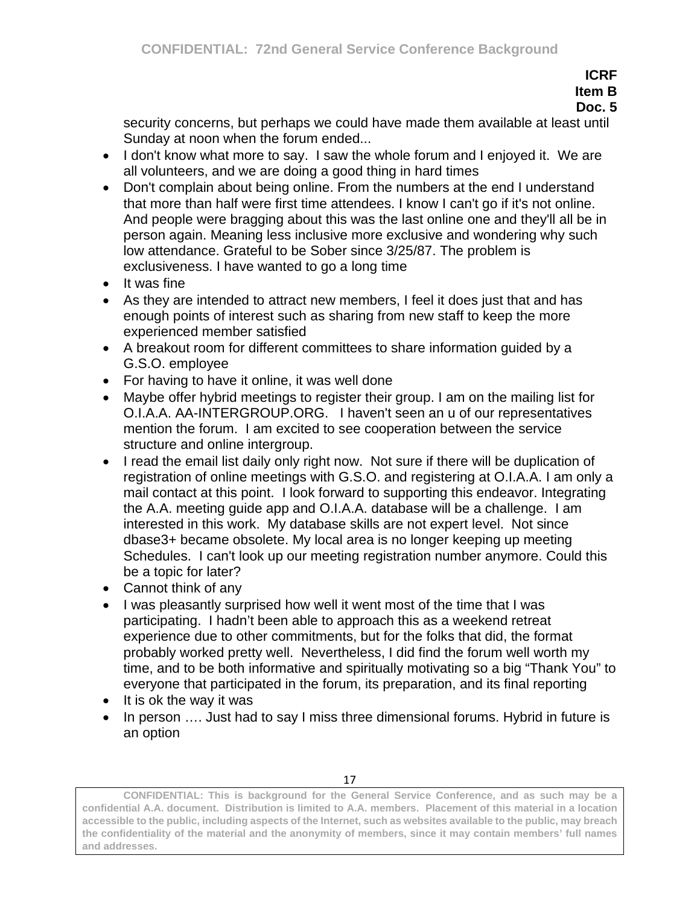security concerns, but perhaps we could have made them available at least until Sunday at noon when the forum ended...

- I don't know what more to say. I saw the whole forum and I enjoyed it. We are all volunteers, and we are doing a good thing in hard times
- Don't complain about being online. From the numbers at the end I understand that more than half were first time attendees. I know I can't go if it's not online. And people were bragging about this was the last online one and they'll all be in person again. Meaning less inclusive more exclusive and wondering why such low attendance. Grateful to be Sober since 3/25/87. The problem is exclusiveness. I have wanted to go a long time
- It was fine
- As they are intended to attract new members, I feel it does just that and has enough points of interest such as sharing from new staff to keep the more experienced member satisfied
- A breakout room for different committees to share information guided by a G.S.O. employee
- For having to have it online, it was well done
- Maybe offer hybrid meetings to register their group. I am on the mailing list for O.I.A.A. AA-INTERGROUP.ORG. I haven't seen an u of our representatives mention the forum. I am excited to see cooperation between the service structure and online intergroup.
- I read the email list daily only right now. Not sure if there will be duplication of registration of online meetings with G.S.O. and registering at O.I.A.A. I am only a mail contact at this point. I look forward to supporting this endeavor. Integrating the A.A. meeting guide app and O.I.A.A. database will be a challenge. I am interested in this work. My database skills are not expert level. Not since dbase3+ became obsolete. My local area is no longer keeping up meeting Schedules. I can't look up our meeting registration number anymore. Could this be a topic for later?
- Cannot think of any
- I was pleasantly surprised how well it went most of the time that I was participating. I hadn't been able to approach this as a weekend retreat experience due to other commitments, but for the folks that did, the format probably worked pretty well. Nevertheless, I did find the forum well worth my time, and to be both informative and spiritually motivating so a big "Thank You" to everyone that participated in the forum, its preparation, and its final reporting
- It is ok the way it was
- In person …. Just had to say I miss three dimensional forums. Hybrid in future is an option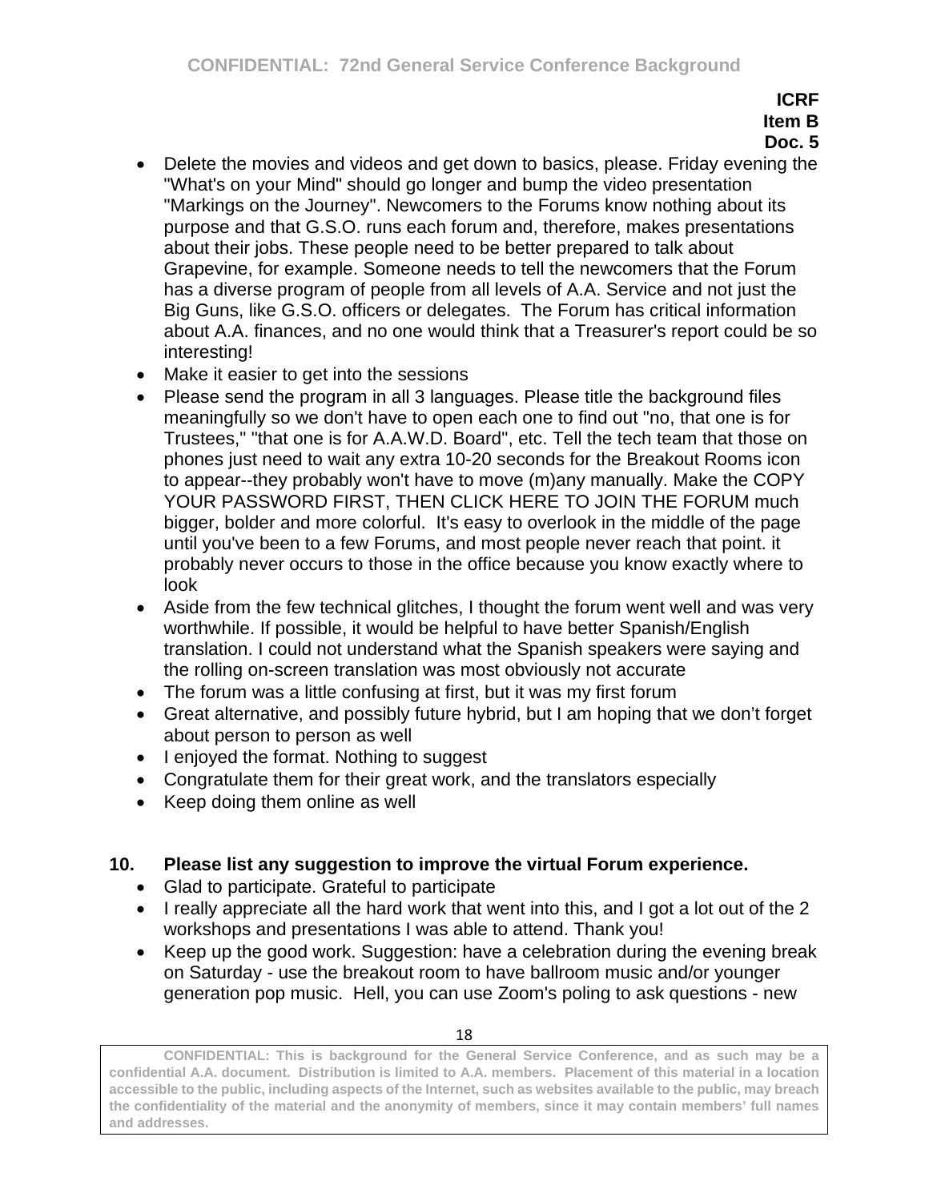**ICRF**
**Item B**
**Doc. 5**

- Delete the movies and videos and get down to basics, please. Friday evening the "What's on your Mind" should go longer and bump the video presentation "Markings on the Journey". Newcomers to the Forums know nothing about its purpose and that G.S.O. runs each forum and, therefore, makes presentations about their jobs. These people need to be better prepared to talk about Grapevine, for example. Someone needs to tell the newcomers that the Forum has a diverse program of people from all levels of A.A. Service and not just the Big Guns, like G.S.O. officers or delegates. The Forum has critical information about A.A. finances, and no one would think that a Treasurer's report could be so interesting!
- Make it easier to get into the sessions
- Please send the program in all 3 languages. Please title the background files meaningfully so we don't have to open each one to find out "no, that one is for Trustees," "that one is for A.A.W.D. Board", etc. Tell the tech team that those on phones just need to wait any extra 10-20 seconds for the Breakout Rooms icon to appear--they probably won't have to move (m)any manually. Make the COPY YOUR PASSWORD FIRST, THEN CLICK HERE TO JOIN THE FORUM much bigger, bolder and more colorful. It's easy to overlook in the middle of the page until you've been to a few Forums, and most people never reach that point. it probably never occurs to those in the office because you know exactly where to look
- Aside from the few technical glitches, I thought the forum went well and was very worthwhile. If possible, it would be helpful to have better Spanish/English translation. I could not understand what the Spanish speakers were saying and the rolling on-screen translation was most obviously not accurate
- The forum was a little confusing at first, but it was my first forum
- Great alternative, and possibly future hybrid, but I am hoping that we don't forget about person to person as well
- I enjoyed the format. Nothing to suggest
- Congratulate them for their great work, and the translators especially
- Keep doing them online as well

**10. Please list any suggestion to improve the virtual Forum experience.**

- Glad to participate. Grateful to participate
- I really appreciate all the hard work that went into this, and I got a lot out of the 2 workshops and presentations I was able to attend. Thank you!
- Keep up the good work. Suggestion: have a celebration during the evening break on Saturday - use the breakout room to have ballroom music and/or younger generation pop music. Hell, you can use Zoom's poling to ask questions - new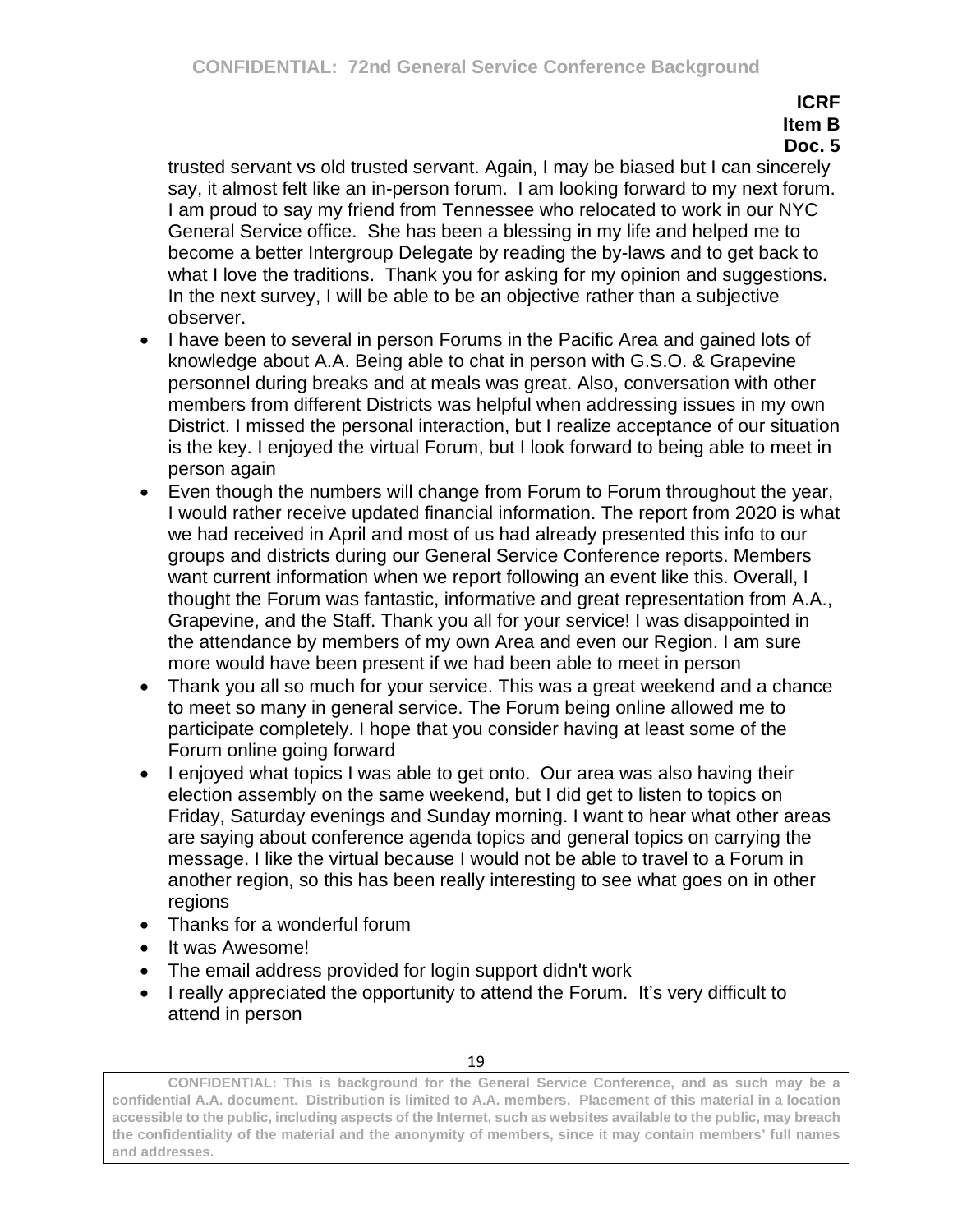trusted servant vs old trusted servant. Again, I may be biased but I can sincerely say, it almost felt like an in-person forum. I am looking forward to my next forum. I am proud to say my friend from Tennessee who relocated to work in our NYC General Service office. She has been a blessing in my life and helped me to become a better Intergroup Delegate by reading the by-laws and to get back to what I love the traditions. Thank you for asking for my opinion and suggestions. In the next survey, I will be able to be an objective rather than a subjective observer.

- I have been to several in person Forums in the Pacific Area and gained lots of knowledge about A.A. Being able to chat in person with G.S.O. & Grapevine personnel during breaks and at meals was great. Also, conversation with other members from different Districts was helpful when addressing issues in my own District. I missed the personal interaction, but I realize acceptance of our situation is the key. I enjoyed the virtual Forum, but I look forward to being able to meet in person again
- Even though the numbers will change from Forum to Forum throughout the year, I would rather receive updated financial information. The report from 2020 is what we had received in April and most of us had already presented this info to our groups and districts during our General Service Conference reports. Members want current information when we report following an event like this. Overall, I thought the Forum was fantastic, informative and great representation from A.A., Grapevine, and the Staff. Thank you all for your service! I was disappointed in the attendance by members of my own Area and even our Region. I am sure more would have been present if we had been able to meet in person
- Thank you all so much for your service. This was a great weekend and a chance to meet so many in general service. The Forum being online allowed me to participate completely. I hope that you consider having at least some of the Forum online going forward
- I enjoyed what topics I was able to get onto. Our area was also having their election assembly on the same weekend, but I did get to listen to topics on Friday, Saturday evenings and Sunday morning. I want to hear what other areas are saying about conference agenda topics and general topics on carrying the message. I like the virtual because I would not be able to travel to a Forum in another region, so this has been really interesting to see what goes on in other regions
- Thanks for a wonderful forum
- It was Awesome!
- The email address provided for login support didn't work
- I really appreciated the opportunity to attend the Forum. It's very difficult to attend in person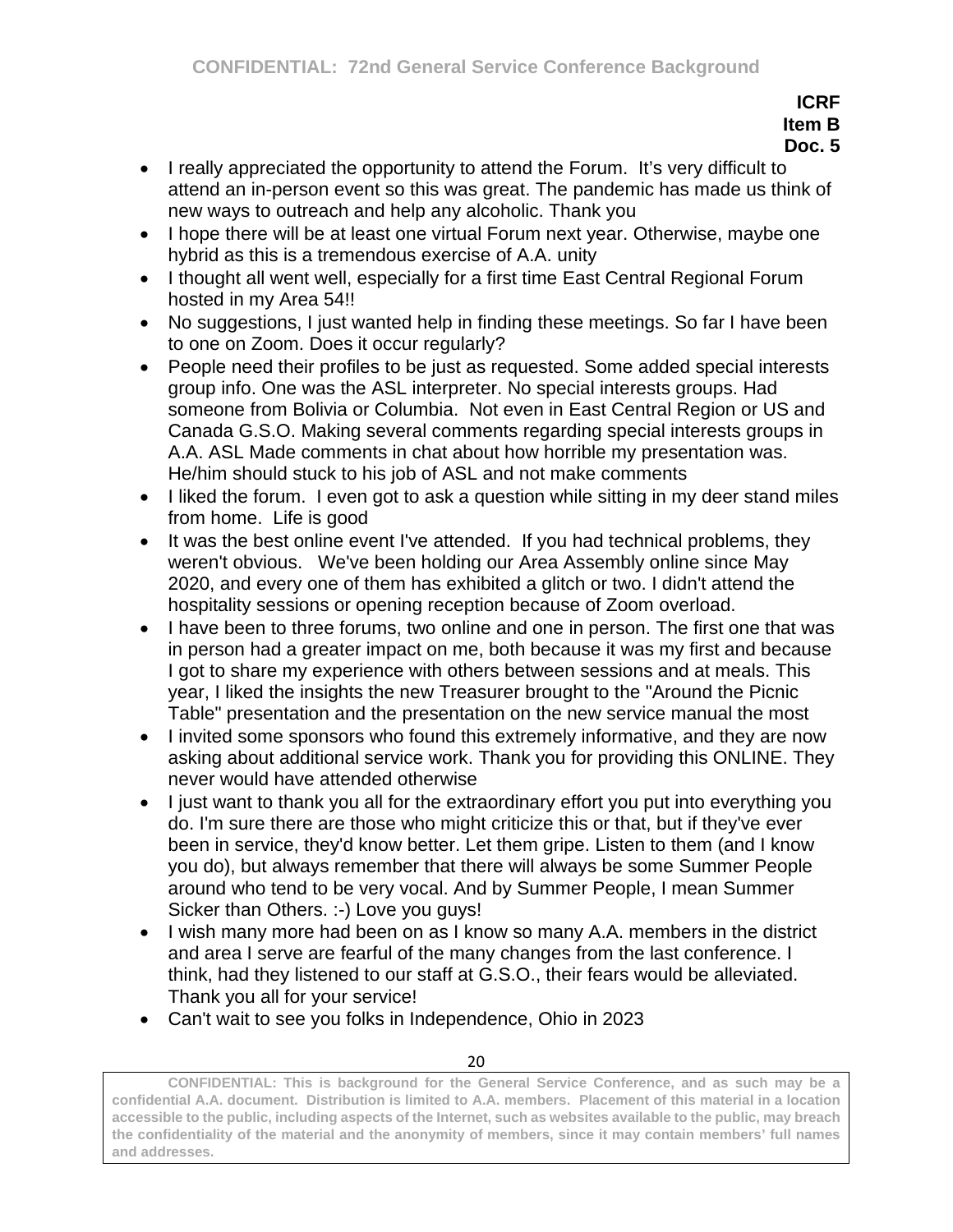**ICRF**
**Item B**
**Doc. 5**

- I really appreciated the opportunity to attend the Forum. It's very difficult to attend an in-person event so this was great. The pandemic has made us think of new ways to outreach and help any alcoholic. Thank you
- I hope there will be at least one virtual Forum next year. Otherwise, maybe one hybrid as this is a tremendous exercise of A.A. unity
- I thought all went well, especially for a first time East Central Regional Forum hosted in my Area 54!!
- No suggestions, I just wanted help in finding these meetings. So far I have been to one on Zoom. Does it occur regularly?
- People need their profiles to be just as requested. Some added special interests group info. One was the ASL interpreter. No special interests groups. Had someone from Bolivia or Columbia. Not even in East Central Region or US and Canada G.S.O. Making several comments regarding special interests groups in A.A. ASL Made comments in chat about how horrible my presentation was. He/him should stuck to his job of ASL and not make comments
- I liked the forum. I even got to ask a question while sitting in my deer stand miles from home. Life is good
- It was the best online event I've attended. If you had technical problems, they weren't obvious. We've been holding our Area Assembly online since May 2020, and every one of them has exhibited a glitch or two. I didn't attend the hospitality sessions or opening reception because of Zoom overload.
- I have been to three forums, two online and one in person. The first one that was in person had a greater impact on me, both because it was my first and because I got to share my experience with others between sessions and at meals. This year, I liked the insights the new Treasurer brought to the "Around the Picnic Table" presentation and the presentation on the new service manual the most
- I invited some sponsors who found this extremely informative, and they are now asking about additional service work. Thank you for providing this ONLINE. They never would have attended otherwise
- I just want to thank you all for the extraordinary effort you put into everything you do. I'm sure there are those who might criticize this or that, but if they've ever been in service, they'd know better. Let them gripe. Listen to them (and I know you do), but always remember that there will always be some Summer People around who tend to be very vocal. And by Summer People, I mean Summer Sicker than Others. :-) Love you guys!
- I wish many more had been on as I know so many A.A. members in the district and area I serve are fearful of the many changes from the last conference. I think, had they listened to our staff at G.S.O., their fears would be alleviated. Thank you all for your service!
- Can't wait to see you folks in Independence, Ohio in 2023

**CONFIDENTIAL: This is background for the General Service Conference, and as such may be a confidential A.A. document. Distribution is limited to A.A. members. Placement of this material in a location accessible to the public, including aspects of the Internet, such as websites available to the public, may breach the confidentiality of the material and the anonymity of members, since it may contain members' full names and addresses.**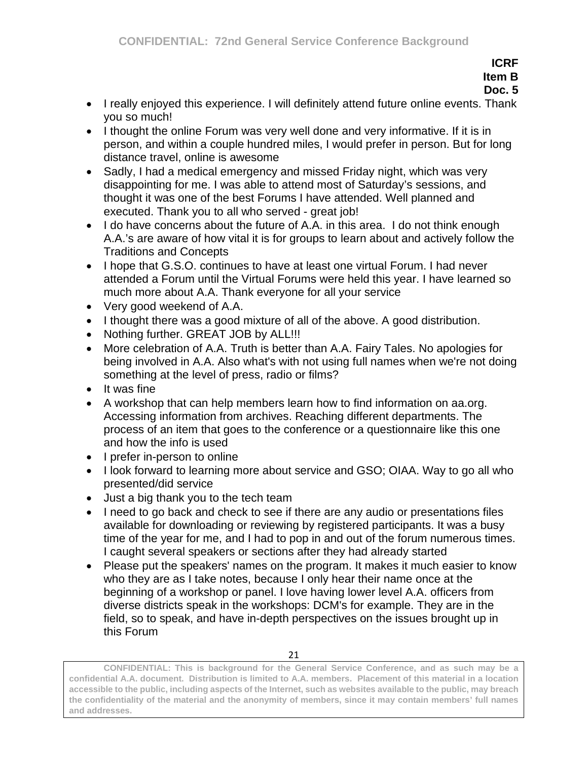**ICRF**
**Item B**
**Doc. 5**

- I really enjoyed this experience. I will definitely attend future online events. Thank you so much!
- I thought the online Forum was very well done and very informative. If it is in person, and within a couple hundred miles, I would prefer in person. But for long distance travel, online is awesome
- Sadly, I had a medical emergency and missed Friday night, which was very disappointing for me. I was able to attend most of Saturday's sessions, and thought it was one of the best Forums I have attended. Well planned and executed. Thank you to all who served - great job!
- I do have concerns about the future of A.A. in this area. I do not think enough A.A.'s are aware of how vital it is for groups to learn about and actively follow the Traditions and Concepts
- I hope that G.S.O. continues to have at least one virtual Forum. I had never attended a Forum until the Virtual Forums were held this year. I have learned so much more about A.A. Thank everyone for all your service
- Very good weekend of A.A.
- I thought there was a good mixture of all of the above. A good distribution.
- Nothing further. GREAT JOB by ALL!!!
- More celebration of A.A. Truth is better than A.A. Fairy Tales. No apologies for being involved in A.A. Also what's with not using full names when we're not doing something at the level of press, radio or films?
- It was fine
- A workshop that can help members learn how to find information on aa.org. Accessing information from archives. Reaching different departments. The process of an item that goes to the conference or a questionnaire like this one and how the info is used
- I prefer in-person to online
- I look forward to learning more about service and GSO; OIAA. Way to go all who presented/did service
- Just a big thank you to the tech team
- I need to go back and check to see if there are any audio or presentations files available for downloading or reviewing by registered participants. It was a busy time of the year for me, and I had to pop in and out of the forum numerous times. I caught several speakers or sections after they had already started
- Please put the speakers' names on the program. It makes it much easier to know who they are as I take notes, because I only hear their name once at the beginning of a workshop or panel. I love having lower level A.A. officers from diverse districts speak in the workshops: DCM's for example. They are in the field, so to speak, and have in-depth perspectives on the issues brought up in this Forum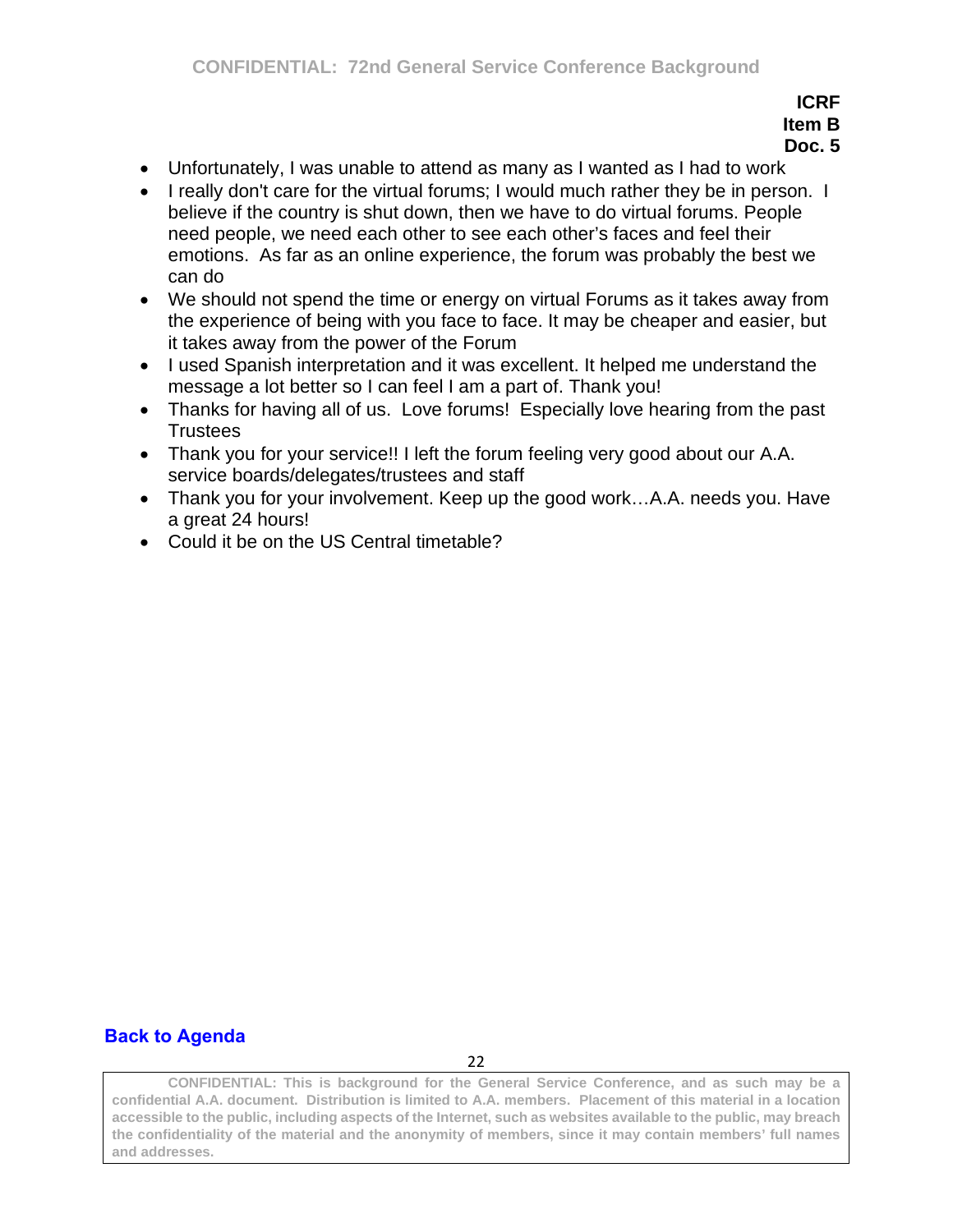**ICRF**
**Item B**
**Doc. 5**

- Unfortunately, I was unable to attend as many as I wanted as I had to work
- I really don't care for the virtual forums; I would much rather they be in person. I believe if the country is shut down, then we have to do virtual forums. People need people, we need each other to see each other's faces and feel their emotions. As far as an online experience, the forum was probably the best we can do
- We should not spend the time or energy on virtual Forums as it takes away from the experience of being with you face to face. It may be cheaper and easier, but it takes away from the power of the Forum
- I used Spanish interpretation and it was excellent. It helped me understand the message a lot better so I can feel I am a part of. Thank you!
- Thanks for having all of us. Love forums! Especially love hearing from the past Trustees
- Thank you for your service!! I left the forum feeling very good about our A.A. service boards/delegates/trustees and staff
- Thank you for your involvement. Keep up the good work…A.A. needs you. Have a great 24 hours!
- Could it be on the US Central timetable?

**Back to Agenda**

**CONFIDENTIAL: This is background for the General Service Conference, and as such may be a confidential A.A. document. Distribution is limited to A.A. members. Placement of this material in a location accessible to the public, including aspects of the Internet, such as websites available to the public, may breach the confidentiality of the material and the anonymity of members, since it may contain members' full names and addresses.**